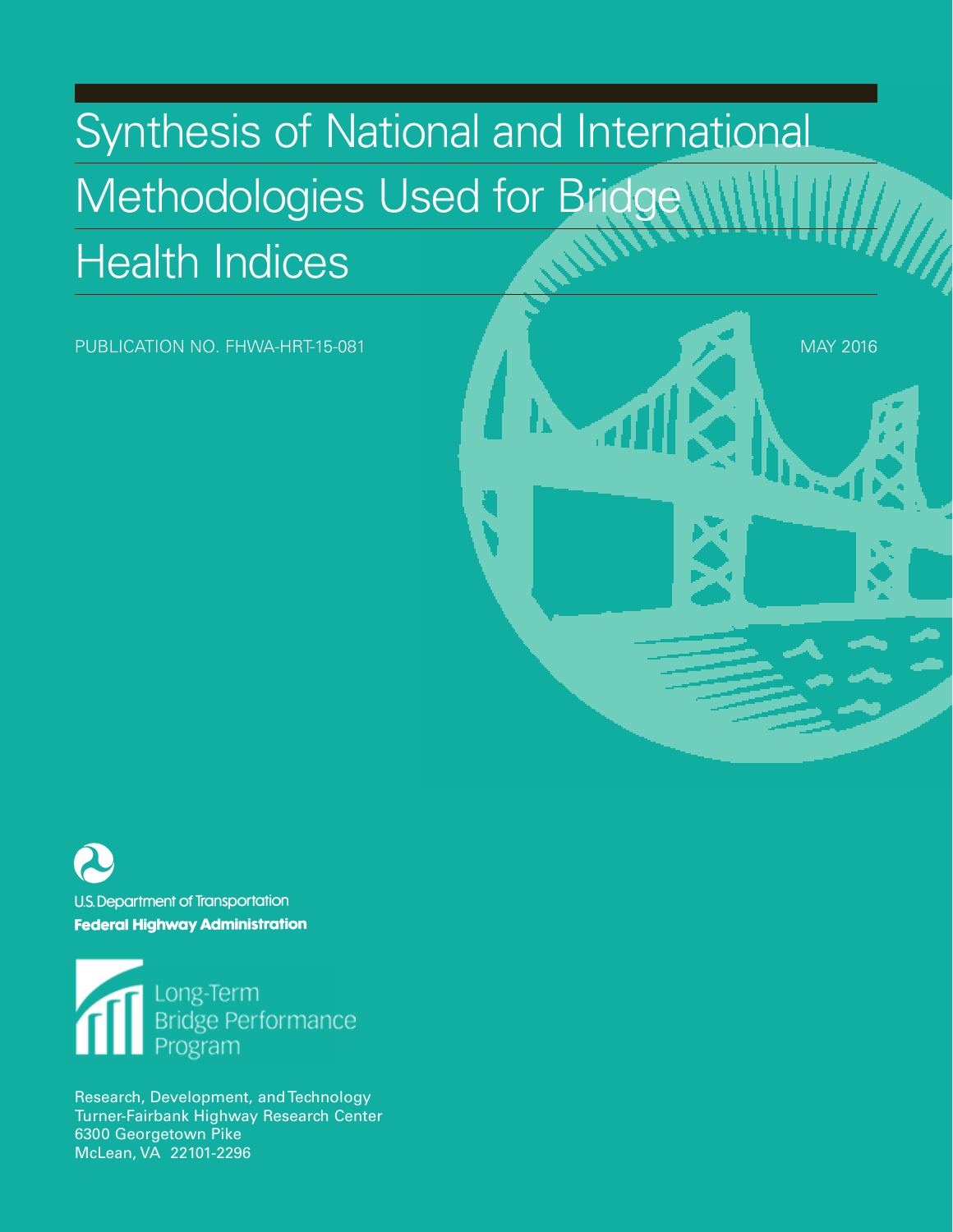# Synthesis of National and International Methodologies Used for Bridge Health Indices

PUBLICATION NO. FHWA-HRT-15-081

MAY 2016

U.S. Department of Transportation
**Federal Highway Administration**

Long-Term
Bridge Performance
Program

Research, Development, and Technology
Turner-Fairbank Highway Research Center
6300 Georgetown Pike
McLean, VA 22101-2296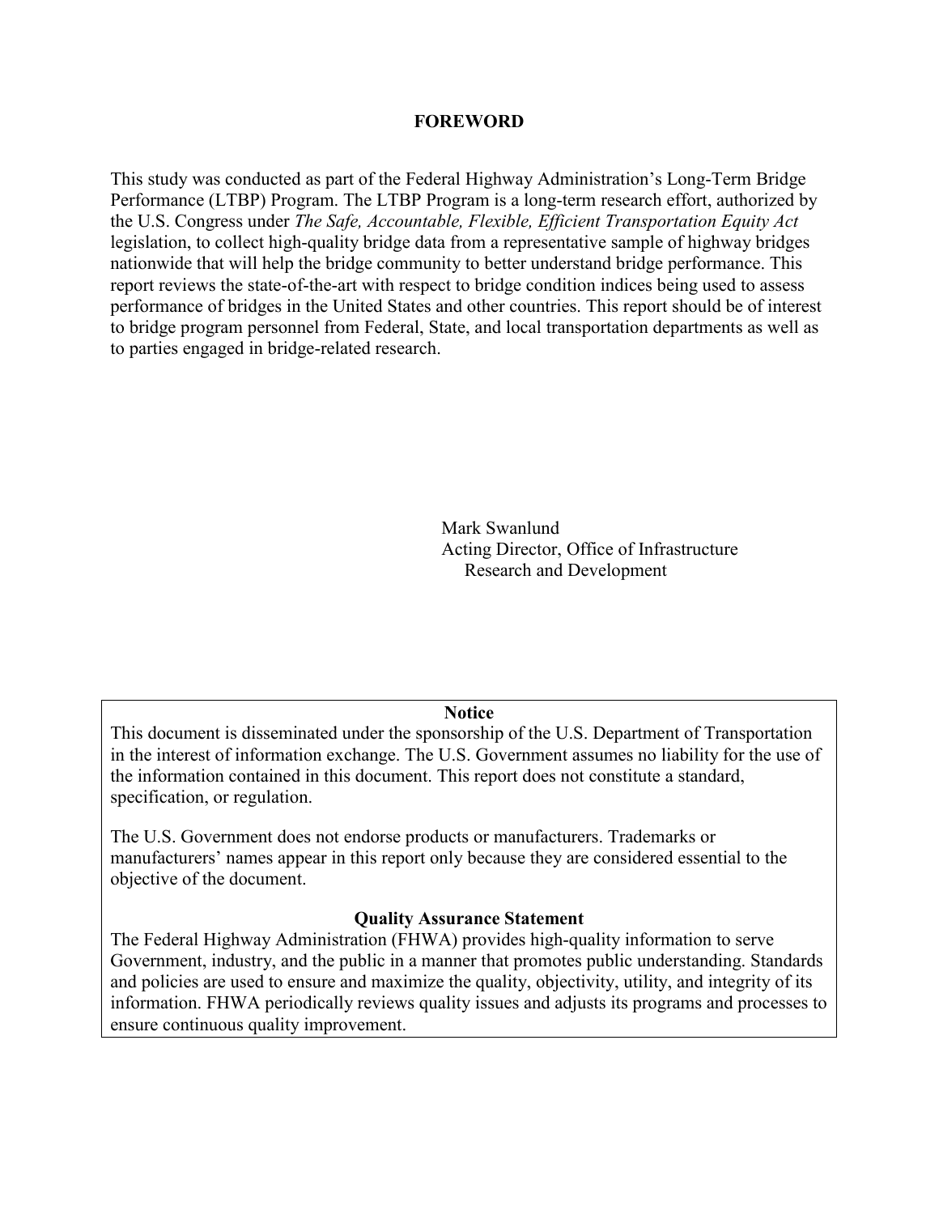# FOREWORD

This study was conducted as part of the Federal Highway Administration's Long-Term Bridge Performance (LTBP) Program. The LTBP Program is a long-term research effort, authorized by the U.S. Congress under *The Safe, Accountable, Flexible, Efficient Transportation Equity Act* legislation, to collect high-quality bridge data from a representative sample of highway bridges nationwide that will help the bridge community to better understand bridge performance. This report reviews the state-of-the-art with respect to bridge condition indices being used to assess performance of bridges in the United States and other countries. This report should be of interest to bridge program personnel from Federal, State, and local transportation departments as well as to parties engaged in bridge-related research.

Mark Swanlund
Acting Director, Office of Infrastructure
Research and Development

**Notice**

This document is disseminated under the sponsorship of the U.S. Department of Transportation in the interest of information exchange. The U.S. Government assumes no liability for the use of the information contained in this document. This report does not constitute a standard, specification, or regulation.

The U.S. Government does not endorse products or manufacturers. Trademarks or manufacturers' names appear in this report only because they are considered essential to the objective of the document.

**Quality Assurance Statement**

The Federal Highway Administration (FHWA) provides high-quality information to serve Government, industry, and the public in a manner that promotes public understanding. Standards and policies are used to ensure and maximize the quality, objectivity, utility, and integrity of its information. FHWA periodically reviews quality issues and adjusts its programs and processes to ensure continuous quality improvement.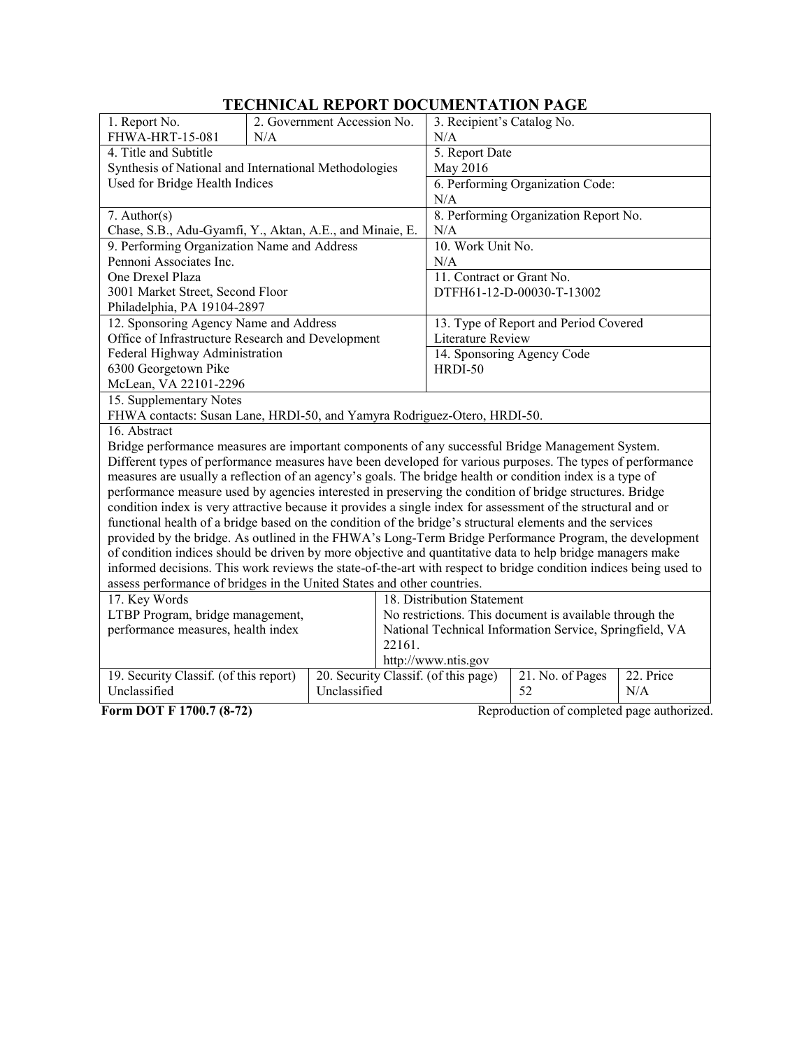# TECHNICAL REPORT DOCUMENTATION PAGE

| 1. Report No. | 2. Government Accession No. | 3. Recipient's Catalog No. |
|---|---|---|
| FHWA-HRT-15-081 | N/A | N/A |

| 4. Title and Subtitle | 5. Report Date |
|---|---|
| Synthesis of National and International Methodologies Used for Bridge Health Indices | May 2016 |
| | 6. Performing Organization Code: N/A |

| 7. Author(s) | 8. Performing Organization Report No. |
|---|---|
| Chase, S.B., Adu-Gyamfi, Y., Aktan, A.E., and Minaie, E. | N/A |

| 9. Performing Organization Name and Address | 10. Work Unit No. |
|---|---|
| Pennoni Associates Inc.<br>One Drexel Plaza<br>3001 Market Street, Second Floor<br>Philadelphia, PA 19104-2897 | N/A |
| | 11. Contract or Grant No.<br>DTFH61-12-D-00030-T-13002 |

| 12. Sponsoring Agency Name and Address | 13. Type of Report and Period Covered |
|---|---|
| Office of Infrastructure Research and Development<br>Federal Highway Administration<br>6300 Georgetown Pike<br>McLean, VA 22101-2296 | Literature Review |
| | 14. Sponsoring Agency Code<br>HRDI-50 |

15. Supplementary Notes

FHWA contacts: Susan Lane, HRDI-50, and Yamyra Rodriguez-Otero, HRDI-50.

16. Abstract

Bridge performance measures are important components of any successful Bridge Management System. Different types of performance measures have been developed for various purposes. The types of performance measures are usually a reflection of an agency's goals. The bridge health or condition index is a type of performance measure used by agencies interested in preserving the condition of bridge structures. Bridge condition index is very attractive because it provides a single index for assessment of the structural and or functional health of a bridge based on the condition of the bridge's structural elements and the services provided by the bridge. As outlined in the FHWA's Long-Term Bridge Performance Program, the development of condition indices should be driven by more objective and quantitative data to help bridge managers make informed decisions. This work reviews the state-of-the-art with respect to bridge condition indices being used to assess performance of bridges in the United States and other countries.

| 17. Key Words | 18. Distribution Statement |
|---|---|
| LTBP Program, bridge management, performance measures, health index | No restrictions. This document is available through the National Technical Information Service, Springfield, VA 22161.<br>http://www.ntis.gov |

| 19. Security Classif. (of this report) | 20. Security Classif. (of this page) | 21. No. of Pages | 22. Price |
|---|---|---|---|
| Unclassified | Unclassified | 52 | N/A |

**Form DOT F 1700.7 (8-72)** Reproduction of completed page authorized.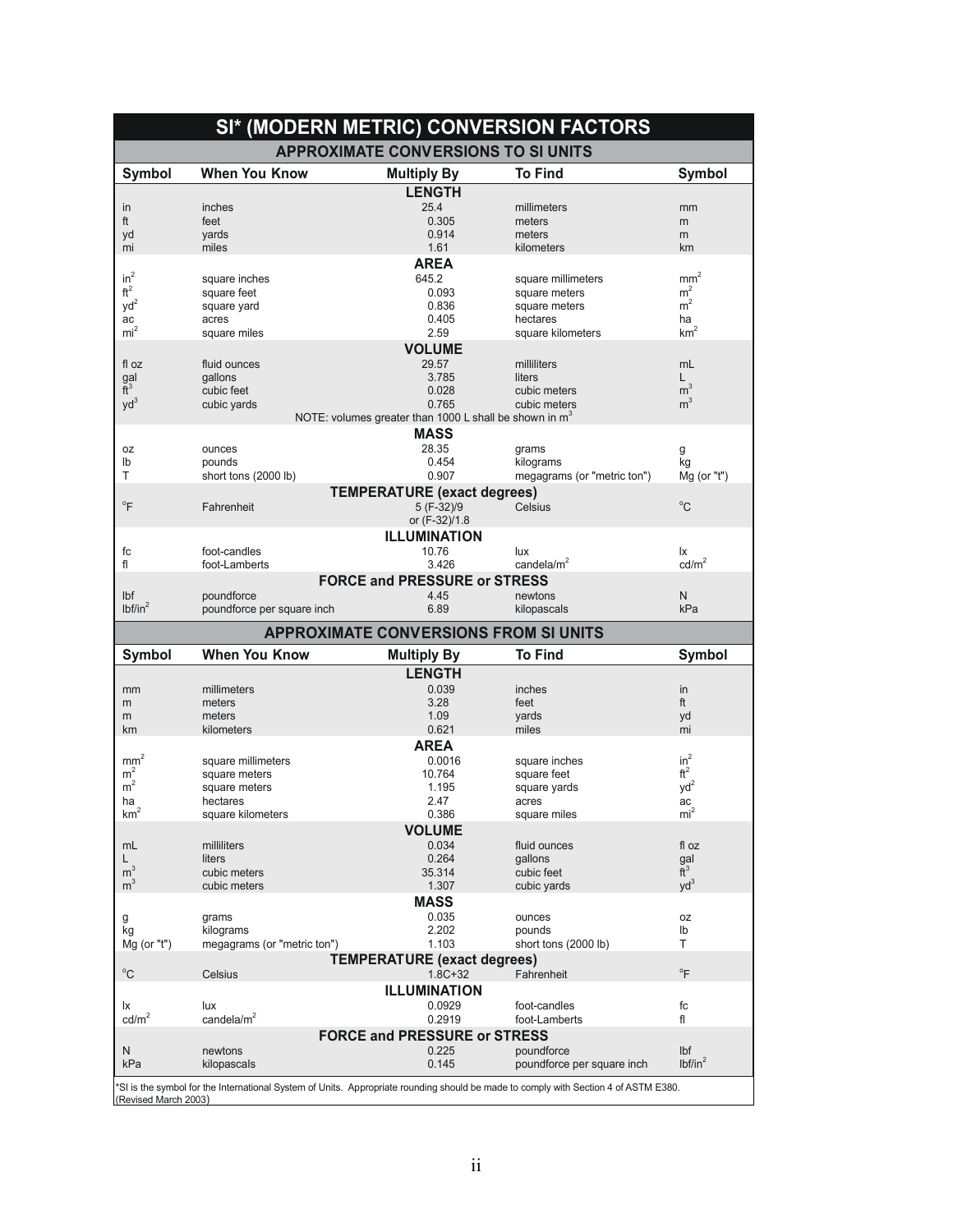# SI* (MODERN METRIC) CONVERSION FACTORS

## APPROXIMATE CONVERSIONS TO SI UNITS

| Symbol | When You Know | Multiply By | To Find | Symbol |
|---|---|---|---|---|
| | | **LENGTH** | | |
| in | inches | 25.4 | millimeters | mm |
| ft | feet | 0.305 | meters | m |
| yd | yards | 0.914 | meters | m |
| mi | miles | 1.61 | kilometers | km |
| | | **AREA** | | |
| $in^2$ | square inches | 645.2 | square millimeters | $mm^2$ |
| $ft^2$ | square feet | 0.093 | square meters | $m^2$ |
| $yd^2$ | square yard | 0.836 | square meters | $m^2$ |
| ac | acres | 0.405 | hectares | ha |
| $mi^2$ | square miles | 2.59 | square kilometers | $km^2$ |
| | | **VOLUME** | | |
| fl oz | fluid ounces | 29.57 | milliliters | mL |
| gal | gallons | 3.785 | liters | L |
| $ft^3$ | cubic feet | 0.028 | cubic meters | $m^3$ |
| $yd^3$ | cubic yards | 0.765 | cubic meters | $m^3$ |
| | | NOTE: volumes greater than 1000 L shall be shown in $m^3$ | | |
| | | **MASS** | | |
| oz | ounces | 28.35 | grams | g |
| lb | pounds | 0.454 | kilograms | kg |
| T | short tons (2000 lb) | 0.907 | megagrams (or "metric ton") | Mg (or "t") |
| | | **TEMPERATURE (exact degrees)** | | |
| °F | Fahrenheit | 5 (F-32)/9 or (F-32)/1.8 | Celsius | °C |
| | | **ILLUMINATION** | | |
| fc | foot-candles | 10.76 | lux | lx |
| fl | foot-Lamberts | 3.426 | candela/$m^2$ | cd/$m^2$ |
| | | **FORCE and PRESSURE or STRESS** | | |
| lbf | poundforce | 4.45 | newtons | N |
| lbf/$in^2$ | poundforce per square inch | 6.89 | kilopascals | kPa |

## APPROXIMATE CONVERSIONS FROM SI UNITS

| Symbol | When You Know | Multiply By | To Find | Symbol |
|---|---|---|---|---|
| | | **LENGTH** | | |
| mm | millimeters | 0.039 | inches | in |
| m | meters | 3.28 | feet | ft |
| m | meters | 1.09 | yards | yd |
| km | kilometers | 0.621 | miles | mi |
| | | **AREA** | | |
| $mm^2$ | square millimeters | 0.0016 | square inches | $in^2$ |
| $m^2$ | square meters | 10.764 | square feet | $ft^2$ |
| $m^2$ | square meters | 1.195 | square yards | $yd^2$ |
| ha | hectares | 2.47 | acres | ac |
| $km^2$ | square kilometers | 0.386 | square miles | $mi^2$ |
| | | **VOLUME** | | |
| mL | milliliters | 0.034 | fluid ounces | fl oz |
| L | liters | 0.264 | gallons | gal |
| $m^3$ | cubic meters | 35.314 | cubic feet | $ft^3$ |
| $m^3$ | cubic meters | 1.307 | cubic yards | $yd^3$ |
| | | **MASS** | | |
| g | grams | 0.035 | ounces | oz |
| kg | kilograms | 2.202 | pounds | lb |
| Mg (or "t") | megagrams (or "metric ton") | 1.103 | short tons (2000 lb) | T |
| | | **TEMPERATURE (exact degrees)** | | |
| °C | Celsius | 1.8C+32 | Fahrenheit | °F |
| | | **ILLUMINATION** | | |
| lx | lux | 0.0929 | foot-candles | fc |
| cd/$m^2$ | candela/$m^2$ | 0.2919 | foot-Lamberts | fl |
| | | **FORCE and PRESSURE or STRESS** | | |
| N | newtons | 0.225 | poundforce | lbf |
| kPa | kilopascals | 0.145 | poundforce per square inch | lbf/$in^2$ |

*SI is the symbol for the International System of Units. Appropriate rounding should be made to comply with Section 4 of ASTM E380. (Revised March 2003)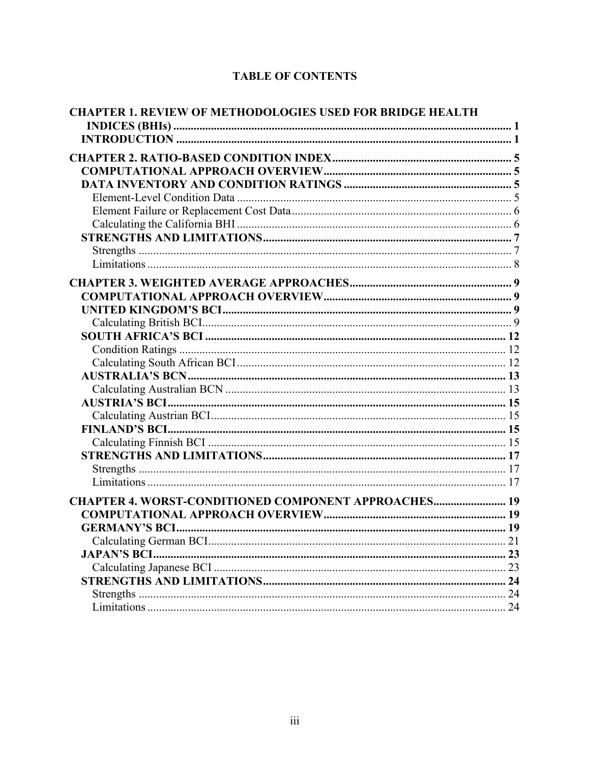# TABLE OF CONTENTS

**CHAPTER 1. REVIEW OF METHODOLOGIES USED FOR BRIDGE HEALTH INDICES (BHIs)** ..... 1
- **INTRODUCTION** ..... 1

**CHAPTER 2. RATIO-BASED CONDITION INDEX** ..... 5
- **COMPUTATIONAL APPROACH OVERVIEW** ..... 5
- **DATA INVENTORY AND CONDITION RATINGS** ..... 5
  - Element-Level Condition Data ..... 5
  - Element Failure or Replacement Cost Data ..... 6
  - Calculating the California BHI ..... 6
- **STRENGTHS AND LIMITATIONS** ..... 7
  - Strengths ..... 7
  - Limitations ..... 8

**CHAPTER 3. WEIGHTED AVERAGE APPROACHES** ..... 9
- **COMPUTATIONAL APPROACH OVERVIEW** ..... 9
- **UNITED KINGDOM'S BCI** ..... 9
  - Calculating British BCI ..... 9
- **SOUTH AFRICA'S BCI** ..... 12
  - Condition Ratings ..... 12
  - Calculating South African BCI ..... 12
- **AUSTRALIA'S BCN** ..... 13
  - Calculating Australian BCN ..... 13
- **AUSTRIA'S BCI** ..... 15
  - Calculating Austrian BCI ..... 15
- **FINLAND'S BCI** ..... 15
  - Calculating Finnish BCI ..... 15
- **STRENGTHS AND LIMITATIONS** ..... 17
  - Strengths ..... 17
  - Limitations ..... 17

**CHAPTER 4. WORST-CONDITIONED COMPONENT APPROACHES** ..... 19
- **COMPUTATIONAL APPROACH OVERVIEW** ..... 19
- **GERMANY'S BCI** ..... 19
  - Calculating German BCI ..... 21
- **JAPAN'S BCI** ..... 23
  - Calculating Japanese BCI ..... 23
- **STRENGTHS AND LIMITATIONS** ..... 24
  - Strengths ..... 24
  - Limitations ..... 24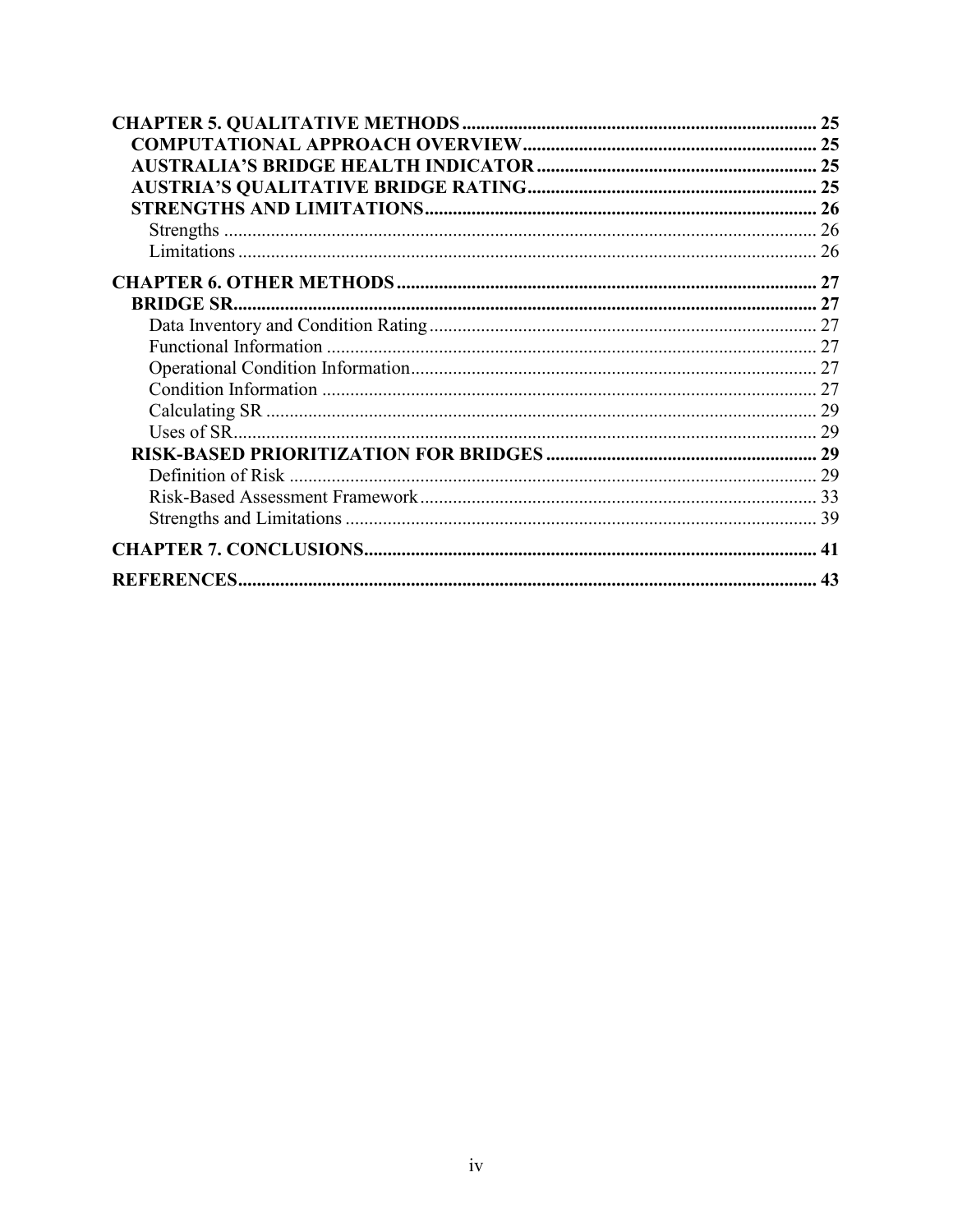**CHAPTER 5. QUALITATIVE METHODS** ..... 25

- **COMPUTATIONAL APPROACH OVERVIEW** ..... 25
- **AUSTRALIA'S BRIDGE HEALTH INDICATOR** ..... 25
- **AUSTRIA'S QUALITATIVE BRIDGE RATING** ..... 25
- **STRENGTHS AND LIMITATIONS** ..... 26
  - Strengths ..... 26
  - Limitations ..... 26

**CHAPTER 6. OTHER METHODS** ..... 27

- **BRIDGE SR** ..... 27
  - Data Inventory and Condition Rating ..... 27
  - Functional Information ..... 27
  - Operational Condition Information ..... 27
  - Condition Information ..... 27
  - Calculating SR ..... 29
  - Uses of SR ..... 29
- **RISK-BASED PRIORITIZATION FOR BRIDGES** ..... 29
  - Definition of Risk ..... 29
  - Risk-Based Assessment Framework ..... 33
  - Strengths and Limitations ..... 39

**CHAPTER 7. CONCLUSIONS** ..... 41

**REFERENCES** ..... 43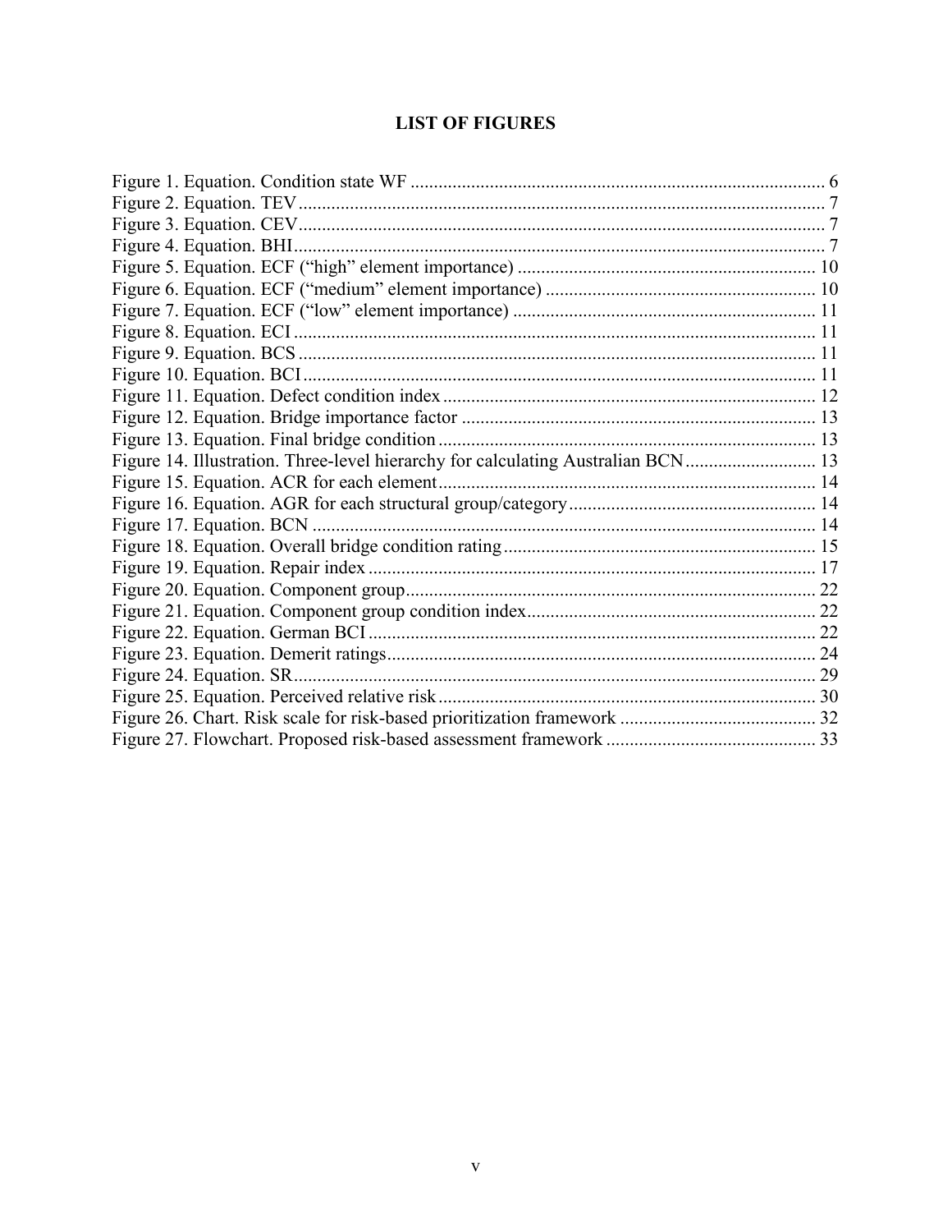# LIST OF FIGURES

Figure 1. Equation. Condition state WF ........................................................................................ 6
Figure 2. Equation. TEV ................................................................................................................ 7
Figure 3. Equation. CEV ................................................................................................................ 7
Figure 4. Equation. BHI .................................................................................................................. 7
Figure 5. Equation. ECF ("high" element importance) ................................................................ 10
Figure 6. Equation. ECF ("medium" element importance) .......................................................... 10
Figure 7. Equation. ECF ("low" element importance) ................................................................. 11
Figure 8. Equation. ECI ............................................................................................................... 11
Figure 9. Equation. BCS .............................................................................................................. 11
Figure 10. Equation. BCI ............................................................................................................. 11
Figure 11. Equation. Defect condition index ................................................................................ 12
Figure 12. Equation. Bridge importance factor ............................................................................ 13
Figure 13. Equation. Final bridge condition ................................................................................. 13
Figure 14. Illustration. Three-level hierarchy for calculating Australian BCN ............................ 13
Figure 15. Equation. ACR for each element ................................................................................. 14
Figure 16. Equation. AGR for each structural group/category ..................................................... 14
Figure 17. Equation. BCN ............................................................................................................ 14
Figure 18. Equation. Overall bridge condition rating ................................................................... 15
Figure 19. Equation. Repair index ................................................................................................ 17
Figure 20. Equation. Component group ........................................................................................ 22
Figure 21. Equation. Component group condition index .............................................................. 22
Figure 22. Equation. German BCI ................................................................................................ 22
Figure 23. Equation. Demerit ratings ............................................................................................ 24
Figure 24. Equation. SR ................................................................................................................ 29
Figure 25. Equation. Perceived relative risk ................................................................................. 30
Figure 26. Chart. Risk scale for risk-based prioritization framework .......................................... 32
Figure 27. Flowchart. Proposed risk-based assessment framework ............................................. 33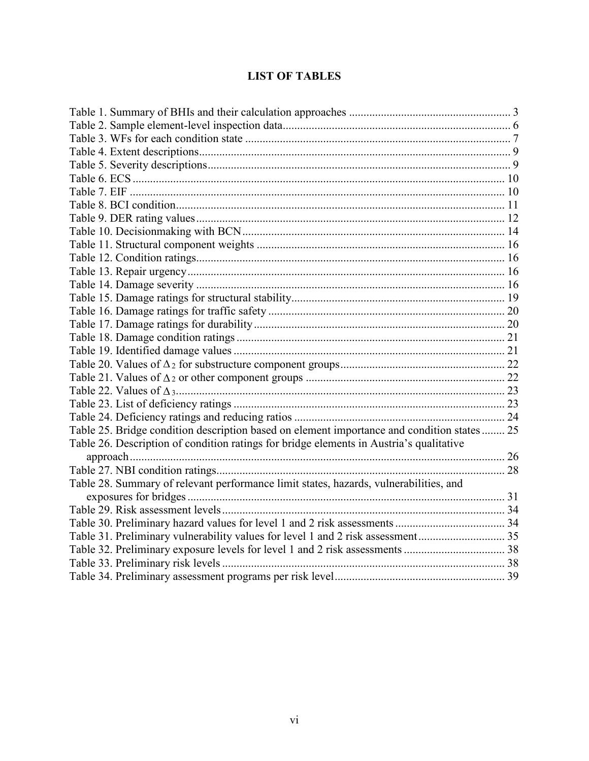# LIST OF TABLES

Table 1. Summary of BHIs and their calculation approaches ....................................................... 3
Table 2. Sample element-level inspection data.............................................................................. 6
Table 3. WFs for each condition state ........................................................................................... 7
Table 4. Extent descriptions........................................................................................................... 9
Table 5. Severity descriptions........................................................................................................ 9
Table 6. ECS ................................................................................................................................ 10
Table 7. EIF ................................................................................................................................. 10
Table 8. BCI condition................................................................................................................. 11
Table 9. DER rating values.......................................................................................................... 12
Table 10. Decisionmaking with BCN........................................................................................... 14
Table 11. Structural component weights ..................................................................................... 16
Table 12. Condition ratings.......................................................................................................... 16
Table 13. Repair urgency............................................................................................................. 16
Table 14. Damage severity .......................................................................................................... 16
Table 15. Damage ratings for structural stability......................................................................... 19
Table 16. Damage ratings for traffic safety ................................................................................. 20
Table 17. Damage ratings for durability...................................................................................... 20
Table 18. Damage condition ratings ............................................................................................ 21
Table 19. Identified damage values ............................................................................................. 21
Table 20. Values of $\Delta_2$ for substructure component groups......................................................... 22
Table 21. Values of $\Delta_2$ or other component groups .................................................................... 22
Table 22. Values of $\Delta_3$.................................................................................................................. 23
Table 23. List of deficiency ratings ............................................................................................. 23
Table 24. Deficiency ratings and reducing ratios ........................................................................ 24
Table 25. Bridge condition description based on element importance and condition states ........ 25
Table 26. Description of condition ratings for bridge elements in Austria's qualitative approach................................................................................................................................. 26
Table 27. NBI condition ratings................................................................................................... 28
Table 28. Summary of relevant performance limit states, hazards, vulnerabilities, and exposures for bridges ............................................................................................................. 31
Table 29. Risk assessment levels................................................................................................. 34
Table 30. Preliminary hazard values for level 1 and 2 risk assessments ...................................... 34
Table 31. Preliminary vulnerability values for level 1 and 2 risk assessment.............................. 35
Table 32. Preliminary exposure levels for level 1 and 2 risk assessments ................................... 38
Table 33. Preliminary risk levels ................................................................................................. 38
Table 34. Preliminary assessment programs per risk level........................................................... 39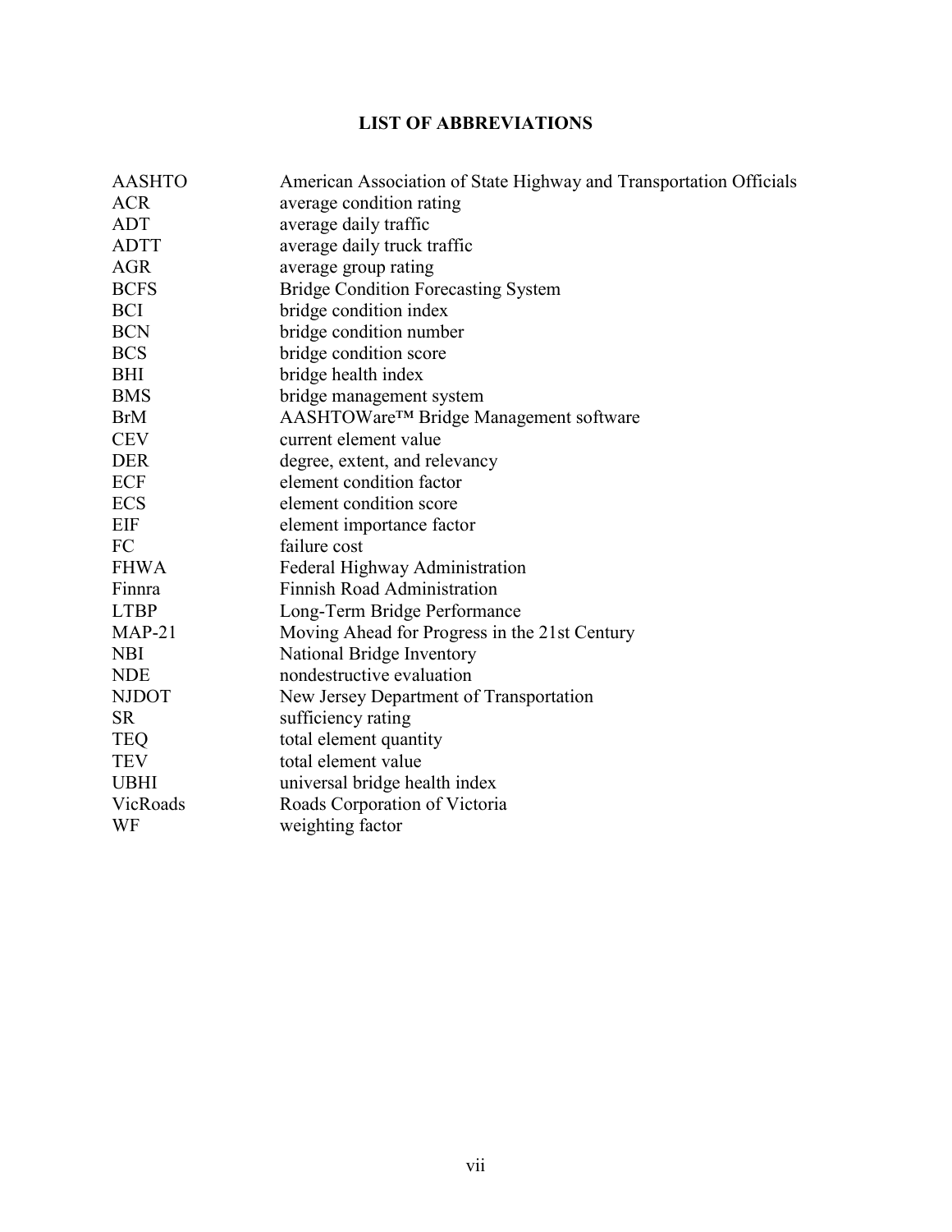# LIST OF ABBREVIATIONS

| | |
|---|---|
| AASHTO | American Association of State Highway and Transportation Officials |
| ACR | average condition rating |
| ADT | average daily traffic |
| ADTT | average daily truck traffic |
| AGR | average group rating |
| BCFS | Bridge Condition Forecasting System |
| BCI | bridge condition index |
| BCN | bridge condition number |
| BCS | bridge condition score |
| BHI | bridge health index |
| BMS | bridge management system |
| BrM | AASHTOWare™ Bridge Management software |
| CEV | current element value |
| DER | degree, extent, and relevancy |
| ECF | element condition factor |
| ECS | element condition score |
| EIF | element importance factor |
| FC | failure cost |
| FHWA | Federal Highway Administration |
| Finnra | Finnish Road Administration |
| LTBP | Long-Term Bridge Performance |
| MAP-21 | Moving Ahead for Progress in the 21st Century |
| NBI | National Bridge Inventory |
| NDE | nondestructive evaluation |
| NJDOT | New Jersey Department of Transportation |
| SR | sufficiency rating |
| TEQ | total element quantity |
| TEV | total element value |
| UBHI | universal bridge health index |
| VicRoads | Roads Corporation of Victoria |
| WF | weighting factor |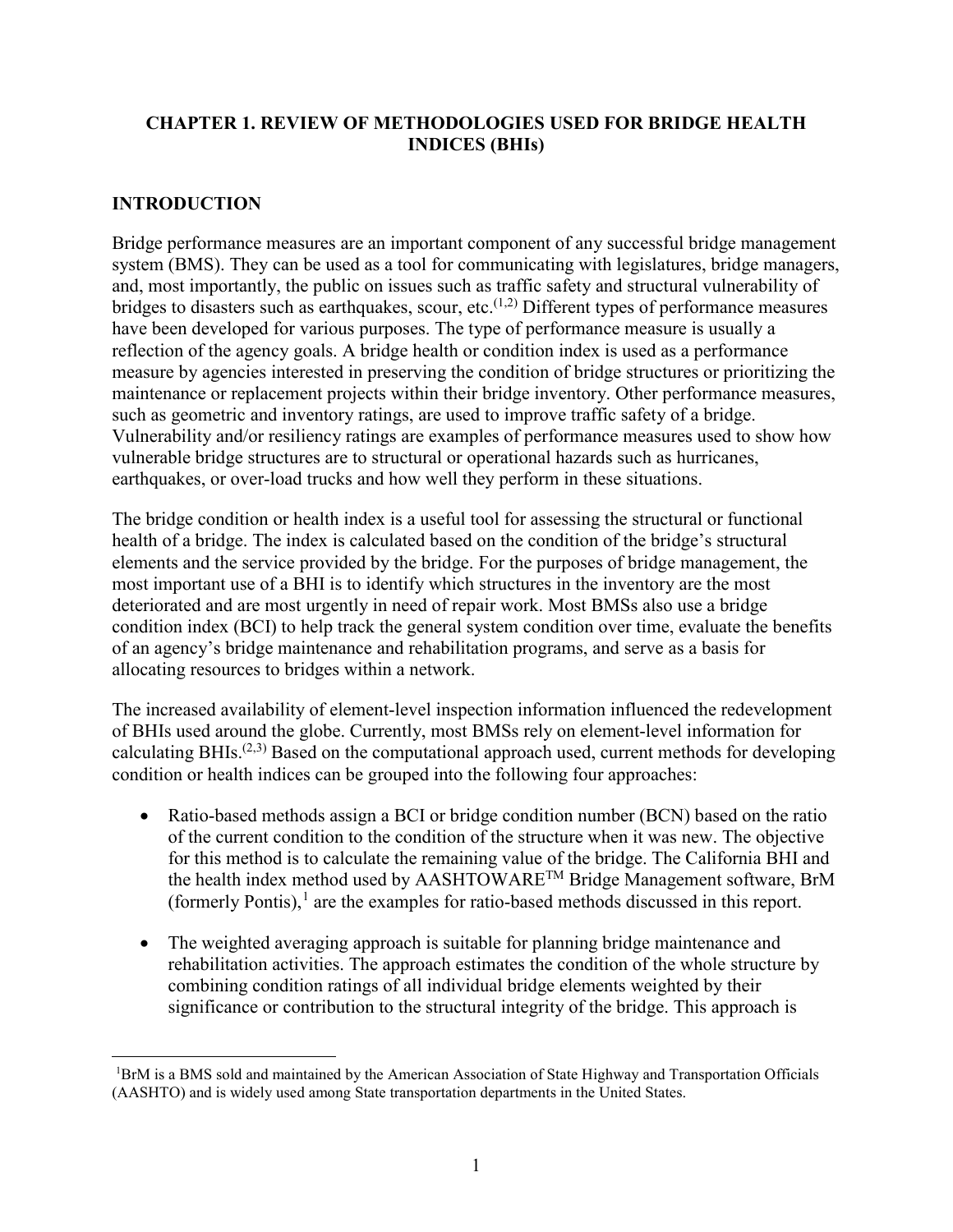# CHAPTER 1. REVIEW OF METHODOLOGIES USED FOR BRIDGE HEALTH INDICES (BHIs)

## INTRODUCTION

Bridge performance measures are an important component of any successful bridge management system (BMS). They can be used as a tool for communicating with legislatures, bridge managers, and, most importantly, the public on issues such as traffic safety and structural vulnerability of bridges to disasters such as earthquakes, scour, etc.[1,2] Different types of performance measures have been developed for various purposes. The type of performance measure is usually a reflection of the agency goals. A bridge health or condition index is used as a performance measure by agencies interested in preserving the condition of bridge structures or prioritizing the maintenance or replacement projects within their bridge inventory. Other performance measures, such as geometric and inventory ratings, are used to improve traffic safety of a bridge. Vulnerability and/or resiliency ratings are examples of performance measures used to show how vulnerable bridge structures are to structural or operational hazards such as hurricanes, earthquakes, or over-load trucks and how well they perform in these situations.

The bridge condition or health index is a useful tool for assessing the structural or functional health of a bridge. The index is calculated based on the condition of the bridge's structural elements and the service provided by the bridge. For the purposes of bridge management, the most important use of a BHI is to identify which structures in the inventory are the most deteriorated and are most urgently in need of repair work. Most BMSs also use a bridge condition index (BCI) to help track the general system condition over time, evaluate the benefits of an agency's bridge maintenance and rehabilitation programs, and serve as a basis for allocating resources to bridges within a network.

The increased availability of element-level inspection information influenced the redevelopment of BHIs used around the globe. Currently, most BMSs rely on element-level information for calculating BHIs.[2,3] Based on the computational approach used, current methods for developing condition or health indices can be grouped into the following four approaches:

- Ratio-based methods assign a BCI or bridge condition number (BCN) based on the ratio of the current condition to the condition of the structure when it was new. The objective for this method is to calculate the remaining value of the bridge. The California BHI and the health index method used by AASHTOWARE™ Bridge Management software, BrM (formerly Pontis),[1] are the examples for ratio-based methods discussed in this report.
- The weighted averaging approach is suitable for planning bridge maintenance and rehabilitation activities. The approach estimates the condition of the whole structure by combining condition ratings of all individual bridge elements weighted by their significance or contribution to the structural integrity of the bridge. This approach is

[1]BrM is a BMS sold and maintained by the American Association of State Highway and Transportation Officials (AASHTO) and is widely used among State transportation departments in the United States.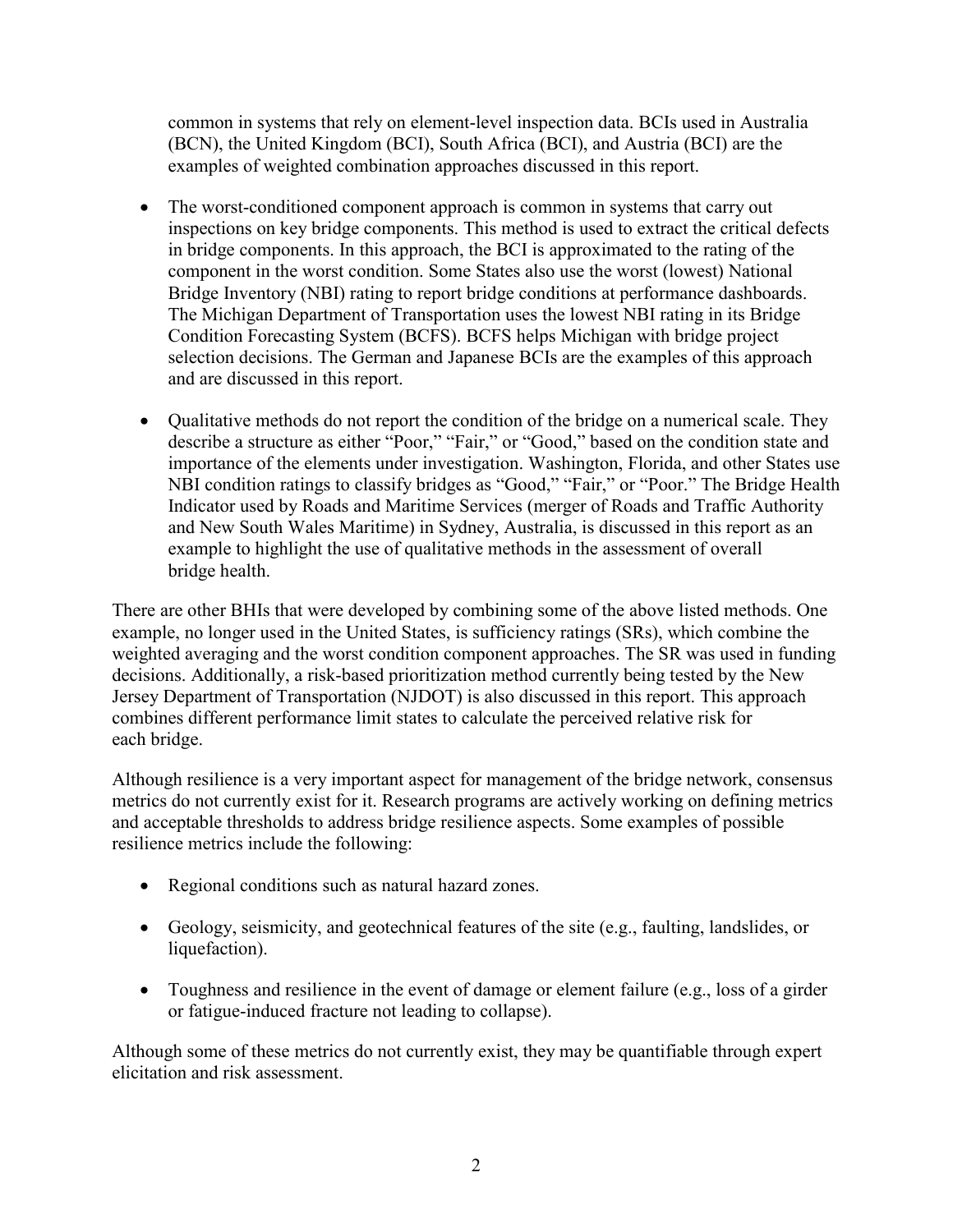common in systems that rely on element-level inspection data. BCIs used in Australia (BCN), the United Kingdom (BCI), South Africa (BCI), and Austria (BCI) are the examples of weighted combination approaches discussed in this report.

- The worst-conditioned component approach is common in systems that carry out inspections on key bridge components. This method is used to extract the critical defects in bridge components. In this approach, the BCI is approximated to the rating of the component in the worst condition. Some States also use the worst (lowest) National Bridge Inventory (NBI) rating to report bridge conditions at performance dashboards. The Michigan Department of Transportation uses the lowest NBI rating in its Bridge Condition Forecasting System (BCFS). BCFS helps Michigan with bridge project selection decisions. The German and Japanese BCIs are the examples of this approach and are discussed in this report.
- Qualitative methods do not report the condition of the bridge on a numerical scale. They describe a structure as either "Poor," "Fair," or "Good," based on the condition state and importance of the elements under investigation. Washington, Florida, and other States use NBI condition ratings to classify bridges as "Good," "Fair," or "Poor." The Bridge Health Indicator used by Roads and Maritime Services (merger of Roads and Traffic Authority and New South Wales Maritime) in Sydney, Australia, is discussed in this report as an example to highlight the use of qualitative methods in the assessment of overall bridge health.

There are other BHIs that were developed by combining some of the above listed methods. One example, no longer used in the United States, is sufficiency ratings (SRs), which combine the weighted averaging and the worst condition component approaches. The SR was used in funding decisions. Additionally, a risk-based prioritization method currently being tested by the New Jersey Department of Transportation (NJDOT) is also discussed in this report. This approach combines different performance limit states to calculate the perceived relative risk for each bridge.

Although resilience is a very important aspect for management of the bridge network, consensus metrics do not currently exist for it. Research programs are actively working on defining metrics and acceptable thresholds to address bridge resilience aspects. Some examples of possible resilience metrics include the following:

- Regional conditions such as natural hazard zones.
- Geology, seismicity, and geotechnical features of the site (e.g., faulting, landslides, or liquefaction).
- Toughness and resilience in the event of damage or element failure (e.g., loss of a girder or fatigue-induced fracture not leading to collapse).

Although some of these metrics do not currently exist, they may be quantifiable through expert elicitation and risk assessment.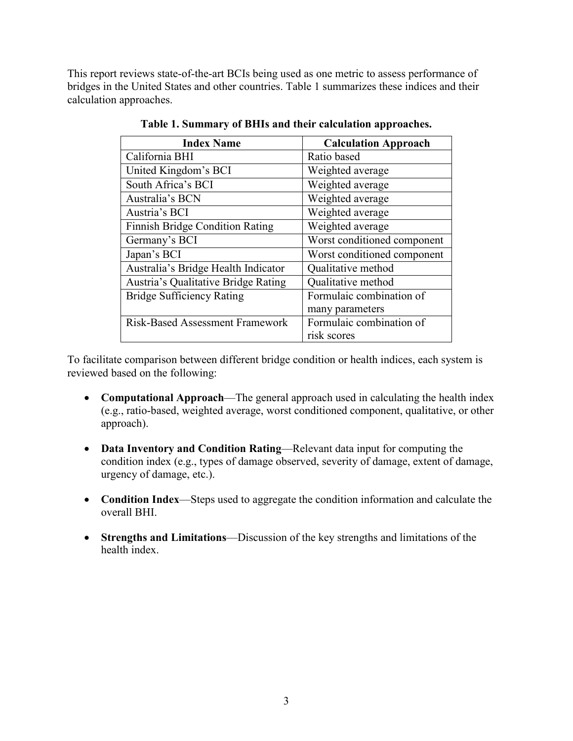This report reviews state-of-the-art BCIs being used as one metric to assess performance of bridges in the United States and other countries. Table 1 summarizes these indices and their calculation approaches.

**Table 1. Summary of BHIs and their calculation approaches.**

| Index Name | Calculation Approach |
| --- | --- |
| California BHI | Ratio based |
| United Kingdom's BCI | Weighted average |
| South Africa's BCI | Weighted average |
| Australia's BCN | Weighted average |
| Austria's BCI | Weighted average |
| Finnish Bridge Condition Rating | Weighted average |
| Germany's BCI | Worst conditioned component |
| Japan's BCI | Worst conditioned component |
| Australia's Bridge Health Indicator | Qualitative method |
| Austria's Qualitative Bridge Rating | Qualitative method |
| Bridge Sufficiency Rating | Formulaic combination of many parameters |
| Risk-Based Assessment Framework | Formulaic combination of risk scores |

To facilitate comparison between different bridge condition or health indices, each system is reviewed based on the following:

- **Computational Approach**—The general approach used in calculating the health index (e.g., ratio-based, weighted average, worst conditioned component, qualitative, or other approach).
- **Data Inventory and Condition Rating**—Relevant data input for computing the condition index (e.g., types of damage observed, severity of damage, extent of damage, urgency of damage, etc.).
- **Condition Index**—Steps used to aggregate the condition information and calculate the overall BHI.
- **Strengths and Limitations**—Discussion of the key strengths and limitations of the health index.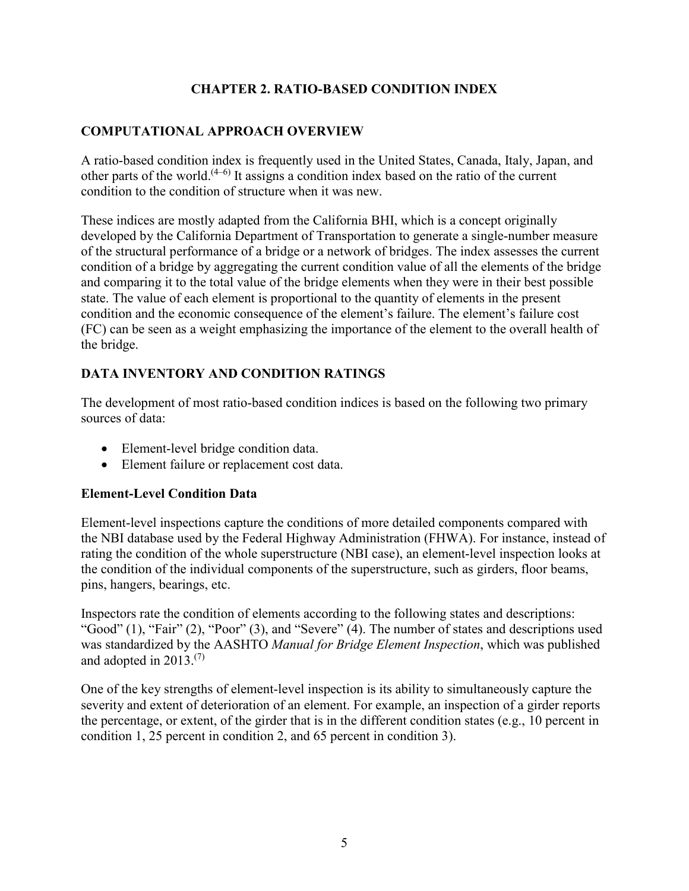# CHAPTER 2. RATIO-BASED CONDITION INDEX

## COMPUTATIONAL APPROACH OVERVIEW

A ratio-based condition index is frequently used in the United States, Canada, Italy, Japan, and other parts of the world.[4–6] It assigns a condition index based on the ratio of the current condition to the condition of structure when it was new.

These indices are mostly adapted from the California BHI, which is a concept originally developed by the California Department of Transportation to generate a single-number measure of the structural performance of a bridge or a network of bridges. The index assesses the current condition of a bridge by aggregating the current condition value of all the elements of the bridge and comparing it to the total value of the bridge elements when they were in their best possible state. The value of each element is proportional to the quantity of elements in the present condition and the economic consequence of the element's failure. The element's failure cost (FC) can be seen as a weight emphasizing the importance of the element to the overall health of the bridge.

## DATA INVENTORY AND CONDITION RATINGS

The development of most ratio-based condition indices is based on the following two primary sources of data:

- Element-level bridge condition data.
- Element failure or replacement cost data.

### Element-Level Condition Data

Element-level inspections capture the conditions of more detailed components compared with the NBI database used by the Federal Highway Administration (FHWA). For instance, instead of rating the condition of the whole superstructure (NBI case), an element-level inspection looks at the condition of the individual components of the superstructure, such as girders, floor beams, pins, hangers, bearings, etc.

Inspectors rate the condition of elements according to the following states and descriptions: "Good" (1), "Fair" (2), "Poor" (3), and "Severe" (4). The number of states and descriptions used was standardized by the AASHTO *Manual for Bridge Element Inspection*, which was published and adopted in 2013.[7]

One of the key strengths of element-level inspection is its ability to simultaneously capture the severity and extent of deterioration of an element. For example, an inspection of a girder reports the percentage, or extent, of the girder that is in the different condition states (e.g., 10 percent in condition 1, 25 percent in condition 2, and 65 percent in condition 3).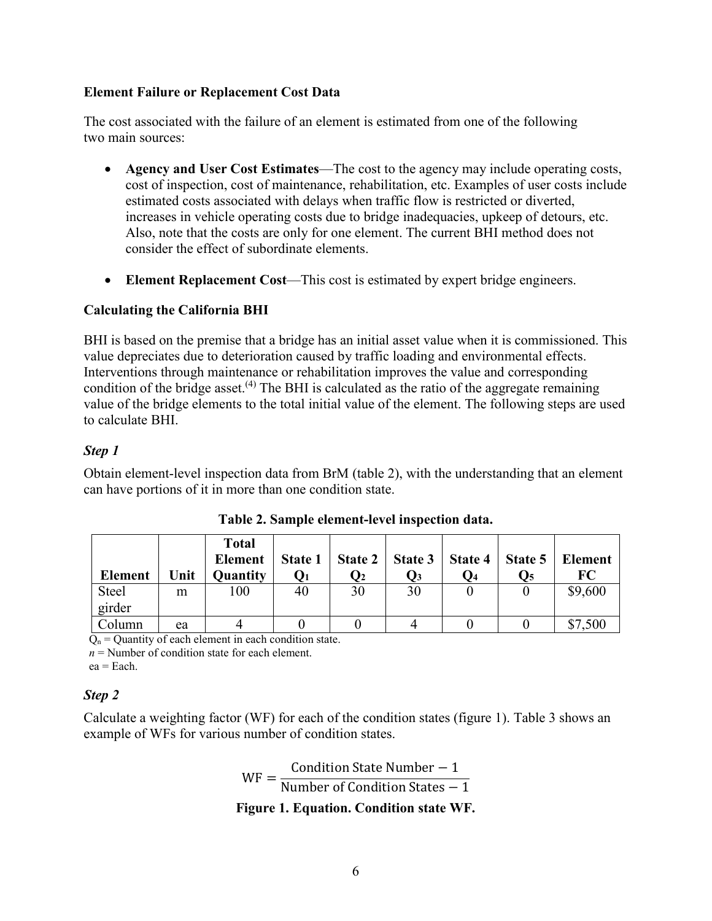### Element Failure or Replacement Cost Data

The cost associated with the failure of an element is estimated from one of the following two main sources:

- **Agency and User Cost Estimates**—The cost to the agency may include operating costs, cost of inspection, cost of maintenance, rehabilitation, etc. Examples of user costs include estimated costs associated with delays when traffic flow is restricted or diverted, increases in vehicle operating costs due to bridge inadequacies, upkeep of detours, etc. Also, note that the costs are only for one element. The current BHI method does not consider the effect of subordinate elements.
- **Element Replacement Cost**—This cost is estimated by expert bridge engineers.

### Calculating the California BHI

BHI is based on the premise that a bridge has an initial asset value when it is commissioned. This value depreciates due to deterioration caused by traffic loading and environmental effects. Interventions through maintenance or rehabilitation improves the value and corresponding condition of the bridge asset.(4) The BHI is calculated as the ratio of the aggregate remaining value of the bridge elements to the total initial value of the element. The following steps are used to calculate BHI.

#### *Step 1*

Obtain element-level inspection data from BrM (table 2), with the understanding that an element can have portions of it in more than one condition state.

**Table 2. Sample element-level inspection data.**

| Element | Unit | Total Element Quantity | State 1 $Q_1$ | State 2 $Q_2$ | State 3 $Q_3$ | State 4 $Q_4$ | State 5 $Q_5$ | Element FC |
|---|---|---|---|---|---|---|---|---|
| Steel girder | m | 100 | 40 | 30 | 30 | 0 | 0 | $9,600 |
| Column | ea | 4 | 0 | 0 | 4 | 0 | 0 | $7,500 |

$Q_n$ = Quantity of each element in each condition state.
*n* = Number of condition state for each element.
ea = Each.

#### *Step 2*

Calculate a weighting factor (WF) for each of the condition states (figure 1). Table 3 shows an example of WFs for various number of condition states.

$$\text{WF} = \frac{\text{Condition State Number} - 1}{\text{Number of Condition States} - 1}$$

**Figure 1. Equation. Condition state WF.**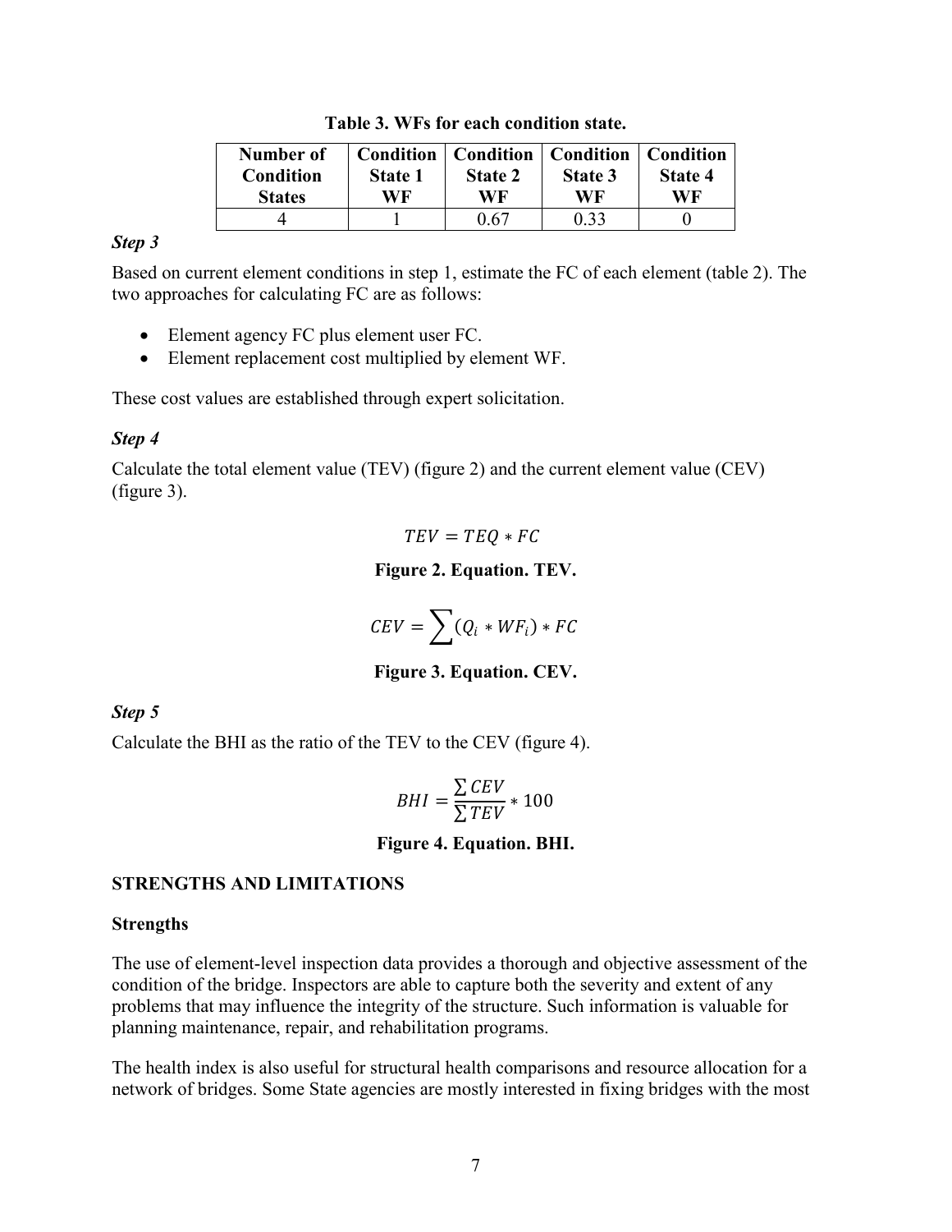**Table 3. WFs for each condition state.**

| Number of Condition States | Condition State 1 WF | Condition State 2 WF | Condition State 3 WF | Condition State 4 WF |
|---|---|---|---|---|
| 4 | 1 | 0.67 | 0.33 | 0 |

***Step 3***

Based on current element conditions in step 1, estimate the FC of each element (table 2). The two approaches for calculating FC are as follows:

- Element agency FC plus element user FC.
- Element replacement cost multiplied by element WF.

These cost values are established through expert solicitation.

***Step 4***

Calculate the total element value (TEV) (figure 2) and the current element value (CEV) (figure 3).

$$TEV = TEQ * FC$$

**Figure 2. Equation. TEV.**

$$CEV = \sum (Q_i * WF_i) * FC$$

**Figure 3. Equation. CEV.**

***Step 5***

Calculate the BHI as the ratio of the TEV to the CEV (figure 4).

$$BHI = \frac{\sum CEV}{\sum TEV} * 100$$

**Figure 4. Equation. BHI.**

## STRENGTHS AND LIMITATIONS

### Strengths

The use of element-level inspection data provides a thorough and objective assessment of the condition of the bridge. Inspectors are able to capture both the severity and extent of any problems that may influence the integrity of the structure. Such information is valuable for planning maintenance, repair, and rehabilitation programs.

The health index is also useful for structural health comparisons and resource allocation for a network of bridges. Some State agencies are mostly interested in fixing bridges with the most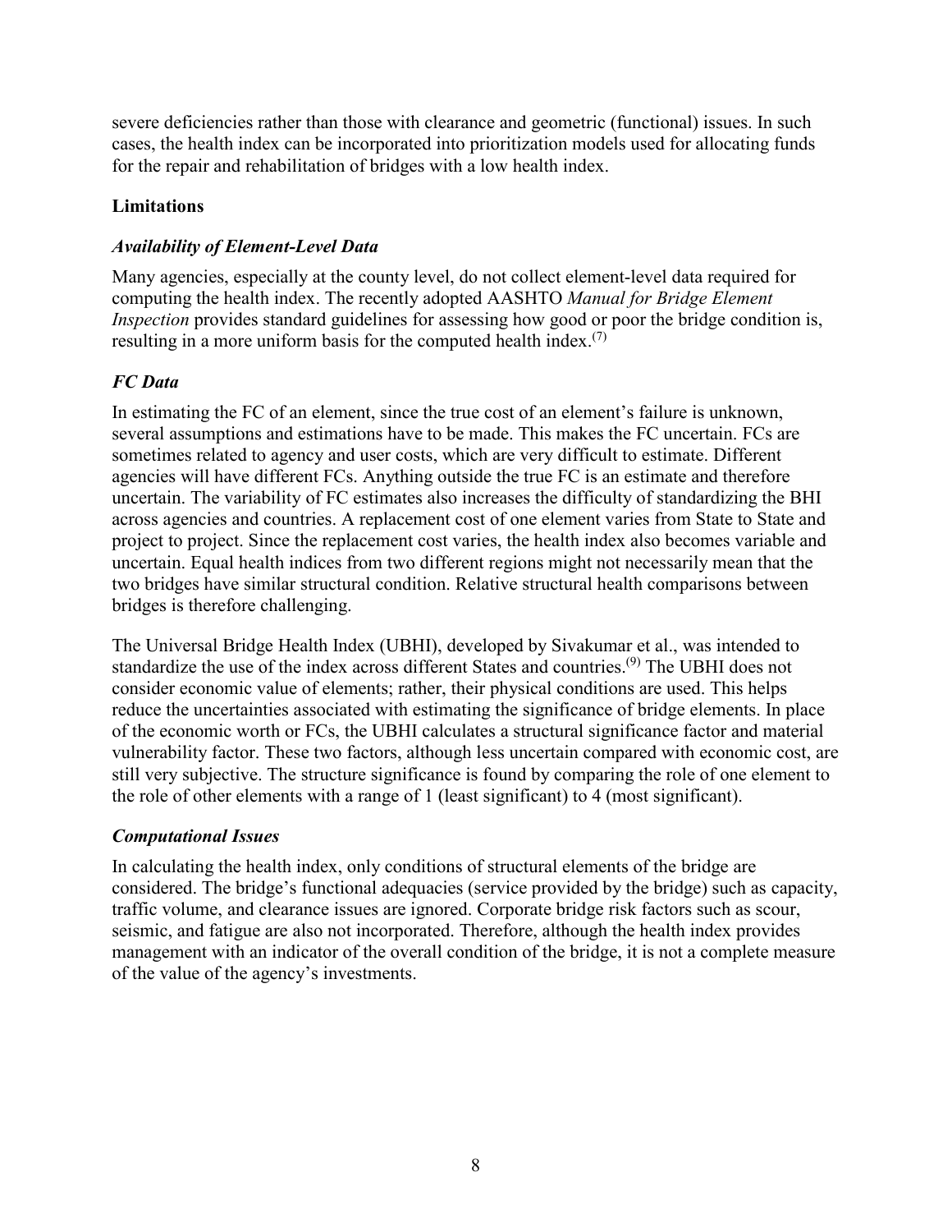severe deficiencies rather than those with clearance and geometric (functional) issues. In such cases, the health index can be incorporated into prioritization models used for allocating funds for the repair and rehabilitation of bridges with a low health index.

## Limitations

### *Availability of Element-Level Data*

Many agencies, especially at the county level, do not collect element-level data required for computing the health index. The recently adopted AASHTO *Manual for Bridge Element Inspection* provides standard guidelines for assessing how good or poor the bridge condition is, resulting in a more uniform basis for the computed health index.[(7)]

### *FC Data*

In estimating the FC of an element, since the true cost of an element's failure is unknown, several assumptions and estimations have to be made. This makes the FC uncertain. FCs are sometimes related to agency and user costs, which are very difficult to estimate. Different agencies will have different FCs. Anything outside the true FC is an estimate and therefore uncertain. The variability of FC estimates also increases the difficulty of standardizing the BHI across agencies and countries. A replacement cost of one element varies from State to State and project to project. Since the replacement cost varies, the health index also becomes variable and uncertain. Equal health indices from two different regions might not necessarily mean that the two bridges have similar structural condition. Relative structural health comparisons between bridges is therefore challenging.

The Universal Bridge Health Index (UBHI), developed by Sivakumar et al., was intended to standardize the use of the index across different States and countries.[(9)] The UBHI does not consider economic value of elements; rather, their physical conditions are used. This helps reduce the uncertainties associated with estimating the significance of bridge elements. In place of the economic worth or FCs, the UBHI calculates a structural significance factor and material vulnerability factor. These two factors, although less uncertain compared with economic cost, are still very subjective. The structure significance is found by comparing the role of one element to the role of other elements with a range of 1 (least significant) to 4 (most significant).

### *Computational Issues*

In calculating the health index, only conditions of structural elements of the bridge are considered. The bridge's functional adequacies (service provided by the bridge) such as capacity, traffic volume, and clearance issues are ignored. Corporate bridge risk factors such as scour, seismic, and fatigue are also not incorporated. Therefore, although the health index provides management with an indicator of the overall condition of the bridge, it is not a complete measure of the value of the agency's investments.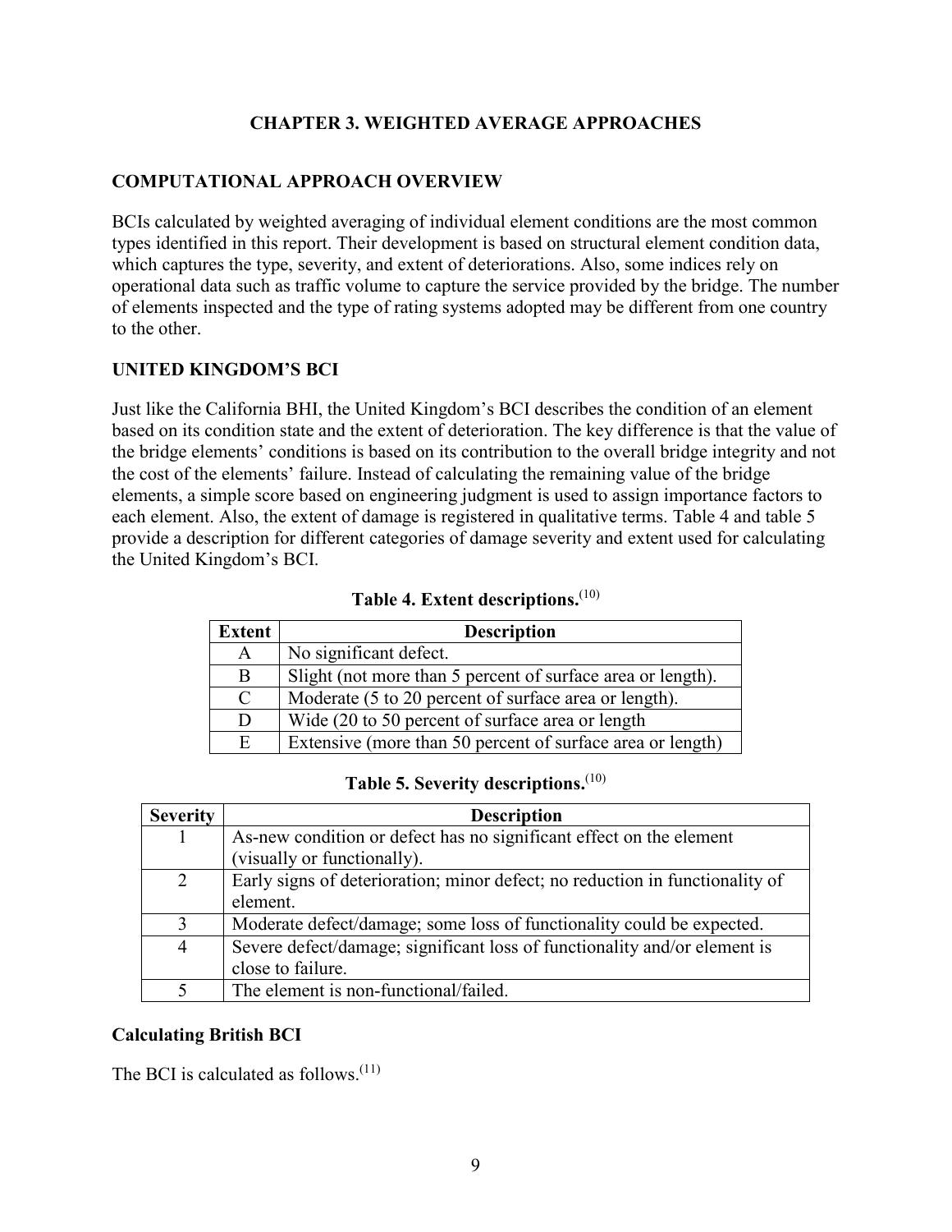# CHAPTER 3. WEIGHTED AVERAGE APPROACHES

## COMPUTATIONAL APPROACH OVERVIEW

BCIs calculated by weighted averaging of individual element conditions are the most common types identified in this report. Their development is based on structural element condition data, which captures the type, severity, and extent of deteriorations. Also, some indices rely on operational data such as traffic volume to capture the service provided by the bridge. The number of elements inspected and the type of rating systems adopted may be different from one country to the other.

## UNITED KINGDOM'S BCI

Just like the California BHI, the United Kingdom's BCI describes the condition of an element based on its condition state and the extent of deterioration. The key difference is that the value of the bridge elements' conditions is based on its contribution to the overall bridge integrity and not the cost of the elements' failure. Instead of calculating the remaining value of the bridge elements, a simple score based on engineering judgment is used to assign importance factors to each element. Also, the extent of damage is registered in qualitative terms. Table 4 and table 5 provide a description for different categories of damage severity and extent used for calculating the United Kingdom's BCI.

**Table 4. Extent descriptions.**[10]

| Extent | Description |
|---|---|
| A | No significant defect. |
| B | Slight (not more than 5 percent of surface area or length). |
| C | Moderate (5 to 20 percent of surface area or length). |
| D | Wide (20 to 50 percent of surface area or length |
| E | Extensive (more than 50 percent of surface area or length) |

**Table 5. Severity descriptions.**[10]

| Severity | Description |
|---|---|
| 1 | As-new condition or defect has no significant effect on the element (visually or functionally). |
| 2 | Early signs of deterioration; minor defect; no reduction in functionality of element. |
| 3 | Moderate defect/damage; some loss of functionality could be expected. |
| 4 | Severe defect/damage; significant loss of functionality and/or element is close to failure. |
| 5 | The element is non-functional/failed. |

### Calculating British BCI

The BCI is calculated as follows.[11]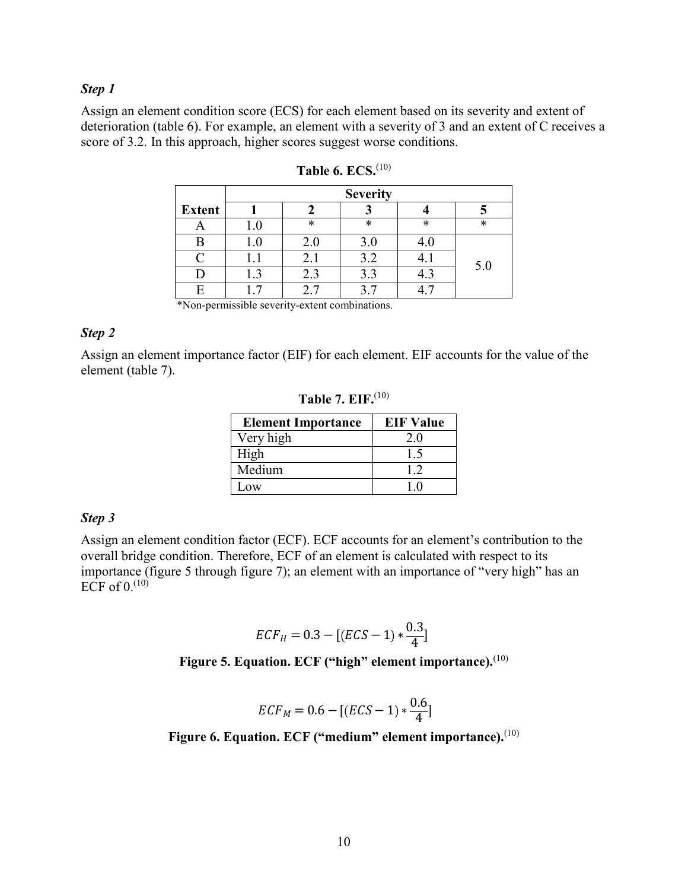*Step 1*

Assign an element condition score (ECS) for each element based on its severity and extent of deterioration (table 6). For example, an element with a severity of 3 and an extent of C receives a score of 3.2. In this approach, higher scores suggest worse conditions.

**Table 6. ECS.**(10)

| | Severity | | | | |
|---|---|---|---|---|---|
| **Extent** | **1** | **2** | **3** | **4** | **5** |
| A | 1.0 | * | * | * | * |
| B | 1.0 | 2.0 | 3.0 | 4.0 | 5.0 |
| C | 1.1 | 2.1 | 3.2 | 4.1 | 5.0 |
| D | 1.3 | 2.3 | 3.3 | 4.3 | 5.0 |
| E | 1.7 | 2.7 | 3.7 | 4.7 | 5.0 |

*Non-permissible severity-extent combinations.

*Step 2*

Assign an element importance factor (EIF) for each element. EIF accounts for the value of the element (table 7).

**Table 7. EIF.**(10)

| Element Importance | EIF Value |
|---|---|
| Very high | 2.0 |
| High | 1.5 |
| Medium | 1.2 |
| Low | 1.0 |

*Step 3*

Assign an element condition factor (ECF). ECF accounts for an element's contribution to the overall bridge condition. Therefore, ECF of an element is calculated with respect to its importance (figure 5 through figure 7); an element with an importance of "very high" has an ECF of 0.(10)

$$ECF_H = 0.3 - [(ECS - 1) * \frac{0.3}{4}]$$

**Figure 5. Equation. ECF ("high" element importance).**(10)

$$ECF_M = 0.6 - [(ECS - 1) * \frac{0.6}{4}]$$

**Figure 6. Equation. ECF ("medium" element importance).**(10)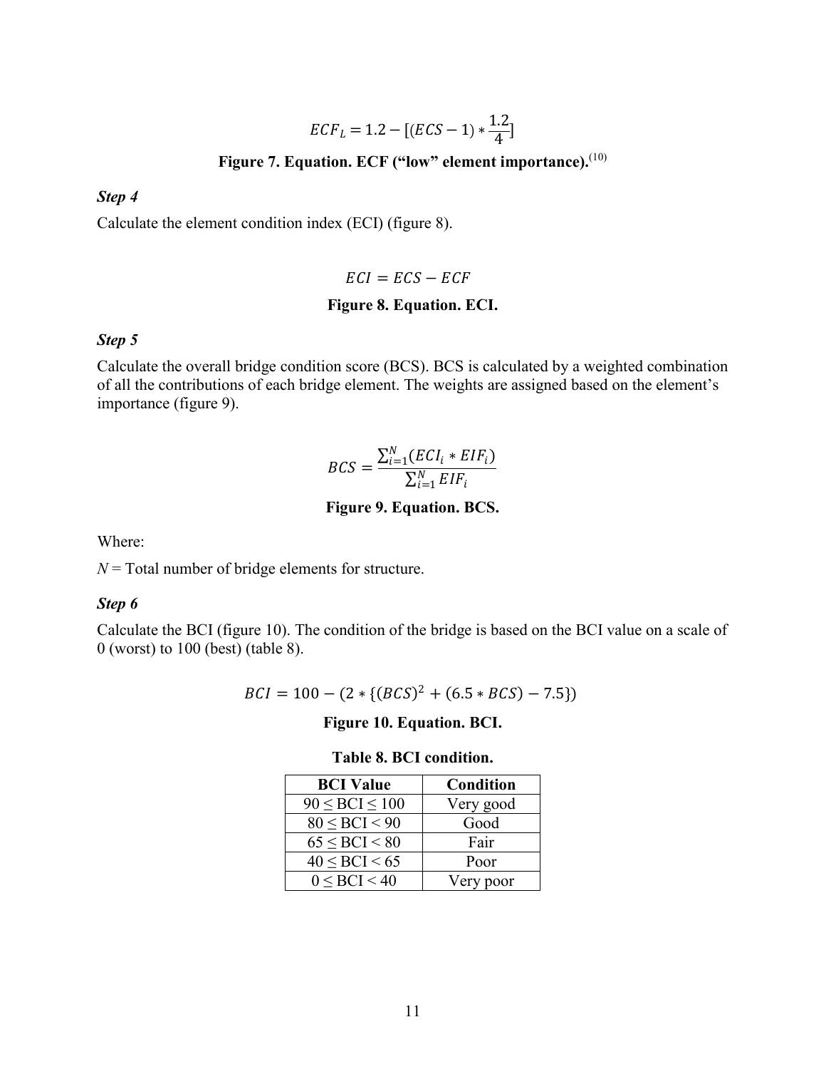$$ECF_L = 1.2 - [(ECS - 1) * \frac{1.2}{4}]$$

**Figure 7. Equation. ECF ("low" element importance).**[(10)]

***Step 4***

Calculate the element condition index (ECI) (figure 8).

$$ECI = ECS - ECF$$

**Figure 8. Equation. ECI.**

***Step 5***

Calculate the overall bridge condition score (BCS). BCS is calculated by a weighted combination of all the contributions of each bridge element. The weights are assigned based on the element's importance (figure 9).

$$BCS = \frac{\sum_{i=1}^{N}(ECI_i * EIF_i)}{\sum_{i=1}^{N} EIF_i}$$

**Figure 9. Equation. BCS.**

Where:

$N$ = Total number of bridge elements for structure.

***Step 6***

Calculate the BCI (figure 10). The condition of the bridge is based on the BCI value on a scale of 0 (worst) to 100 (best) (table 8).

$$BCI = 100 - (2 * \{(BCS)^2 + (6.5 * BCS) - 7.5\})$$

**Figure 10. Equation. BCI.**

**Table 8. BCI condition.**

| BCI Value | Condition |
| --- | --- |
| 90 ≤ BCI ≤ 100 | Very good |
| 80 ≤ BCI < 90 | Good |
| 65 ≤ BCI < 80 | Fair |
| 40 ≤ BCI < 65 | Poor |
| 0 ≤ BCI < 40 | Very poor |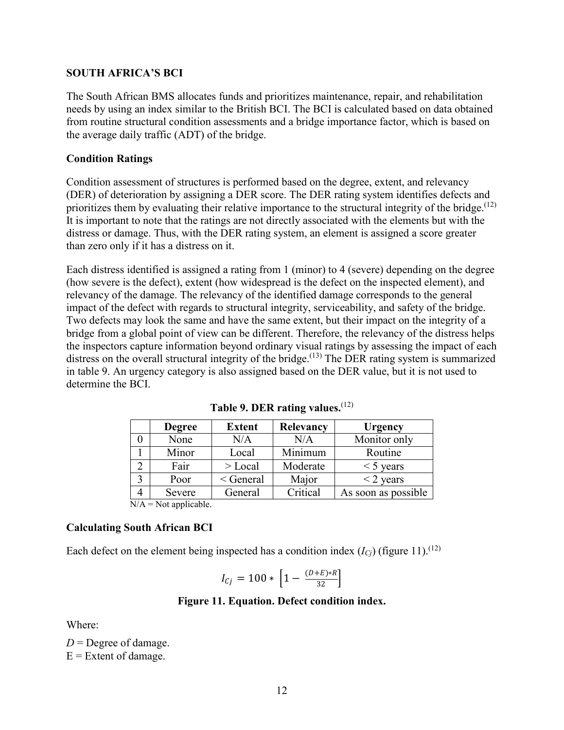## SOUTH AFRICA'S BCI

The South African BMS allocates funds and prioritizes maintenance, repair, and rehabilitation needs by using an index similar to the British BCI. The BCI is calculated based on data obtained from routine structural condition assessments and a bridge importance factor, which is based on the average daily traffic (ADT) of the bridge.

### Condition Ratings

Condition assessment of structures is performed based on the degree, extent, and relevancy (DER) of deterioration by assigning a DER score. The DER rating system identifies defects and prioritizes them by evaluating their relative importance to the structural integrity of the bridge.[12] It is important to note that the ratings are not directly associated with the elements but with the distress or damage. Thus, with the DER rating system, an element is assigned a score greater than zero only if it has a distress on it.

Each distress identified is assigned a rating from 1 (minor) to 4 (severe) depending on the degree (how severe is the defect), extent (how widespread is the defect on the inspected element), and relevancy of the damage. The relevancy of the identified damage corresponds to the general impact of the defect with regards to structural integrity, serviceability, and safety of the bridge. Two defects may look the same and have the same extent, but their impact on the integrity of a bridge from a global point of view can be different. Therefore, the relevancy of the distress helps the inspectors capture information beyond ordinary visual ratings by assessing the impact of each distress on the overall structural integrity of the bridge.[13] The DER rating system is summarized in table 9. An urgency category is also assigned based on the DER value, but it is not used to determine the BCI.

**Table 9. DER rating values.**[12]

| | Degree | Extent | Relevancy | Urgency |
|---|---|---|---|---|
| 0 | None | N/A | N/A | Monitor only |
| 1 | Minor | Local | Minimum | Routine |
| 2 | Fair | > Local | Moderate | < 5 years |
| 3 | Poor | < General | Major | < 2 years |
| 4 | Severe | General | Critical | As soon as possible |

N/A = Not applicable.

### Calculating South African BCI

Each defect on the element being inspected has a condition index ($I_{Cj}$) (figure 11).[12]

$$I_{Cj} = 100 * \left[1 - \frac{(D+E)*R}{32}\right]$$

**Figure 11. Equation. Defect condition index.**

Where:

$D$ = Degree of damage.
$E$ = Extent of damage.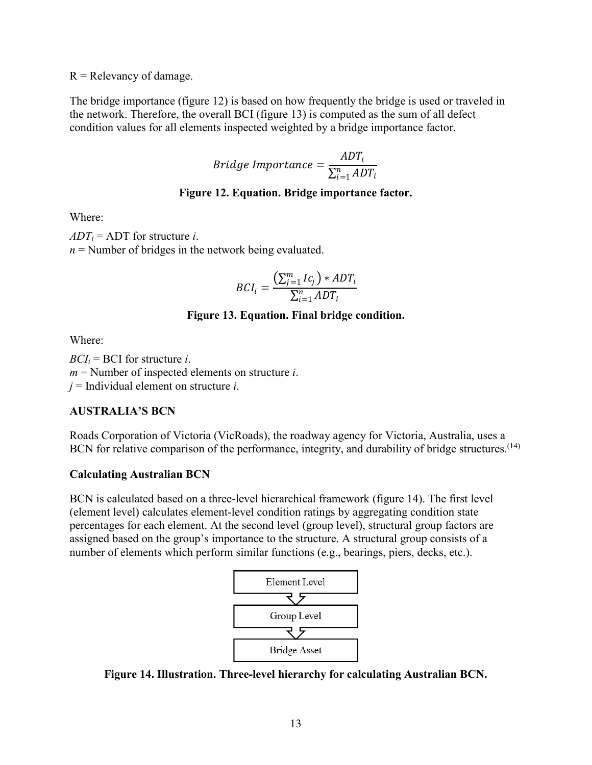R = Relevancy of damage.

The bridge importance (figure 12) is based on how frequently the bridge is used or traveled in the network. Therefore, the overall BCI (figure 13) is computed as the sum of all defect condition values for all elements inspected weighted by a bridge importance factor.

$$Bridge\ Importance = \frac{ADT_i}{\sum_{i=1}^{n} ADT_i}$$

**Figure 12. Equation. Bridge importance factor.**

Where:

$ADT_i$ = ADT for structure $i$.
$n$ = Number of bridges in the network being evaluated.

$$BCI_i = \frac{\left(\sum_{j=1}^{m} Ic_j\right) * ADT_i}{\sum_{i=1}^{n} ADT_i}$$

**Figure 13. Equation. Final bridge condition.**

Where:

$BCI_i$ = BCI for structure $i$.
$m$ = Number of inspected elements on structure $i$.
$j$ = Individual element on structure $i$.

## AUSTRALIA'S BCN

Roads Corporation of Victoria (VicRoads), the roadway agency for Victoria, Australia, uses a BCN for relative comparison of the performance, integrity, and durability of bridge structures.[14]

### Calculating Australian BCN

BCN is calculated based on a three-level hierarchical framework (figure 14). The first level (element level) calculates element-level condition ratings by aggregating condition state percentages for each element. At the second level (group level), structural group factors are assigned based on the group's importance to the structure. A structural group consists of a number of elements which perform similar functions (e.g., bearings, piers, decks, etc.).

Element Level → Group Level → Bridge Asset

**Figure 14. Illustration. Three-level hierarchy for calculating Australian BCN.**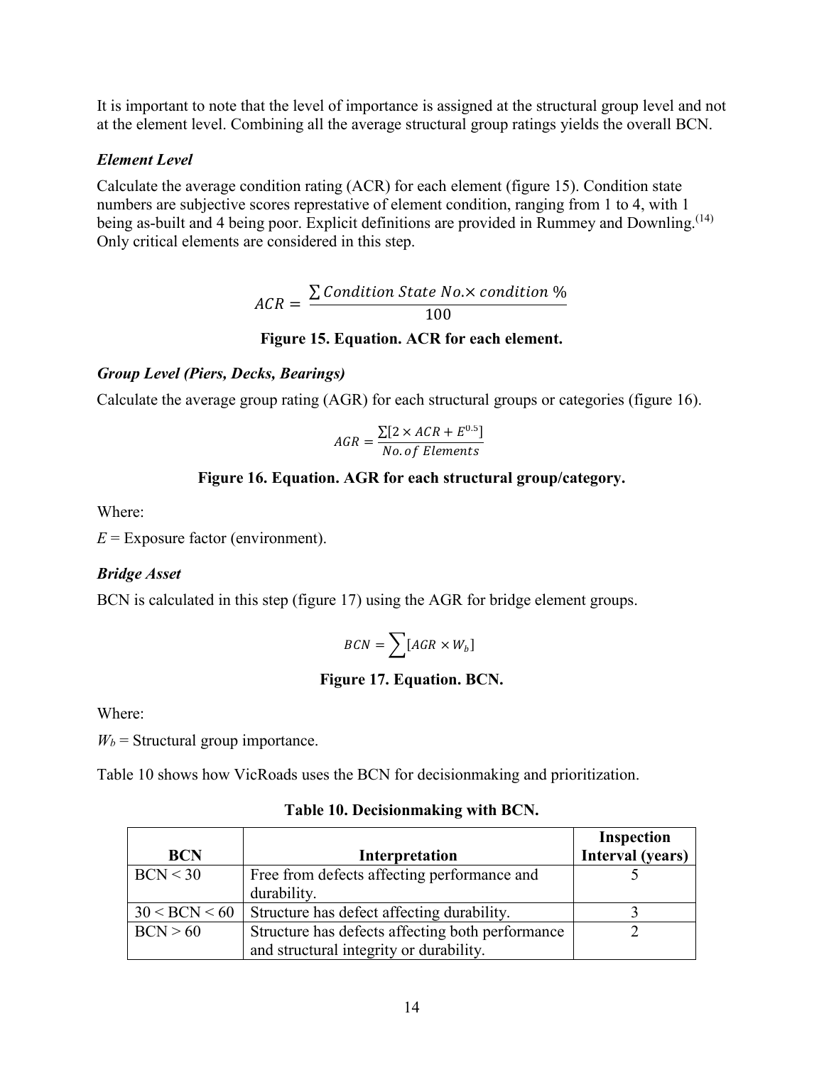It is important to note that the level of importance is assigned at the structural group level and not at the element level. Combining all the average structural group ratings yields the overall BCN.

### *Element Level*

Calculate the average condition rating (ACR) for each element (figure 15). Condition state numbers are subjective scores represtative of element condition, ranging from 1 to 4, with 1 being as-built and 4 being poor. Explicit definitions are provided in Rummey and Downling.[14] Only critical elements are considered in this step.

$$ACR = \frac{\sum Condition\ State\ No. \times condition\ \%}{100}$$

**Figure 15. Equation. ACR for each element.**

### *Group Level (Piers, Decks, Bearings)*

Calculate the average group rating (AGR) for each structural groups or categories (figure 16).

$$AGR = \frac{\sum[2 \times ACR + E^{0.5}]}{No.of\ Elements}$$

**Figure 16. Equation. AGR for each structural group/category.**

Where:

$E$ = Exposure factor (environment).

### *Bridge Asset*

BCN is calculated in this step (figure 17) using the AGR for bridge element groups.

$$BCN = \sum[AGR \times W_b]$$

**Figure 17. Equation. BCN.**

Where:

$W_b$ = Structural group importance.

Table 10 shows how VicRoads uses the BCN for decisionmaking and prioritization.

**Table 10. Decisionmaking with BCN.**

| BCN | Interpretation | Inspection Interval (years) |
|---|---|---|
| BCN < 30 | Free from defects affecting performance and durability. | 5 |
| 30 < BCN < 60 | Structure has defect affecting durability. | 3 |
| BCN > 60 | Structure has defects affecting both performance and structural integrity or durability. | 2 |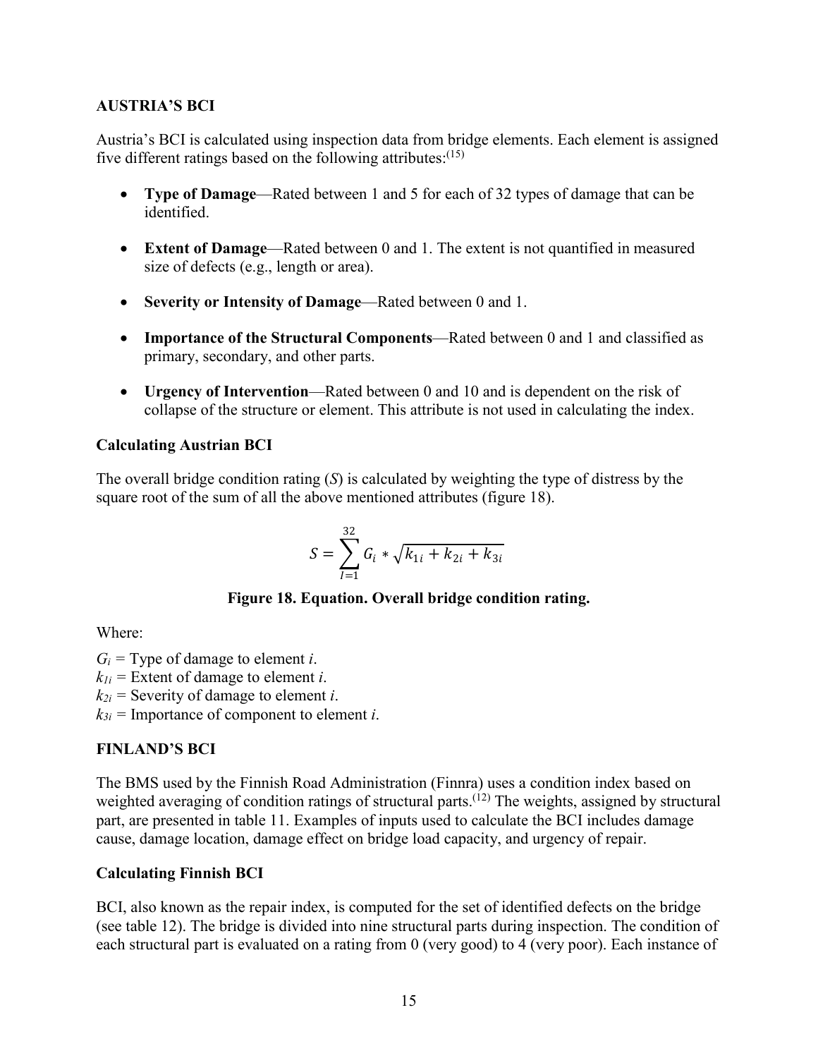## AUSTRIA'S BCI

Austria's BCI is calculated using inspection data from bridge elements. Each element is assigned five different ratings based on the following attributes:[15]

- **Type of Damage**—Rated between 1 and 5 for each of 32 types of damage that can be identified.
- **Extent of Damage**—Rated between 0 and 1. The extent is not quantified in measured size of defects (e.g., length or area).
- **Severity or Intensity of Damage**—Rated between 0 and 1.
- **Importance of the Structural Components**—Rated between 0 and 1 and classified as primary, secondary, and other parts.
- **Urgency of Intervention**—Rated between 0 and 10 and is dependent on the risk of collapse of the structure or element. This attribute is not used in calculating the index.

### Calculating Austrian BCI

The overall bridge condition rating (*S*) is calculated by weighting the type of distress by the square root of the sum of all the above mentioned attributes (figure 18).

$$S = \sum_{I=1}^{32} G_i * \sqrt{k_{1i} + k_{2i} + k_{3i}}$$

**Figure 18. Equation. Overall bridge condition rating.**

Where:

$G_i$ = Type of damage to element *i*.
$k_{1i}$ = Extent of damage to element *i*.
$k_{2i}$ = Severity of damage to element *i*.
$k_{3i}$ = Importance of component to element *i*.

## FINLAND'S BCI

The BMS used by the Finnish Road Administration (Finnra) uses a condition index based on weighted averaging of condition ratings of structural parts.[12] The weights, assigned by structural part, are presented in table 11. Examples of inputs used to calculate the BCI includes damage cause, damage location, damage effect on bridge load capacity, and urgency of repair.

### Calculating Finnish BCI

BCI, also known as the repair index, is computed for the set of identified defects on the bridge (see table 12). The bridge is divided into nine structural parts during inspection. The condition of each structural part is evaluated on a rating from 0 (very good) to 4 (very poor). Each instance of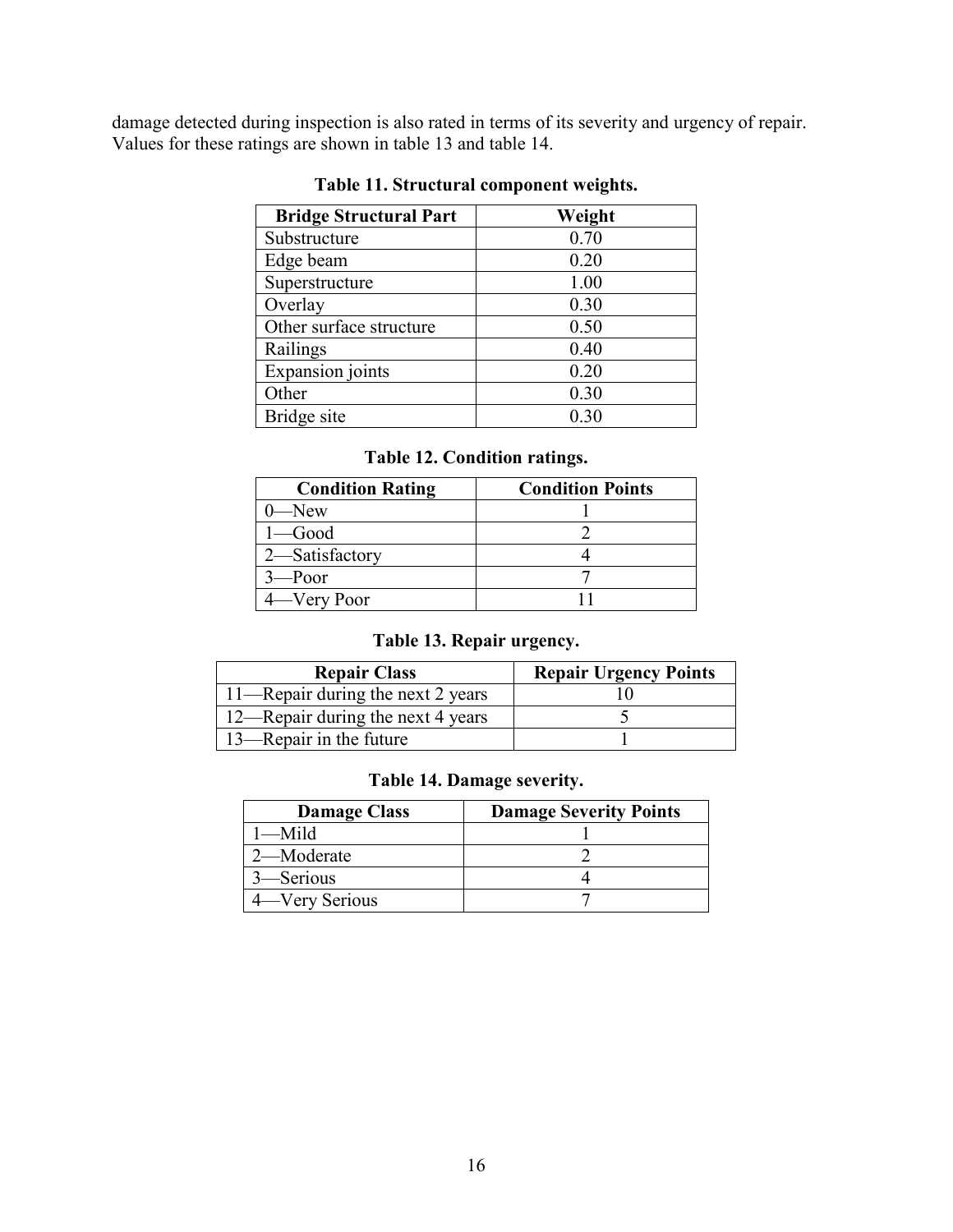damage detected during inspection is also rated in terms of its severity and urgency of repair. Values for these ratings are shown in table 13 and table 14.

**Table 11. Structural component weights.**

| Bridge Structural Part | Weight |
|---|---|
| Substructure | 0.70 |
| Edge beam | 0.20 |
| Superstructure | 1.00 |
| Overlay | 0.30 |
| Other surface structure | 0.50 |
| Railings | 0.40 |
| Expansion joints | 0.20 |
| Other | 0.30 |
| Bridge site | 0.30 |

**Table 12. Condition ratings.**

| Condition Rating | Condition Points |
|---|---|
| 0—New | 1 |
| 1—Good | 2 |
| 2—Satisfactory | 4 |
| 3—Poor | 7 |
| 4—Very Poor | 11 |

**Table 13. Repair urgency.**

| Repair Class | Repair Urgency Points |
|---|---|
| 11—Repair during the next 2 years | 10 |
| 12—Repair during the next 4 years | 5 |
| 13—Repair in the future | 1 |

**Table 14. Damage severity.**

| Damage Class | Damage Severity Points |
|---|---|
| 1—Mild | 1 |
| 2—Moderate | 2 |
| 3—Serious | 4 |
| 4—Very Serious | 7 |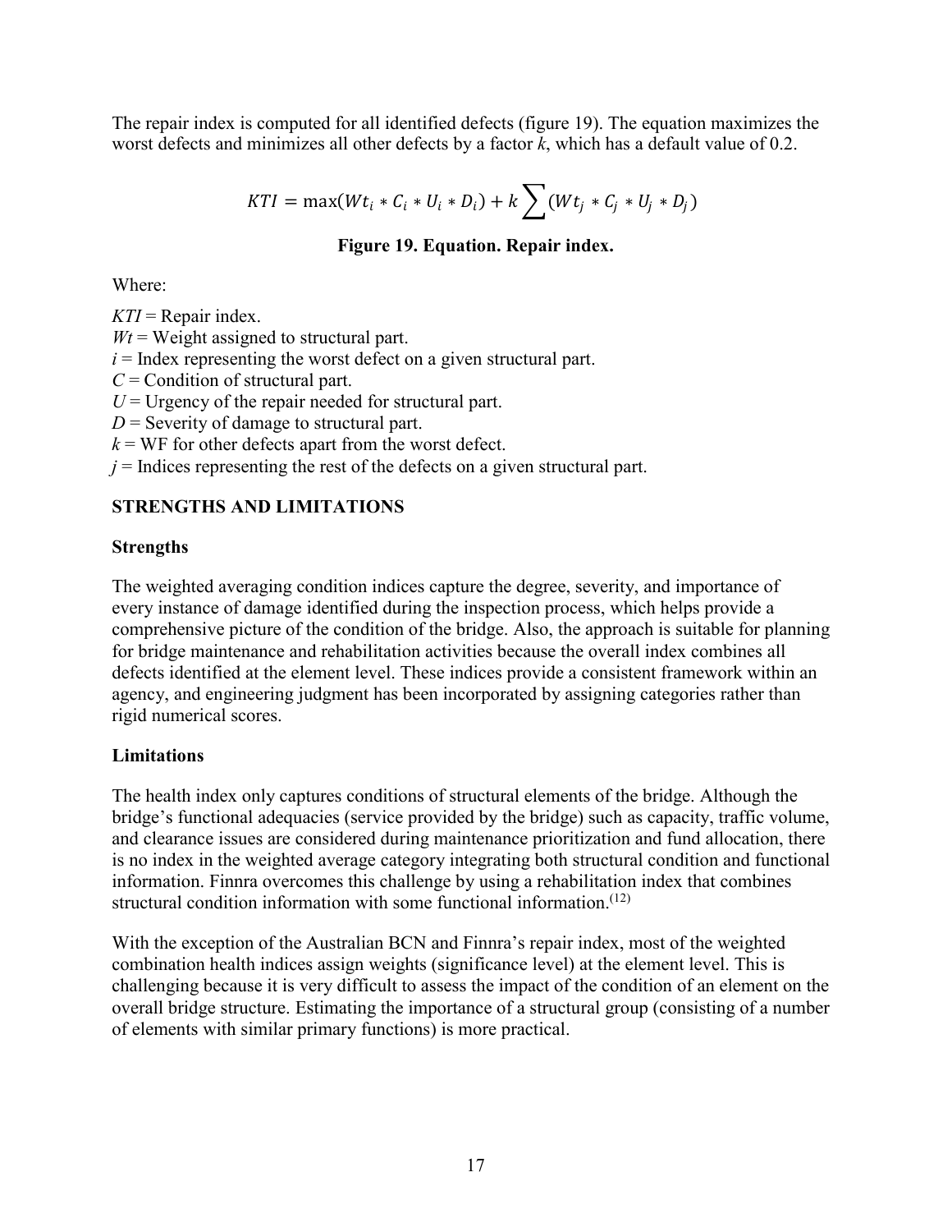The repair index is computed for all identified defects (figure 19). The equation maximizes the worst defects and minimizes all other defects by a factor $k$, which has a default value of 0.2.

$$KTI = \max(Wt_i * C_i * U_i * D_i) + k \sum (Wt_j * C_j * U_j * D_j)$$

**Figure 19. Equation. Repair index.**

Where:

$KTI$ = Repair index.
$Wt$ = Weight assigned to structural part.
$i$ = Index representing the worst defect on a given structural part.
$C$ = Condition of structural part.
$U$ = Urgency of the repair needed for structural part.
$D$ = Severity of damage to structural part.
$k$ = WF for other defects apart from the worst defect.
$j$ = Indices representing the rest of the defects on a given structural part.

## STRENGTHS AND LIMITATIONS

### Strengths

The weighted averaging condition indices capture the degree, severity, and importance of every instance of damage identified during the inspection process, which helps provide a comprehensive picture of the condition of the bridge. Also, the approach is suitable for planning for bridge maintenance and rehabilitation activities because the overall index combines all defects identified at the element level. These indices provide a consistent framework within an agency, and engineering judgment has been incorporated by assigning categories rather than rigid numerical scores.

### Limitations

The health index only captures conditions of structural elements of the bridge. Although the bridge's functional adequacies (service provided by the bridge) such as capacity, traffic volume, and clearance issues are considered during maintenance prioritization and fund allocation, there is no index in the weighted average category integrating both structural condition and functional information. Finnra overcomes this challenge by using a rehabilitation index that combines structural condition information with some functional information.[12]

With the exception of the Australian BCN and Finnra's repair index, most of the weighted combination health indices assign weights (significance level) at the element level. This is challenging because it is very difficult to assess the impact of the condition of an element on the overall bridge structure. Estimating the importance of a structural group (consisting of a number of elements with similar primary functions) is more practical.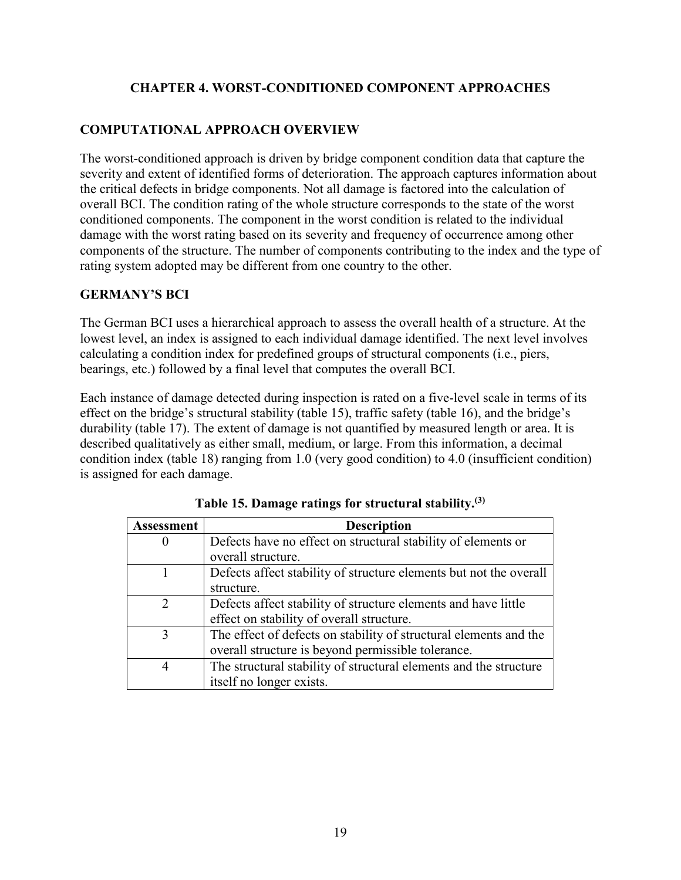# CHAPTER 4. WORST-CONDITIONED COMPONENT APPROACHES

## COMPUTATIONAL APPROACH OVERVIEW

The worst-conditioned approach is driven by bridge component condition data that capture the severity and extent of identified forms of deterioration. The approach captures information about the critical defects in bridge components. Not all damage is factored into the calculation of overall BCI. The condition rating of the whole structure corresponds to the state of the worst conditioned components. The component in the worst condition is related to the individual damage with the worst rating based on its severity and frequency of occurrence among other components of the structure. The number of components contributing to the index and the type of rating system adopted may be different from one country to the other.

## GERMANY'S BCI

The German BCI uses a hierarchical approach to assess the overall health of a structure. At the lowest level, an index is assigned to each individual damage identified. The next level involves calculating a condition index for predefined groups of structural components (i.e., piers, bearings, etc.) followed by a final level that computes the overall BCI.

Each instance of damage detected during inspection is rated on a five-level scale in terms of its effect on the bridge's structural stability (table 15), traffic safety (table 16), and the bridge's durability (table 17). The extent of damage is not quantified by measured length or area. It is described qualitatively as either small, medium, or large. From this information, a decimal condition index (table 18) ranging from 1.0 (very good condition) to 4.0 (insufficient condition) is assigned for each damage.

**Table 15. Damage ratings for structural stability.[3]**

| Assessment | Description |
|---|---|
| 0 | Defects have no effect on structural stability of elements or overall structure. |
| 1 | Defects affect stability of structure elements but not the overall structure. |
| 2 | Defects affect stability of structure elements and have little effect on stability of overall structure. |
| 3 | The effect of defects on stability of structural elements and the overall structure is beyond permissible tolerance. |
| 4 | The structural stability of structural elements and the structure itself no longer exists. |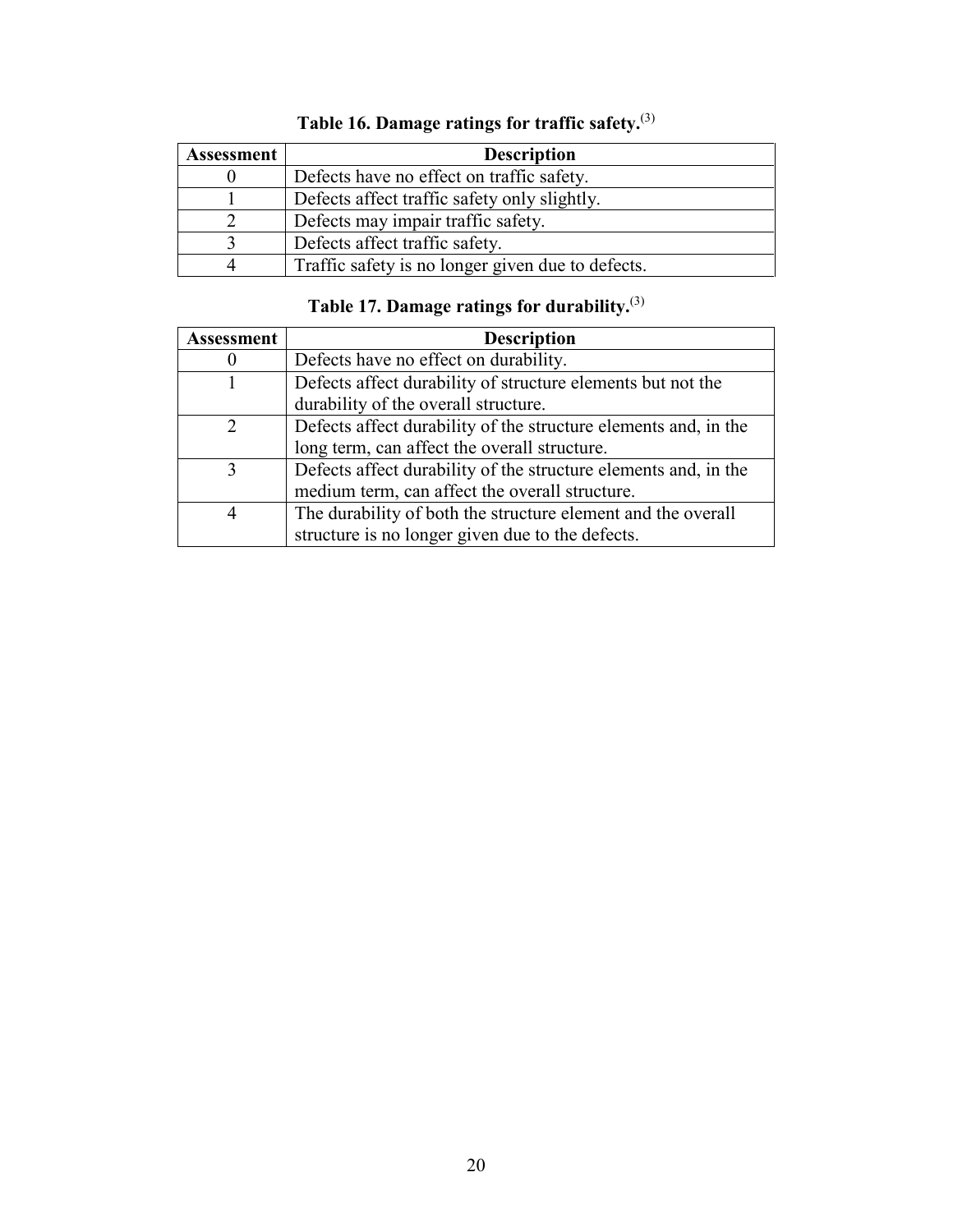**Table 16. Damage ratings for traffic safety.**[3]

| Assessment | Description |
|---|---|
| 0 | Defects have no effect on traffic safety. |
| 1 | Defects affect traffic safety only slightly. |
| 2 | Defects may impair traffic safety. |
| 3 | Defects affect traffic safety. |
| 4 | Traffic safety is no longer given due to defects. |

**Table 17. Damage ratings for durability.**[3]

| Assessment | Description |
|---|---|
| 0 | Defects have no effect on durability. |
| 1 | Defects affect durability of structure elements but not the durability of the overall structure. |
| 2 | Defects affect durability of the structure elements and, in the long term, can affect the overall structure. |
| 3 | Defects affect durability of the structure elements and, in the medium term, can affect the overall structure. |
| 4 | The durability of both the structure element and the overall structure is no longer given due to the defects. |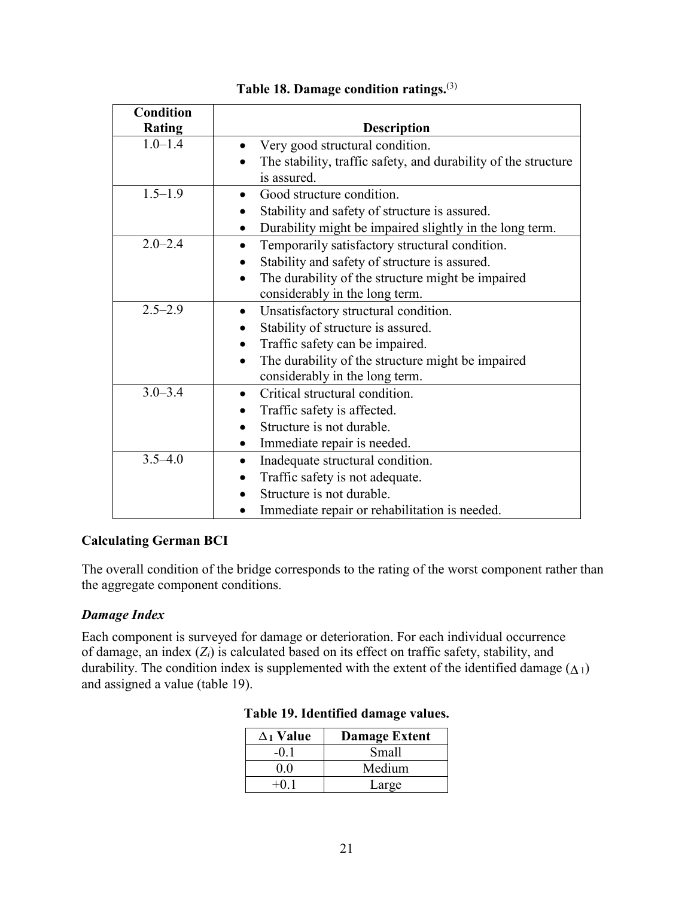**Table 18. Damage condition ratings.**[3]

| Condition Rating | Description |
|---|---|
| 1.0–1.4 | • Very good structural condition. <br> • The stability, traffic safety, and durability of the structure is assured. |
| 1.5–1.9 | • Good structure condition. <br> • Stability and safety of structure is assured. <br> • Durability might be impaired slightly in the long term. |
| 2.0–2.4 | • Temporarily satisfactory structural condition. <br> • Stability and safety of structure is assured. <br> • The durability of the structure might be impaired considerably in the long term. |
| 2.5–2.9 | • Unsatisfactory structural condition. <br> • Stability of structure is assured. <br> • Traffic safety can be impaired. <br> • The durability of the structure might be impaired considerably in the long term. |
| 3.0–3.4 | • Critical structural condition. <br> • Traffic safety is affected. <br> • Structure is not durable. <br> • Immediate repair is needed. |
| 3.5–4.0 | • Inadequate structural condition. <br> • Traffic safety is not adequate. <br> • Structure is not durable. <br> • Immediate repair or rehabilitation is needed. |

## Calculating German BCI

The overall condition of the bridge corresponds to the rating of the worst component rather than the aggregate component conditions.

### *Damage Index*

Each component is surveyed for damage or deterioration. For each individual occurrence of damage, an index ($Z_i$) is calculated based on its effect on traffic safety, stability, and durability. The condition index is supplemented with the extent of the identified damage ($\Delta_1$) and assigned a value (table 19).

**Table 19. Identified damage values.**

| $\Delta_1$ Value | Damage Extent |
|---|---|
| -0.1 | Small |
| 0.0 | Medium |
| +0.1 | Large |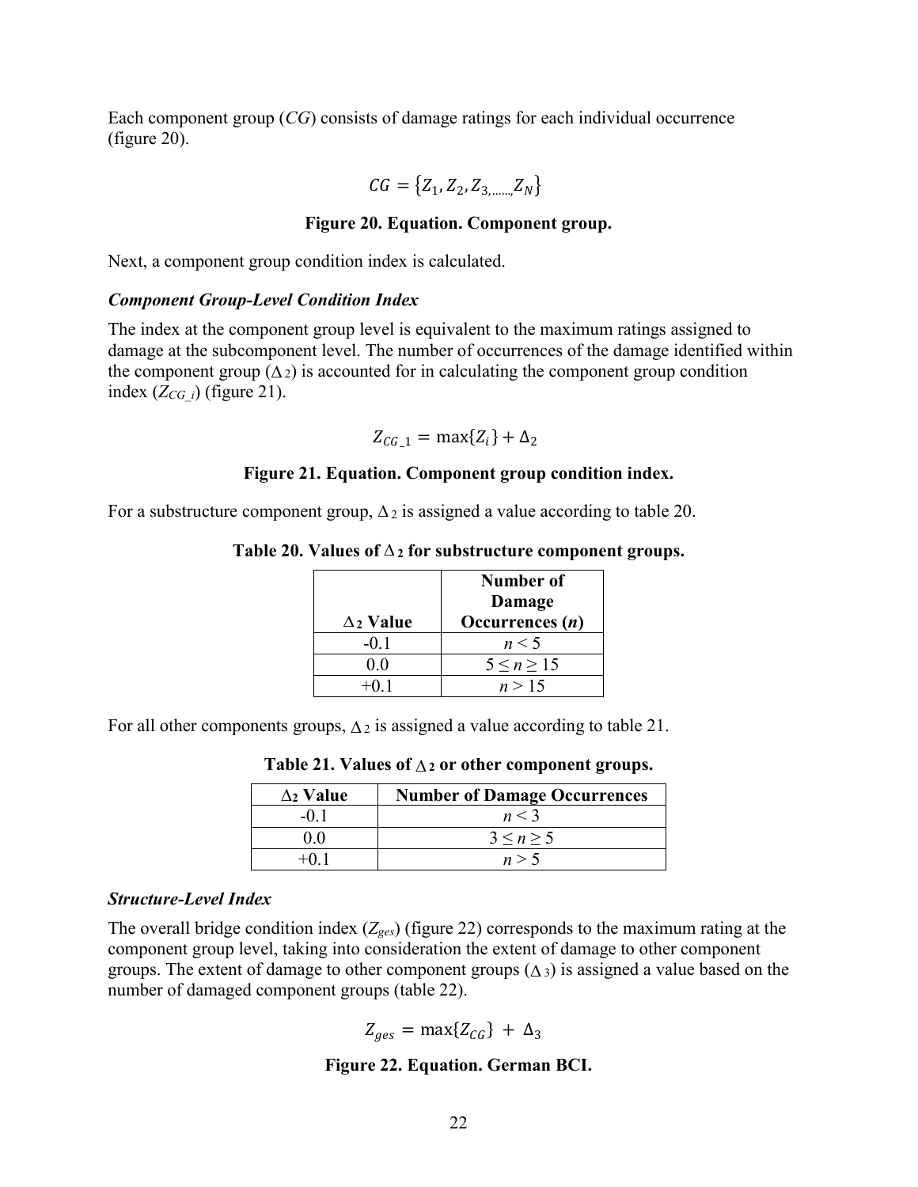Each component group ($CG$) consists of damage ratings for each individual occurrence (figure 20).

$$CG = \{Z_1, Z_2, Z_{3, \ldots\ldots,} Z_N\}$$

**Figure 20. Equation. Component group.**

Next, a component group condition index is calculated.

### *Component Group-Level Condition Index*

The index at the component group level is equivalent to the maximum ratings assigned to damage at the subcomponent level. The number of occurrences of the damage identified within the component group ($\Delta_2$) is accounted for in calculating the component group condition index ($Z_{CG\_i}$) (figure 21).

$$Z_{CG\_1} = \max\{Z_i\} + \Delta_2$$

**Figure 21. Equation. Component group condition index.**

For a substructure component group, $\Delta_2$ is assigned a value according to table 20.

**Table 20. Values of $\Delta_2$ for substructure component groups.**

| $\Delta_2$ Value | Number of Damage Occurrences ($n$) |
|---|---|
| -0.1 | $n < 5$ |
| 0.0 | $5 \leq n \geq 15$ |
| +0.1 | $n > 15$ |

For all other components groups, $\Delta_2$ is assigned a value according to table 21.

**Table 21. Values of $\Delta_2$ or other component groups.**

| $\Delta_2$ Value | Number of Damage Occurrences |
|---|---|
| -0.1 | $n < 3$ |
| 0.0 | $3 \leq n \geq 5$ |
| +0.1 | $n > 5$ |

### *Structure-Level Index*

The overall bridge condition index ($Z_{ges}$) (figure 22) corresponds to the maximum rating at the component group level, taking into consideration the extent of damage to other component groups. The extent of damage to other component groups ($\Delta_3$) is assigned a value based on the number of damaged component groups (table 22).

$$Z_{ges} = \max\{Z_{CG}\} + \Delta_3$$

**Figure 22. Equation. German BCI.**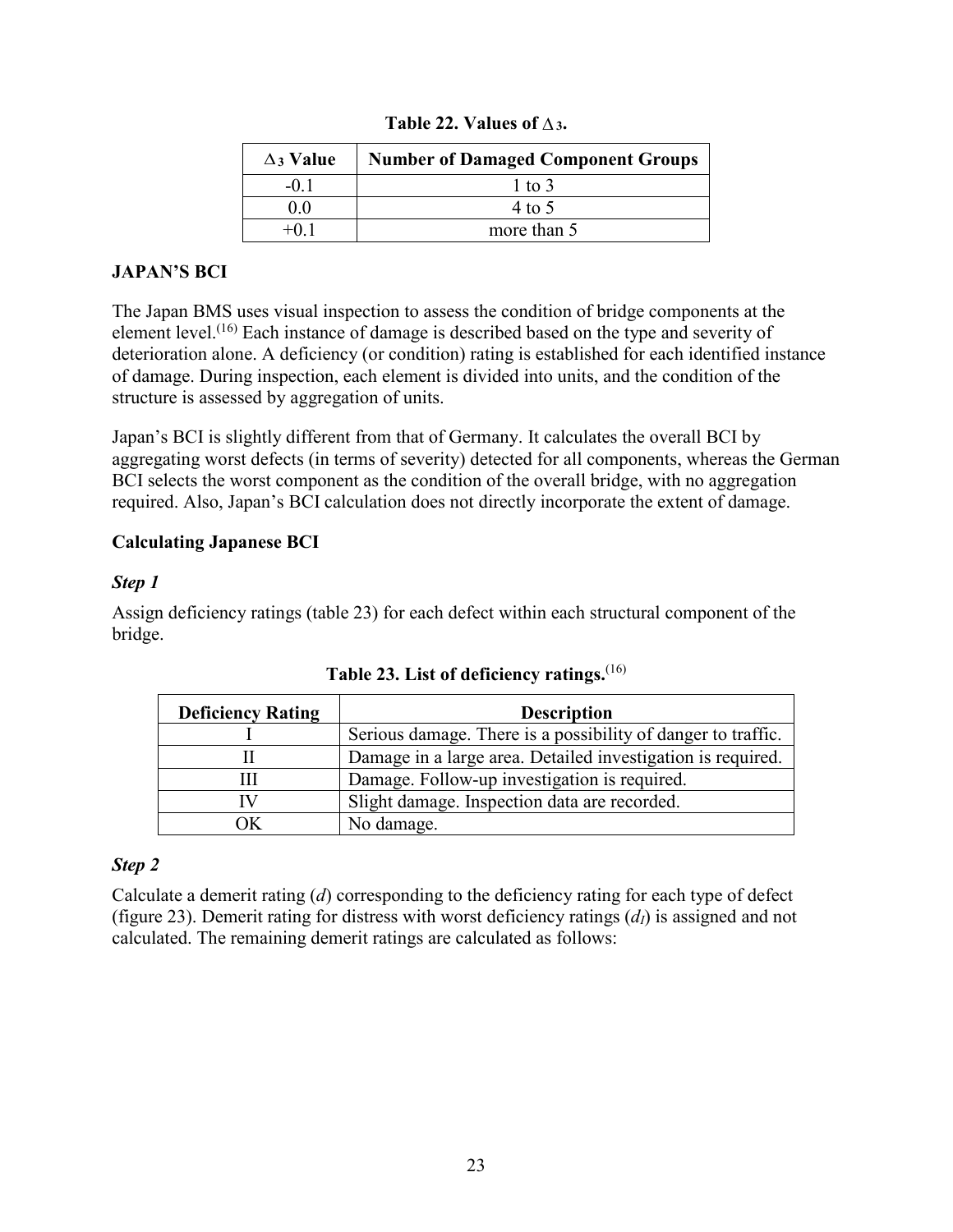**Table 22. Values of $\Delta_3$.**

| $\Delta_3$ Value | Number of Damaged Component Groups |
| --- | --- |
| -0.1 | 1 to 3 |
| 0.0 | 4 to 5 |
| +0.1 | more than 5 |

## JAPAN'S BCI

The Japan BMS uses visual inspection to assess the condition of bridge components at the element level.[16] Each instance of damage is described based on the type and severity of deterioration alone. A deficiency (or condition) rating is established for each identified instance of damage. During inspection, each element is divided into units, and the condition of the structure is assessed by aggregation of units.

Japan's BCI is slightly different from that of Germany. It calculates the overall BCI by aggregating worst defects (in terms of severity) detected for all components, whereas the German BCI selects the worst component as the condition of the overall bridge, with no aggregation required. Also, Japan's BCI calculation does not directly incorporate the extent of damage.

### Calculating Japanese BCI

#### *Step 1*

Assign deficiency ratings (table 23) for each defect within each structural component of the bridge.

**Table 23. List of deficiency ratings.**[16]

| Deficiency Rating | Description |
| --- | --- |
| I | Serious damage. There is a possibility of danger to traffic. |
| II | Damage in a large area. Detailed investigation is required. |
| III | Damage. Follow-up investigation is required. |
| IV | Slight damage. Inspection data are recorded. |
| OK | No damage. |

#### *Step 2*

Calculate a demerit rating ($d$) corresponding to the deficiency rating for each type of defect (figure 23). Demerit rating for distress with worst deficiency ratings ($d_I$) is assigned and not calculated. The remaining demerit ratings are calculated as follows: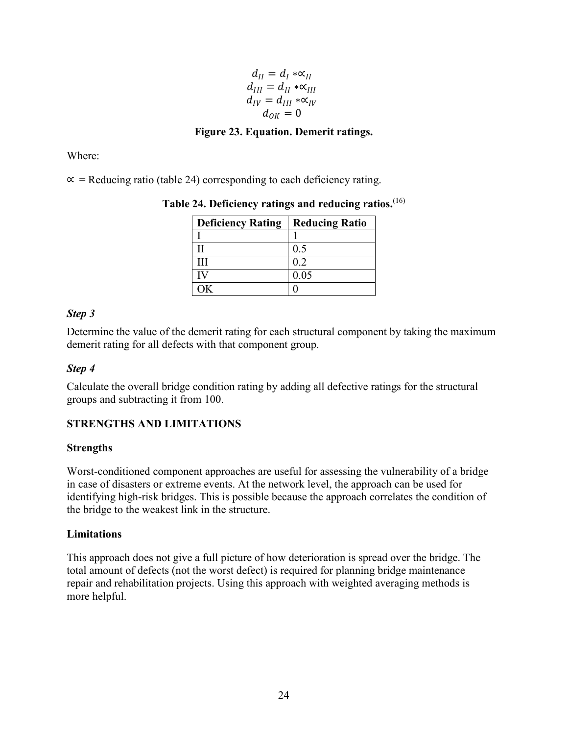$$
\begin{gathered}
d_{II} = d_I * \propto_{II} \\
d_{III} = d_{II} * \propto_{III} \\
d_{IV} = d_{III} * \propto_{IV} \\
d_{OK} = 0
\end{gathered}
$$

**Figure 23. Equation. Demerit ratings.**

Where:

$\propto$ = Reducing ratio (table 24) corresponding to each deficiency rating.

**Table 24. Deficiency ratings and reducing ratios.**[16]

| Deficiency Rating | Reducing Ratio |
| --- | --- |
| I | 1 |
| II | 0.5 |
| III | 0.2 |
| IV | 0.05 |
| OK | 0 |

### *Step 3*

Determine the value of the demerit rating for each structural component by taking the maximum demerit rating for all defects with that component group.

### *Step 4*

Calculate the overall bridge condition rating by adding all defective ratings for the structural groups and subtracting it from 100.

## STRENGTHS AND LIMITATIONS

### Strengths

Worst-conditioned component approaches are useful for assessing the vulnerability of a bridge in case of disasters or extreme events. At the network level, the approach can be used for identifying high-risk bridges. This is possible because the approach correlates the condition of the bridge to the weakest link in the structure.

### Limitations

This approach does not give a full picture of how deterioration is spread over the bridge. The total amount of defects (not the worst defect) is required for planning bridge maintenance repair and rehabilitation projects. Using this approach with weighted averaging methods is more helpful.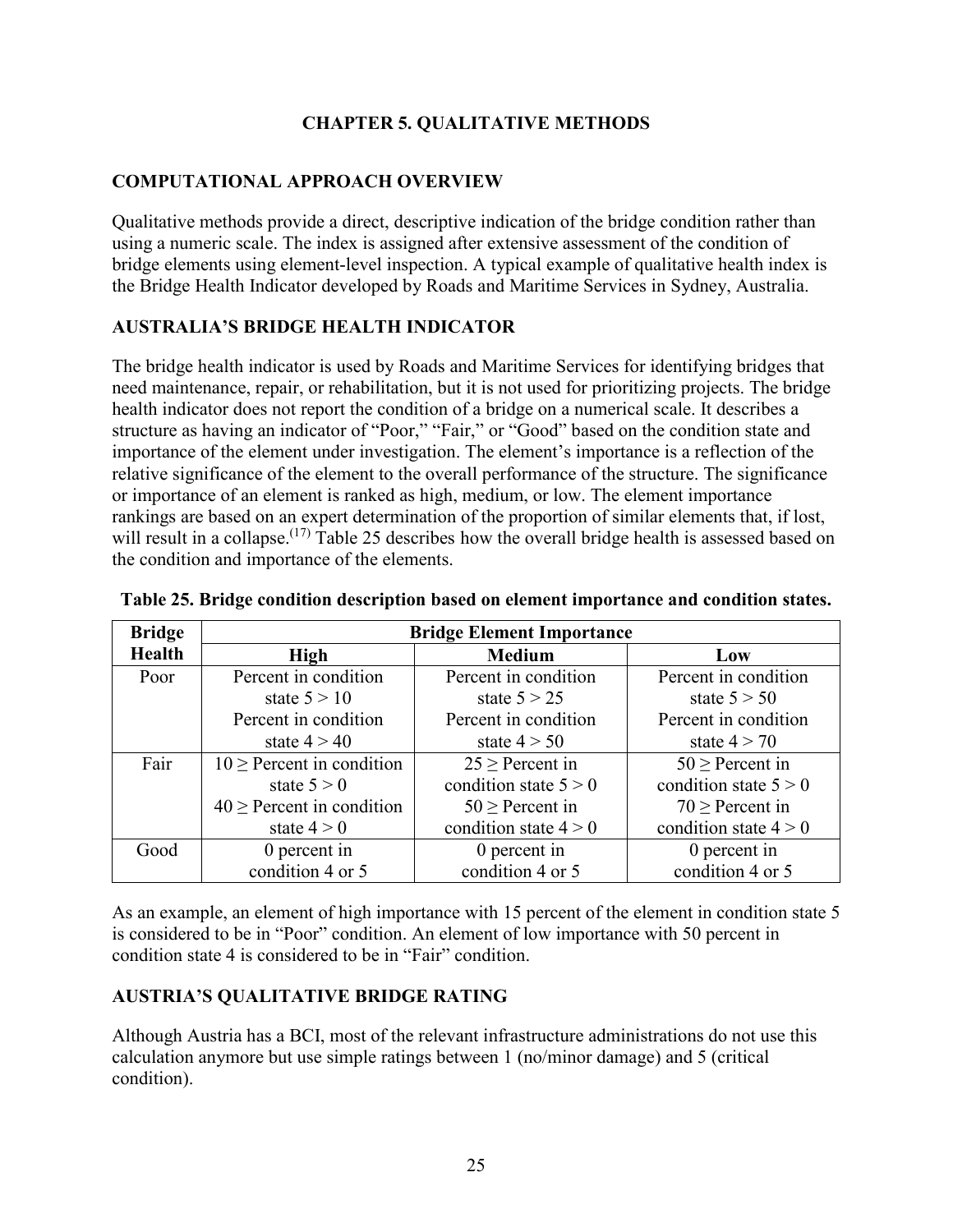# CHAPTER 5. QUALITATIVE METHODS

## COMPUTATIONAL APPROACH OVERVIEW

Qualitative methods provide a direct, descriptive indication of the bridge condition rather than using a numeric scale. The index is assigned after extensive assessment of the condition of bridge elements using element-level inspection. A typical example of qualitative health index is the Bridge Health Indicator developed by Roads and Maritime Services in Sydney, Australia.

## AUSTRALIA'S BRIDGE HEALTH INDICATOR

The bridge health indicator is used by Roads and Maritime Services for identifying bridges that need maintenance, repair, or rehabilitation, but it is not used for prioritizing projects. The bridge health indicator does not report the condition of a bridge on a numerical scale. It describes a structure as having an indicator of "Poor," "Fair," or "Good" based on the condition state and importance of the element under investigation. The element's importance is a reflection of the relative significance of the element to the overall performance of the structure. The significance or importance of an element is ranked as high, medium, or low. The element importance rankings are based on an expert determination of the proportion of similar elements that, if lost, will result in a collapse.(17) Table 25 describes how the overall bridge health is assessed based on the condition and importance of the elements.

**Table 25. Bridge condition description based on element importance and condition states.**

| Bridge Health | Bridge Element Importance | | |
|---|---|---|---|
| | **High** | **Medium** | **Low** |
| Poor | Percent in condition state 5 > 10<br>Percent in condition state 4 > 40 | Percent in condition state 5 > 25<br>Percent in condition state 4 > 50 | Percent in condition state 5 > 50<br>Percent in condition state 4 > 70 |
| Fair | 10 ≥ Percent in condition state 5 > 0<br>40 ≥ Percent in condition state 4 > 0 | 25 ≥ Percent in condition state 5 > 0<br>50 ≥ Percent in condition state 4 > 0 | 50 ≥ Percent in condition state 5 > 0<br>70 ≥ Percent in condition state 4 > 0 |
| Good | 0 percent in condition 4 or 5 | 0 percent in condition 4 or 5 | 0 percent in condition 4 or 5 |

As an example, an element of high importance with 15 percent of the element in condition state 5 is considered to be in "Poor" condition. An element of low importance with 50 percent in condition state 4 is considered to be in "Fair" condition.

## AUSTRIA'S QUALITATIVE BRIDGE RATING

Although Austria has a BCI, most of the relevant infrastructure administrations do not use this calculation anymore but use simple ratings between 1 (no/minor damage) and 5 (critical condition).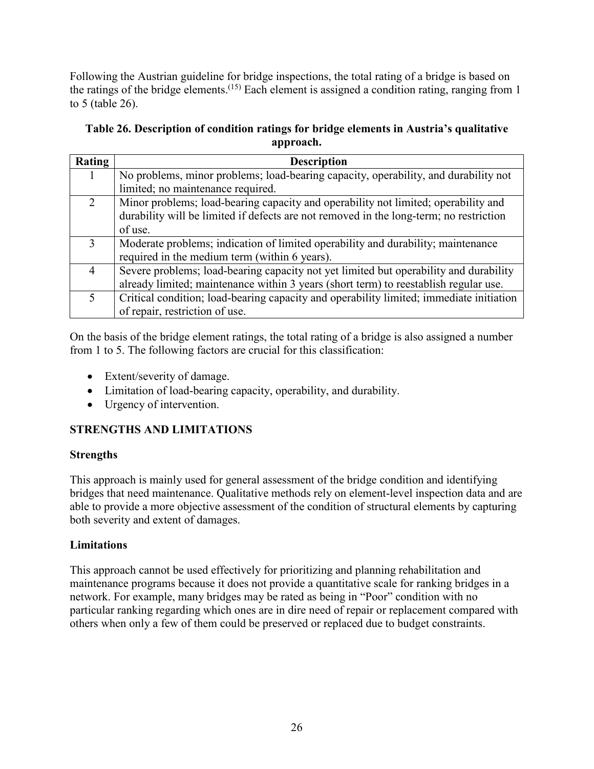Following the Austrian guideline for bridge inspections, the total rating of a bridge is based on the ratings of the bridge elements.[15] Each element is assigned a condition rating, ranging from 1 to 5 (table 26).

**Table 26. Description of condition ratings for bridge elements in Austria's qualitative approach.**

| Rating | Description |
|---|---|
| 1 | No problems, minor problems; load-bearing capacity, operability, and durability not limited; no maintenance required. |
| 2 | Minor problems; load-bearing capacity and operability not limited; operability and durability will be limited if defects are not removed in the long-term; no restriction of use. |
| 3 | Moderate problems; indication of limited operability and durability; maintenance required in the medium term (within 6 years). |
| 4 | Severe problems; load-bearing capacity not yet limited but operability and durability already limited; maintenance within 3 years (short term) to reestablish regular use. |
| 5 | Critical condition; load-bearing capacity and operability limited; immediate initiation of repair, restriction of use. |

On the basis of the bridge element ratings, the total rating of a bridge is also assigned a number from 1 to 5. The following factors are crucial for this classification:

- Extent/severity of damage.
- Limitation of load-bearing capacity, operability, and durability.
- Urgency of intervention.

## STRENGTHS AND LIMITATIONS

### Strengths

This approach is mainly used for general assessment of the bridge condition and identifying bridges that need maintenance. Qualitative methods rely on element-level inspection data and are able to provide a more objective assessment of the condition of structural elements by capturing both severity and extent of damages.

### Limitations

This approach cannot be used effectively for prioritizing and planning rehabilitation and maintenance programs because it does not provide a quantitative scale for ranking bridges in a network. For example, many bridges may be rated as being in "Poor" condition with no particular ranking regarding which ones are in dire need of repair or replacement compared with others when only a few of them could be preserved or replaced due to budget constraints.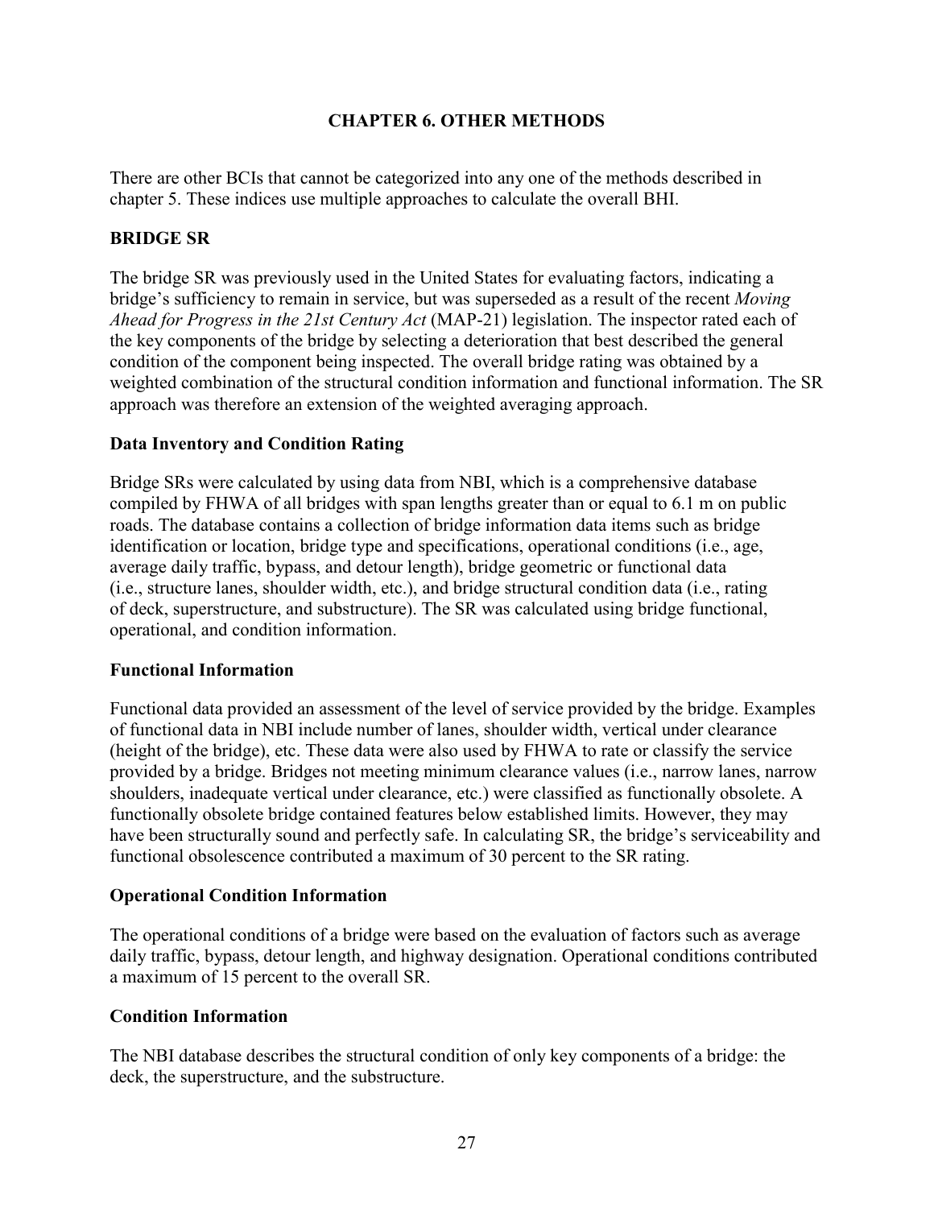# CHAPTER 6. OTHER METHODS

There are other BCIs that cannot be categorized into any one of the methods described in chapter 5. These indices use multiple approaches to calculate the overall BHI.

## BRIDGE SR

The bridge SR was previously used in the United States for evaluating factors, indicating a bridge's sufficiency to remain in service, but was superseded as a result of the recent *Moving Ahead for Progress in the 21st Century Act* (MAP-21) legislation. The inspector rated each of the key components of the bridge by selecting a deterioration that best described the general condition of the component being inspected. The overall bridge rating was obtained by a weighted combination of the structural condition information and functional information. The SR approach was therefore an extension of the weighted averaging approach.

### Data Inventory and Condition Rating

Bridge SRs were calculated by using data from NBI, which is a comprehensive database compiled by FHWA of all bridges with span lengths greater than or equal to 6.1 m on public roads. The database contains a collection of bridge information data items such as bridge identification or location, bridge type and specifications, operational conditions (i.e., age, average daily traffic, bypass, and detour length), bridge geometric or functional data (i.e., structure lanes, shoulder width, etc.), and bridge structural condition data (i.e., rating of deck, superstructure, and substructure). The SR was calculated using bridge functional, operational, and condition information.

### Functional Information

Functional data provided an assessment of the level of service provided by the bridge. Examples of functional data in NBI include number of lanes, shoulder width, vertical under clearance (height of the bridge), etc. These data were also used by FHWA to rate or classify the service provided by a bridge. Bridges not meeting minimum clearance values (i.e., narrow lanes, narrow shoulders, inadequate vertical under clearance, etc.) were classified as functionally obsolete. A functionally obsolete bridge contained features below established limits. However, they may have been structurally sound and perfectly safe. In calculating SR, the bridge's serviceability and functional obsolescence contributed a maximum of 30 percent to the SR rating.

### Operational Condition Information

The operational conditions of a bridge were based on the evaluation of factors such as average daily traffic, bypass, detour length, and highway designation. Operational conditions contributed a maximum of 15 percent to the overall SR.

### Condition Information

The NBI database describes the structural condition of only key components of a bridge: the deck, the superstructure, and the substructure.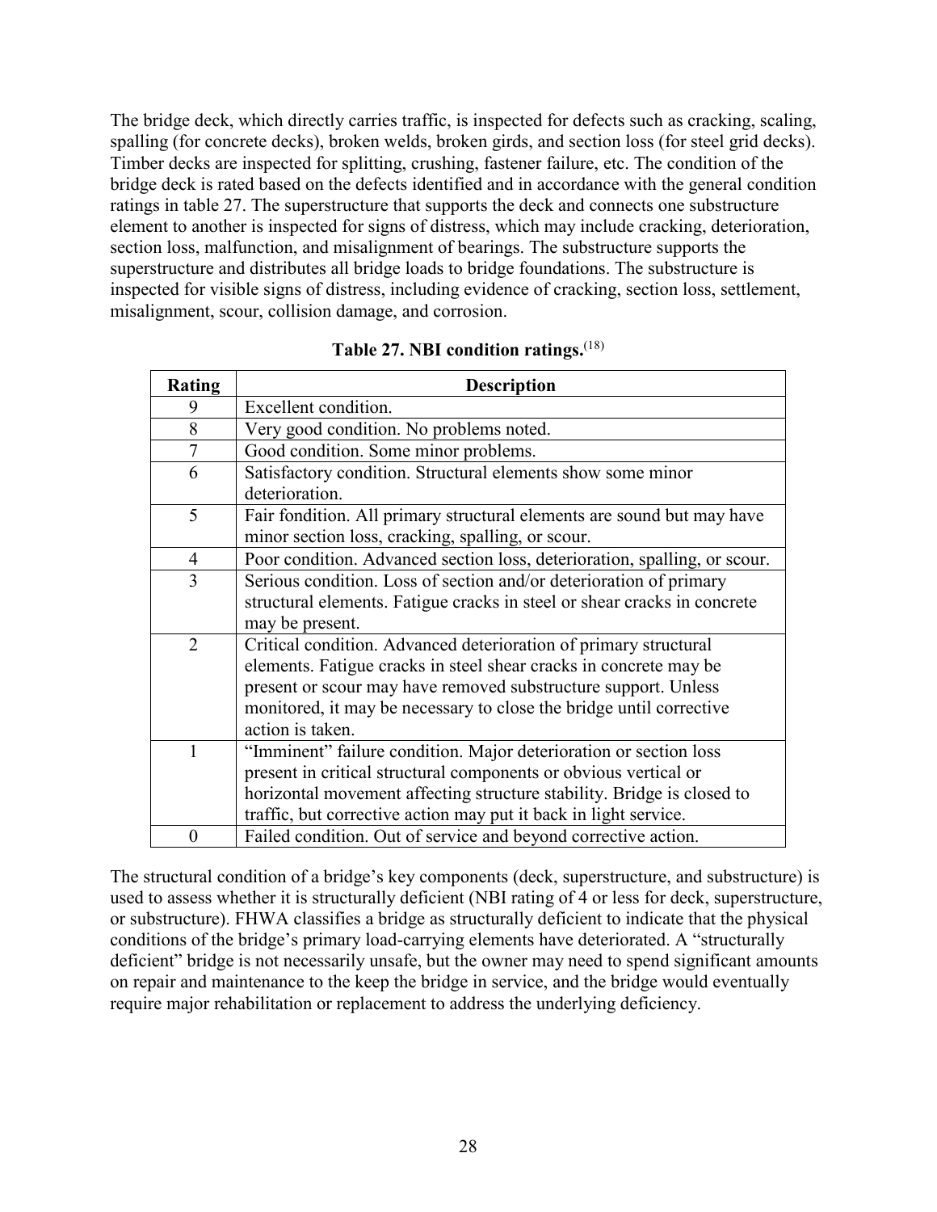The bridge deck, which directly carries traffic, is inspected for defects such as cracking, scaling, spalling (for concrete decks), broken welds, broken girds, and section loss (for steel grid decks). Timber decks are inspected for splitting, crushing, fastener failure, etc. The condition of the bridge deck is rated based on the defects identified and in accordance with the general condition ratings in table 27. The superstructure that supports the deck and connects one substructure element to another is inspected for signs of distress, which may include cracking, deterioration, section loss, malfunction, and misalignment of bearings. The substructure supports the superstructure and distributes all bridge loads to bridge foundations. The substructure is inspected for visible signs of distress, including evidence of cracking, section loss, settlement, misalignment, scour, collision damage, and corrosion.

**Table 27. NBI condition ratings.**[18]

| Rating | Description |
|---|---|
| 9 | Excellent condition. |
| 8 | Very good condition. No problems noted. |
| 7 | Good condition. Some minor problems. |
| 6 | Satisfactory condition. Structural elements show some minor deterioration. |
| 5 | Fair fondition. All primary structural elements are sound but may have minor section loss, cracking, spalling, or scour. |
| 4 | Poor condition. Advanced section loss, deterioration, spalling, or scour. |
| 3 | Serious condition. Loss of section and/or deterioration of primary structural elements. Fatigue cracks in steel or shear cracks in concrete may be present. |
| 2 | Critical condition. Advanced deterioration of primary structural elements. Fatigue cracks in steel shear cracks in concrete may be present or scour may have removed substructure support. Unless monitored, it may be necessary to close the bridge until corrective action is taken. |
| 1 | "Imminent" failure condition. Major deterioration or section loss present in critical structural components or obvious vertical or horizontal movement affecting structure stability. Bridge is closed to traffic, but corrective action may put it back in light service. |
| 0 | Failed condition. Out of service and beyond corrective action. |

The structural condition of a bridge's key components (deck, superstructure, and substructure) is used to assess whether it is structurally deficient (NBI rating of 4 or less for deck, superstructure, or substructure). FHWA classifies a bridge as structurally deficient to indicate that the physical conditions of the bridge's primary load-carrying elements have deteriorated. A "structurally deficient" bridge is not necessarily unsafe, but the owner may need to spend significant amounts on repair and maintenance to the keep the bridge in service, and the bridge would eventually require major rehabilitation or replacement to address the underlying deficiency.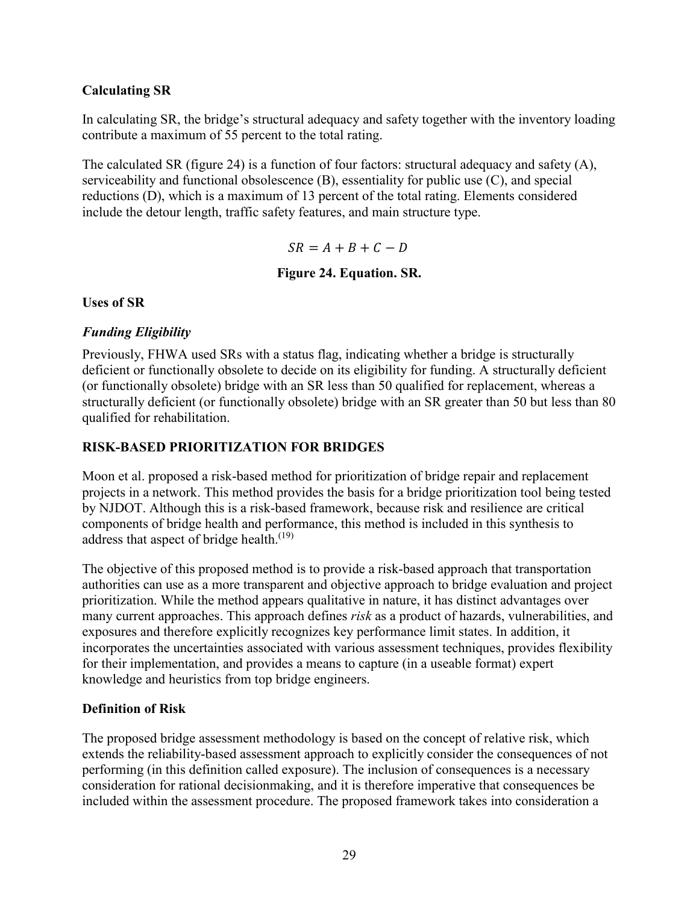### Calculating SR

In calculating SR, the bridge's structural adequacy and safety together with the inventory loading contribute a maximum of 55 percent to the total rating.

The calculated SR (figure 24) is a function of four factors: structural adequacy and safety (A), serviceability and functional obsolescence (B), essentiality for public use (C), and special reductions (D), which is a maximum of 13 percent of the total rating. Elements considered include the detour length, traffic safety features, and main structure type.

$$SR = A + B + C - D$$

**Figure 24. Equation. SR.**

### Uses of SR

#### *Funding Eligibility*

Previously, FHWA used SRs with a status flag, indicating whether a bridge is structurally deficient or functionally obsolete to decide on its eligibility for funding. A structurally deficient (or functionally obsolete) bridge with an SR less than 50 qualified for replacement, whereas a structurally deficient (or functionally obsolete) bridge with an SR greater than 50 but less than 80 qualified for rehabilitation.

## RISK-BASED PRIORITIZATION FOR BRIDGES

Moon et al. proposed a risk-based method for prioritization of bridge repair and replacement projects in a network. This method provides the basis for a bridge prioritization tool being tested by NJDOT. Although this is a risk-based framework, because risk and resilience are critical components of bridge health and performance, this method is included in this synthesis to address that aspect of bridge health.(19)

The objective of this proposed method is to provide a risk-based approach that transportation authorities can use as a more transparent and objective approach to bridge evaluation and project prioritization. While the method appears qualitative in nature, it has distinct advantages over many current approaches. This approach defines *risk* as a product of hazards, vulnerabilities, and exposures and therefore explicitly recognizes key performance limit states. In addition, it incorporates the uncertainties associated with various assessment techniques, provides flexibility for their implementation, and provides a means to capture (in a useable format) expert knowledge and heuristics from top bridge engineers.

### Definition of Risk

The proposed bridge assessment methodology is based on the concept of relative risk, which extends the reliability-based assessment approach to explicitly consider the consequences of not performing (in this definition called exposure). The inclusion of consequences is a necessary consideration for rational decisionmaking, and it is therefore imperative that consequences be included within the assessment procedure. The proposed framework takes into consideration a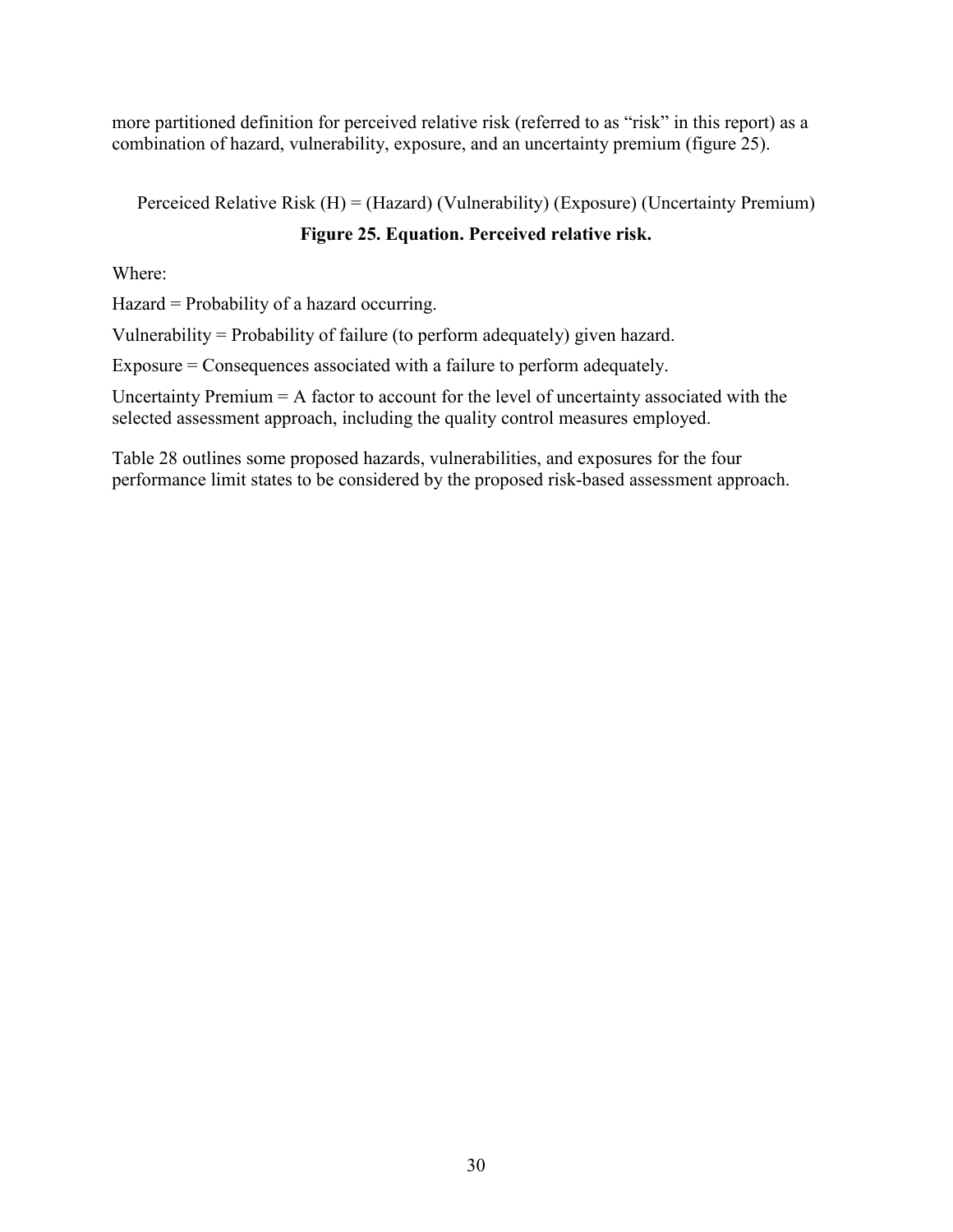more partitioned definition for perceived relative risk (referred to as "risk" in this report) as a combination of hazard, vulnerability, exposure, and an uncertainty premium (figure 25).

$$\text{Perceiced Relative Risk (H)} = (\text{Hazard})\ (\text{Vulnerability})\ (\text{Exposure})\ (\text{Uncertainty Premium})$$

**Figure 25. Equation. Perceived relative risk.**

Where:

Hazard = Probability of a hazard occurring.

Vulnerability = Probability of failure (to perform adequately) given hazard.

Exposure = Consequences associated with a failure to perform adequately.

Uncertainty Premium = A factor to account for the level of uncertainty associated with the selected assessment approach, including the quality control measures employed.

Table 28 outlines some proposed hazards, vulnerabilities, and exposures for the four performance limit states to be considered by the proposed risk-based assessment approach.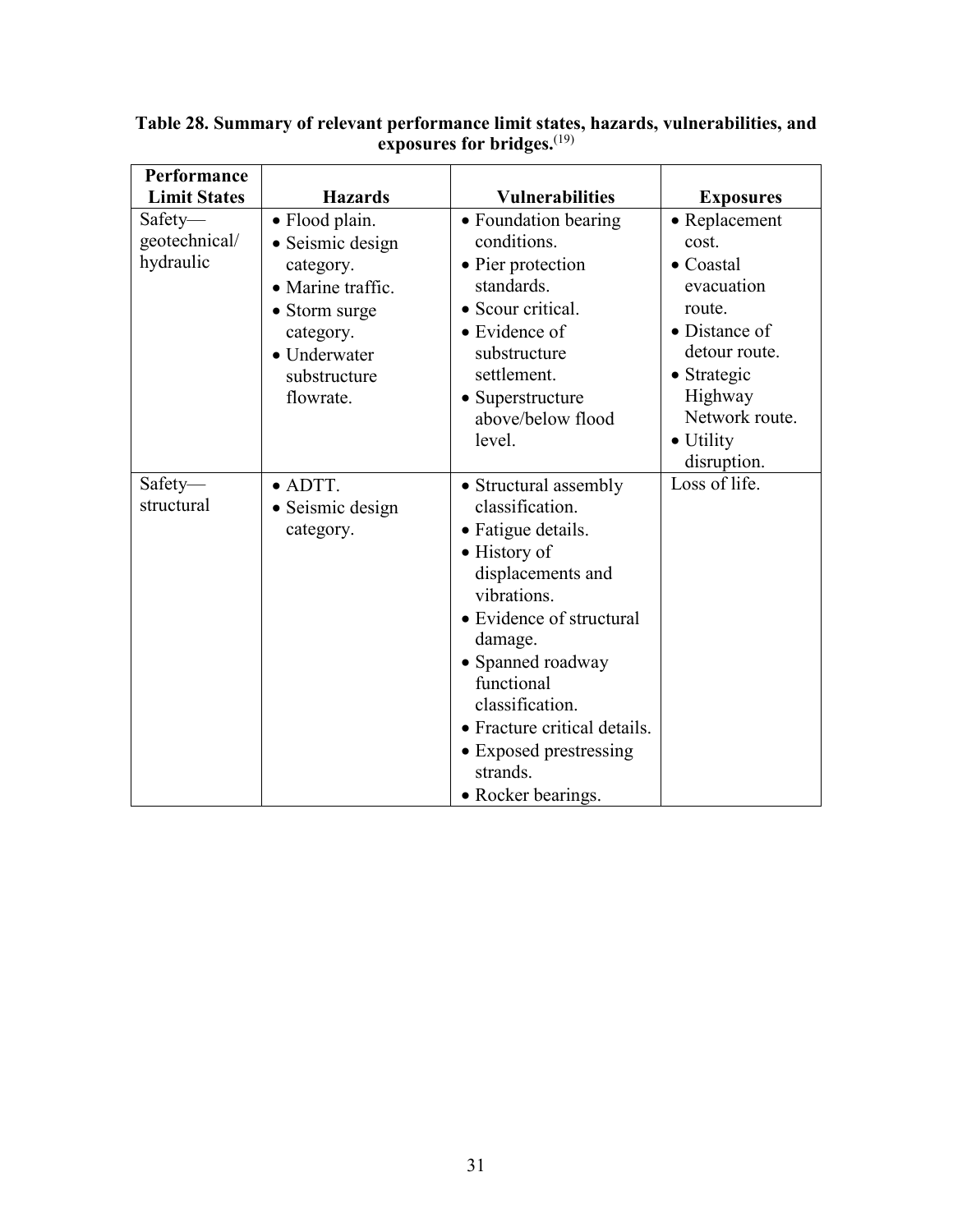**Table 28. Summary of relevant performance limit states, hazards, vulnerabilities, and exposures for bridges.**[(19)]

| Performance Limit States | Hazards | Vulnerabilities | Exposures |
|---|---|---|---|
| Safety—geotechnical/hydraulic | • Flood plain.<br>• Seismic design category.<br>• Marine traffic.<br>• Storm surge category.<br>• Underwater substructure flowrate. | • Foundation bearing conditions.<br>• Pier protection standards.<br>• Scour critical.<br>• Evidence of substructure settlement.<br>• Superstructure above/below flood level. | • Replacement cost.<br>• Coastal evacuation route.<br>• Distance of detour route.<br>• Strategic Highway Network route.<br>• Utility disruption. |
| Safety—structural | • ADTT.<br>• Seismic design category. | • Structural assembly classification.<br>• Fatigue details.<br>• History of displacements and vibrations.<br>• Evidence of structural damage.<br>• Spanned roadway functional classification.<br>• Fracture critical details.<br>• Exposed prestressing strands.<br>• Rocker bearings. | Loss of life. |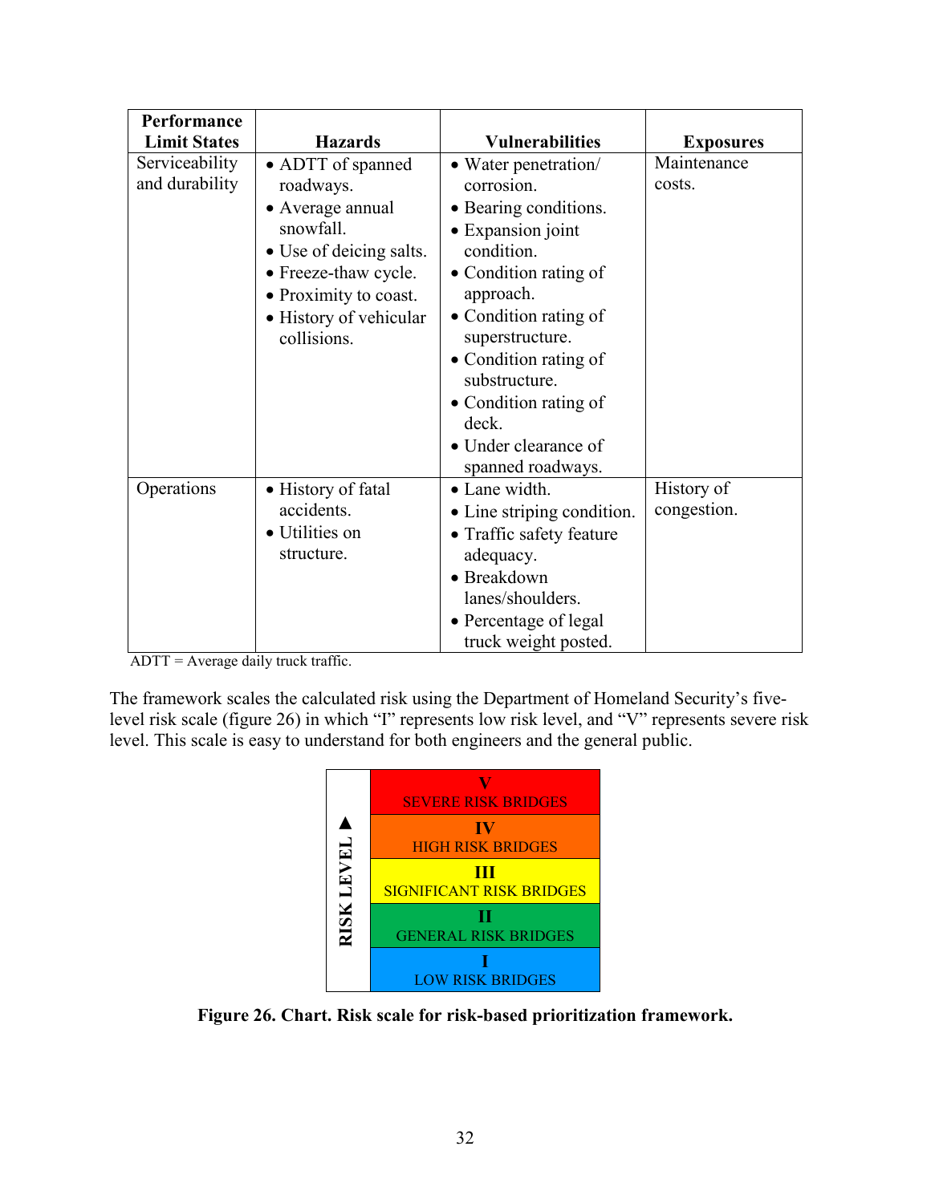| Performance Limit States | Hazards | Vulnerabilities | Exposures |
|---|---|---|---|
| Serviceability and durability | • ADTT of spanned roadways.<br>• Average annual snowfall.<br>• Use of deicing salts.<br>• Freeze-thaw cycle.<br>• Proximity to coast.<br>• History of vehicular collisions. | • Water penetration/ corrosion.<br>• Bearing conditions.<br>• Expansion joint condition.<br>• Condition rating of approach.<br>• Condition rating of superstructure.<br>• Condition rating of substructure.<br>• Condition rating of deck.<br>• Under clearance of spanned roadways. | Maintenance costs. |
| Operations | • History of fatal accidents.<br>• Utilities on structure. | • Lane width.<br>• Line striping condition.<br>• Traffic safety feature adequacy.<br>• Breakdown lanes/shoulders.<br>• Percentage of legal truck weight posted. | History of congestion. |

ADTT = Average daily truck traffic.

The framework scales the calculated risk using the Department of Homeland Security's five-level risk scale (figure 26) in which "I" represents low risk level, and "V" represents severe risk level. This scale is easy to understand for both engineers and the general public.

| RISK LEVEL ▲ |
|---|
| V<br>SEVERE RISK BRIDGES |
| IV<br>HIGH RISK BRIDGES |
| III<br>SIGNIFICANT RISK BRIDGES |
| II<br>GENERAL RISK BRIDGES |
| I<br>LOW RISK BRIDGES |

**Figure 26. Chart. Risk scale for risk-based prioritization framework.**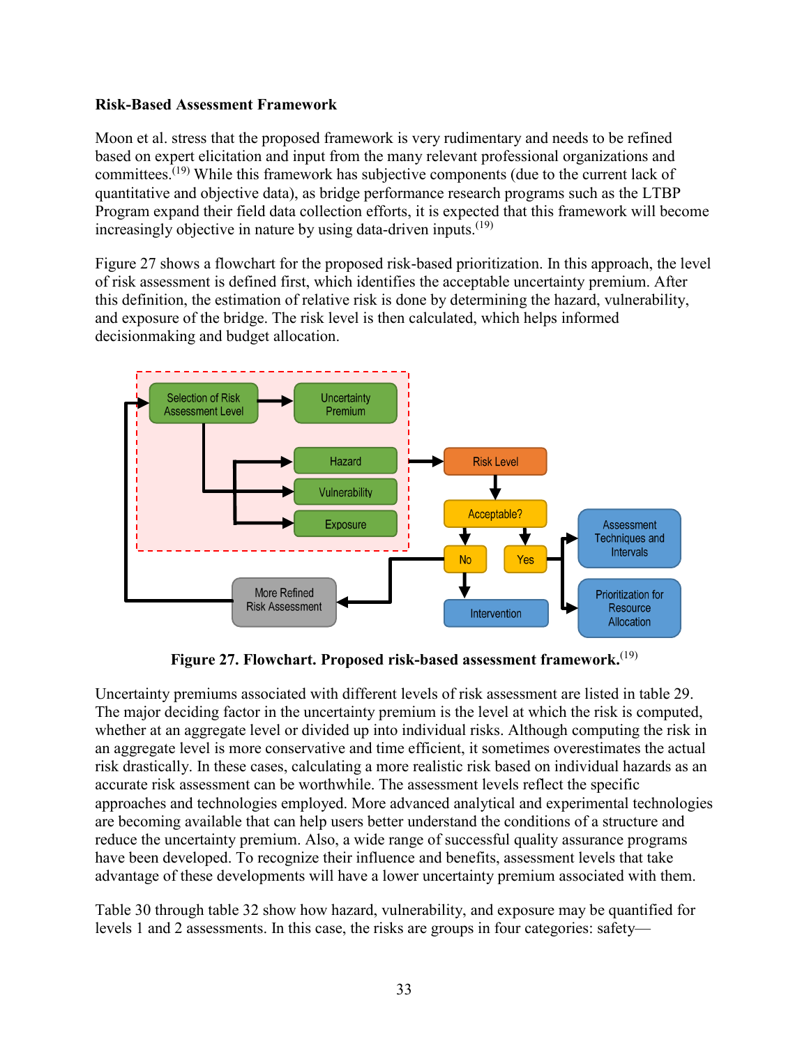**Risk-Based Assessment Framework**

Moon et al. stress that the proposed framework is very rudimentary and needs to be refined based on expert elicitation and input from the many relevant professional organizations and committees.(19) While this framework has subjective components (due to the current lack of quantitative and objective data), as bridge performance research programs such as the LTBP Program expand their field data collection efforts, it is expected that this framework will become increasingly objective in nature by using data-driven inputs.(19)

Figure 27 shows a flowchart for the proposed risk-based prioritization. In this approach, the level of risk assessment is defined first, which identifies the acceptable uncertainty premium. After this definition, the estimation of relative risk is done by determining the hazard, vulnerability, and exposure of the bridge. The risk level is then calculated, which helps informed decisionmaking and budget allocation.

**Figure 27. Flowchart. Proposed risk-based assessment framework.**(19)

Uncertainty premiums associated with different levels of risk assessment are listed in table 29. The major deciding factor in the uncertainty premium is the level at which the risk is computed, whether at an aggregate level or divided up into individual risks. Although computing the risk in an aggregate level is more conservative and time efficient, it sometimes overestimates the actual risk drastically. In these cases, calculating a more realistic risk based on individual hazards as an accurate risk assessment can be worthwhile. The assessment levels reflect the specific approaches and technologies employed. More advanced analytical and experimental technologies are becoming available that can help users better understand the conditions of a structure and reduce the uncertainty premium. Also, a wide range of successful quality assurance programs have been developed. To recognize their influence and benefits, assessment levels that take advantage of these developments will have a lower uncertainty premium associated with them.

Table 30 through table 32 show how hazard, vulnerability, and exposure may be quantified for levels 1 and 2 assessments. In this case, the risks are groups in four categories: safety—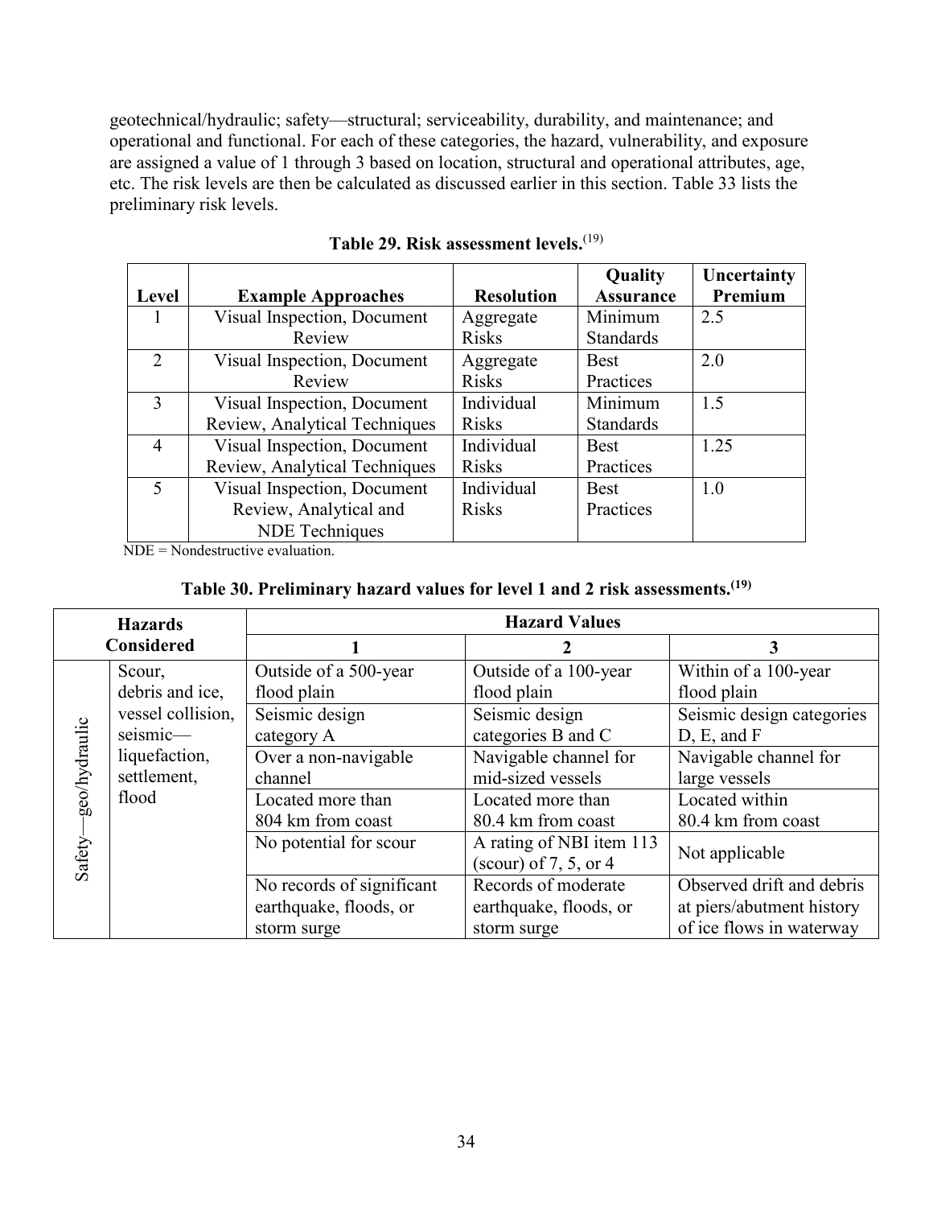geotechnical/hydraulic; safety—structural; serviceability, durability, and maintenance; and operational and functional. For each of these categories, the hazard, vulnerability, and exposure are assigned a value of 1 through 3 based on location, structural and operational attributes, age, etc. The risk levels are then be calculated as discussed earlier in this section. Table 33 lists the preliminary risk levels.

**Table 29. Risk assessment levels.**[19]

| Level | Example Approaches | Resolution | Quality Assurance | Uncertainty Premium |
|---|---|---|---|---|
| 1 | Visual Inspection, Document Review | Aggregate Risks | Minimum Standards | 2.5 |
| 2 | Visual Inspection, Document Review | Aggregate Risks | Best Practices | 2.0 |
| 3 | Visual Inspection, Document Review, Analytical Techniques | Individual Risks | Minimum Standards | 1.5 |
| 4 | Visual Inspection, Document Review, Analytical Techniques | Individual Risks | Best Practices | 1.25 |
| 5 | Visual Inspection, Document Review, Analytical and NDE Techniques | Individual Risks | Best Practices | 1.0 |

NDE = Nondestructive evaluation.

**Table 30. Preliminary hazard values for level 1 and 2 risk assessments.**[19]

| Hazards Considered | | Hazard Values | | |
|---|---|---|---|---|
| | | 1 | 2 | 3 |
| Safety—geo/hydraulic | Scour, debris and ice, vessel collision, seismic—liquefaction, settlement, flood | Outside of a 500-year flood plain | Outside of a 100-year flood plain | Within of a 100-year flood plain |
| | | Seismic design category A | Seismic design categories B and C | Seismic design categories D, E, and F |
| | | Over a non-navigable channel | Navigable channel for mid-sized vessels | Navigable channel for large vessels |
| | | Located more than 804 km from coast | Located more than 80.4 km from coast | Located within 80.4 km from coast |
| | | No potential for scour | A rating of NBI item 113 (scour) of 7, 5, or 4 | Not applicable |
| | | No records of significant earthquake, floods, or storm surge | Records of moderate earthquake, floods, or storm surge | Observed drift and debris at piers/abutment history of ice flows in waterway |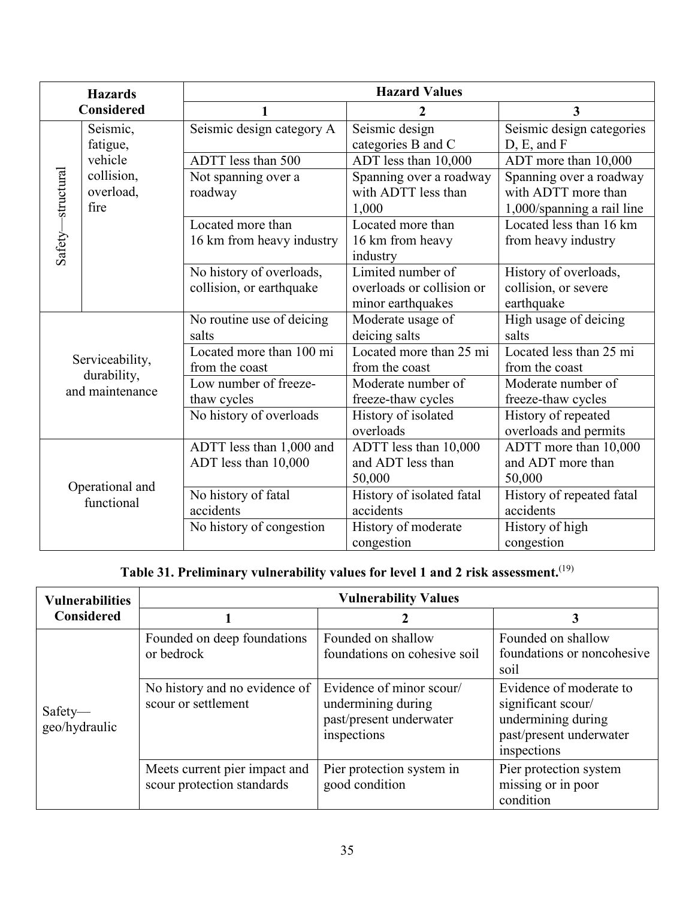| Hazards Considered | | Hazard Values | | |
|---|---|---|---|---|
| | | 1 | 2 | 3 |
| Safety—structural | Seismic, fatigue, vehicle collision, overload, fire | Seismic design category A | Seismic design categories B and C | Seismic design categories D, E, and F |
| | | ADTT less than 500 | ADT less than 10,000 | ADT more than 10,000 |
| | | Not spanning over a roadway | Spanning over a roadway with ADTT less than 1,000 | Spanning over a roadway with ADTT more than 1,000/spanning a rail line |
| | | Located more than 16 km from heavy industry | Located more than 16 km from heavy industry | Located less than 16 km from heavy industry |
| | | No history of overloads, collision, or earthquake | Limited number of overloads or collision or minor earthquakes | History of overloads, collision, or severe earthquake |
| Serviceability, durability, and maintenance | | No routine use of deicing salts | Moderate usage of deicing salts | High usage of deicing salts |
| | | Located more than 100 mi from the coast | Located more than 25 mi from the coast | Located less than 25 mi from the coast |
| | | Low number of freeze-thaw cycles | Moderate number of freeze-thaw cycles | Moderate number of freeze-thaw cycles |
| | | No history of overloads | History of isolated overloads | History of repeated overloads and permits |
| Operational and functional | | ADTT less than 1,000 and ADT less than 10,000 | ADTT less than 10,000 and ADT less than 50,000 | ADTT more than 10,000 and ADT more than 50,000 |
| | | No history of fatal accidents | History of isolated fatal accidents | History of repeated fatal accidents |
| | | No history of congestion | History of moderate congestion | History of high congestion |

**Table 31. Preliminary vulnerability values for level 1 and 2 risk assessment.**[(19)]

| Vulnerabilities Considered | Vulnerability Values | | |
|---|---|---|---|
| | 1 | 2 | 3 |
| Safety—geo/hydraulic | Founded on deep foundations or bedrock | Founded on shallow foundations on cohesive soil | Founded on shallow foundations or noncohesive soil |
| | No history and no evidence of scour or settlement | Evidence of minor scour/ undermining during past/present underwater inspections | Evidence of moderate to significant scour/ undermining during past/present underwater inspections |
| | Meets current pier impact and scour protection standards | Pier protection system in good condition | Pier protection system missing or in poor condition |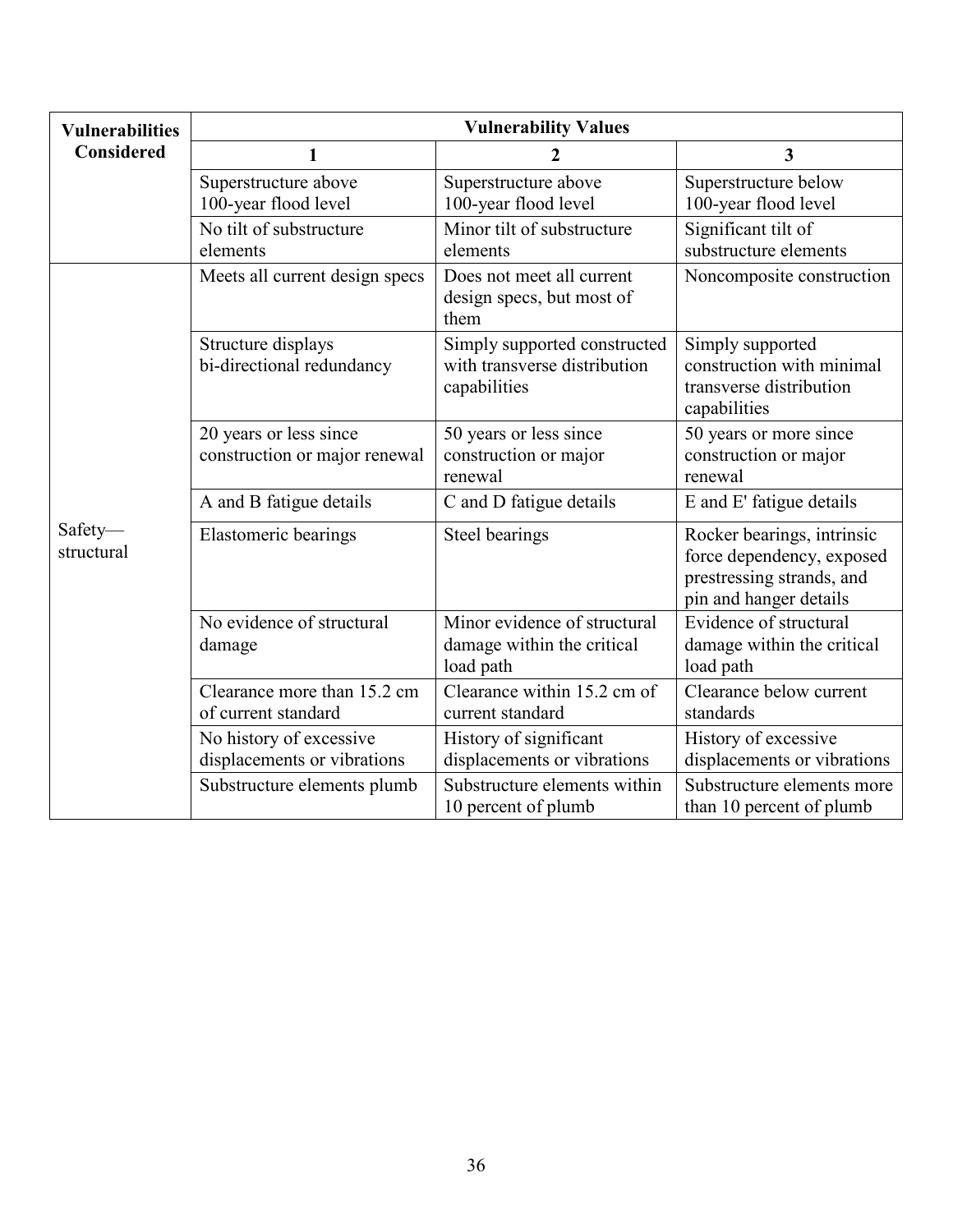| Vulnerabilities Considered | Vulnerability Values | | |
|---|---|---|---|
| | **1** | **2** | **3** |
| | Superstructure above 100-year flood level | Superstructure above 100-year flood level | Superstructure below 100-year flood level |
| | No tilt of substructure elements | Minor tilt of substructure elements | Significant tilt of substructure elements |
| Safety—structural | Meets all current design specs | Does not meet all current design specs, but most of them | Noncomposite construction |
| | Structure displays bi-directional redundancy | Simply supported constructed with transverse distribution capabilities | Simply supported construction with minimal transverse distribution capabilities |
| | 20 years or less since construction or major renewal | 50 years or less since construction or major renewal | 50 years or more since construction or major renewal |
| | A and B fatigue details | C and D fatigue details | E and E' fatigue details |
| | Elastomeric bearings | Steel bearings | Rocker bearings, intrinsic force dependency, exposed prestressing strands, and pin and hanger details |
| | No evidence of structural damage | Minor evidence of structural damage within the critical load path | Evidence of structural damage within the critical load path |
| | Clearance more than 15.2 cm of current standard | Clearance within 15.2 cm of current standard | Clearance below current standards |
| | No history of excessive displacements or vibrations | History of significant displacements or vibrations | History of excessive displacements or vibrations |
| | Substructure elements plumb | Substructure elements within 10 percent of plumb | Substructure elements more than 10 percent of plumb |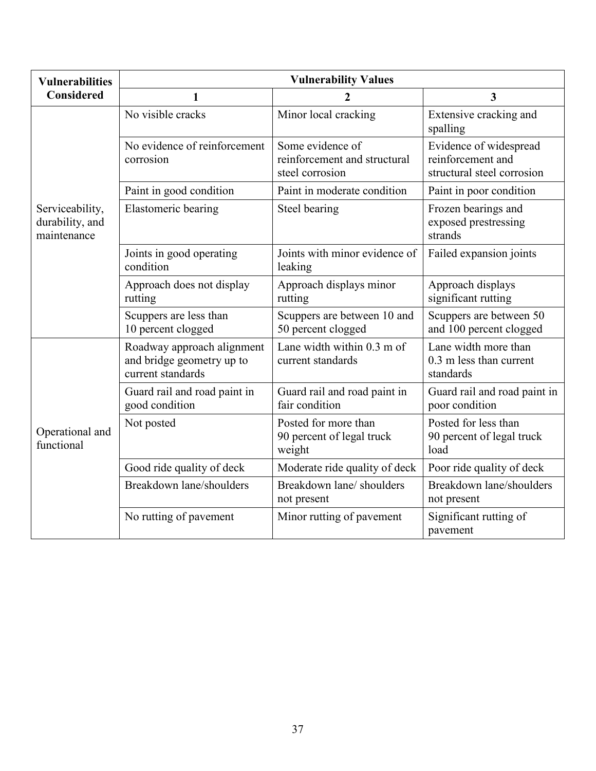| Vulnerabilities Considered | Vulnerability Values | | |
| --- | --- | --- | --- |
| | 1 | 2 | 3 |
| Serviceability, durability, and maintenance | No visible cracks | Minor local cracking | Extensive cracking and spalling |
| | No evidence of reinforcement corrosion | Some evidence of reinforcement and structural steel corrosion | Evidence of widespread reinforcement and structural steel corrosion |
| | Paint in good condition | Paint in moderate condition | Paint in poor condition |
| | Elastomeric bearing | Steel bearing | Frozen bearings and exposed prestressing strands |
| | Joints in good operating condition | Joints with minor evidence of leaking | Failed expansion joints |
| | Approach does not display rutting | Approach displays minor rutting | Approach displays significant rutting |
| | Scuppers are less than 10 percent clogged | Scuppers are between 10 and 50 percent clogged | Scuppers are between 50 and 100 percent clogged |
| Operational and functional | Roadway approach alignment and bridge geometry up to current standards | Lane width within 0.3 m of current standards | Lane width more than 0.3 m less than current standards |
| | Guard rail and road paint in good condition | Guard rail and road paint in fair condition | Guard rail and road paint in poor condition |
| | Not posted | Posted for more than 90 percent of legal truck weight | Posted for less than 90 percent of legal truck load |
| | Good ride quality of deck | Moderate ride quality of deck | Poor ride quality of deck |
| | Breakdown lane/shoulders | Breakdown lane/ shoulders not present | Breakdown lane/shoulders not present |
| | No rutting of pavement | Minor rutting of pavement | Significant rutting of pavement |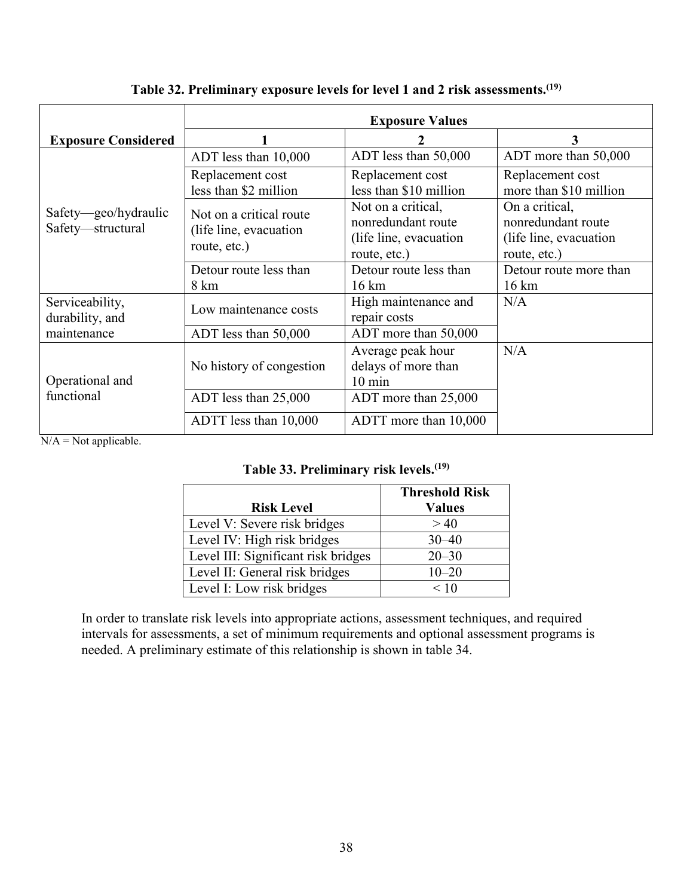**Table 32. Preliminary exposure levels for level 1 and 2 risk assessments.[19]**

| Exposure Considered | Exposure Values | | |
|---|---|---|---|
| | 1 | 2 | 3 |
| Safety—geo/hydraulic Safety—structural | ADT less than 10,000 | ADT less than 50,000 | ADT more than 50,000 |
| | Replacement cost less than $2 million | Replacement cost less than $10 million | Replacement cost more than $10 million |
| | Not on a critical route (life line, evacuation route, etc.) | Not on a critical, nonredundant route (life line, evacuation route, etc.) | On a critical, nonredundant route (life line, evacuation route, etc.) |
| | Detour route less than 8 km | Detour route less than 16 km | Detour route more than 16 km |
| Serviceability, durability, and maintenance | Low maintenance costs | High maintenance and repair costs | N/A |
| | ADT less than 50,000 | ADT more than 50,000 | |
| Operational and functional | No history of congestion | Average peak hour delays of more than 10 min | N/A |
| | ADT less than 25,000 | ADT more than 25,000 | |
| | ADTT less than 10,000 | ADTT more than 10,000 | |

N/A = Not applicable.

**Table 33. Preliminary risk levels.[19]**

| Risk Level | Threshold Risk Values |
|---|---|
| Level V: Severe risk bridges | > 40 |
| Level IV: High risk bridges | 30–40 |
| Level III: Significant risk bridges | 20–30 |
| Level II: General risk bridges | 10–20 |
| Level I: Low risk bridges | < 10 |

In order to translate risk levels into appropriate actions, assessment techniques, and required intervals for assessments, a set of minimum requirements and optional assessment programs is needed. A preliminary estimate of this relationship is shown in table 34.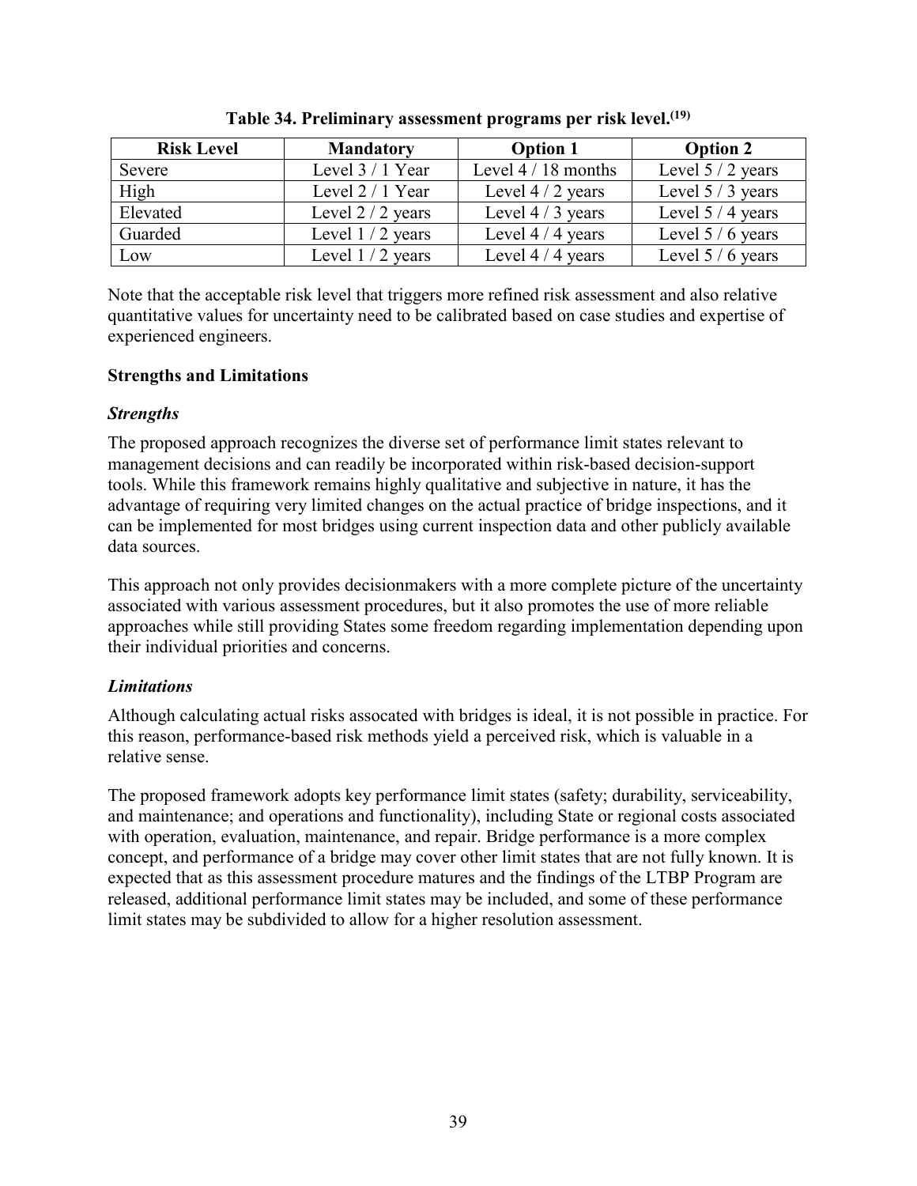**Table 34. Preliminary assessment programs per risk level.[19]**

| Risk Level | Mandatory | Option 1 | Option 2 |
| --- | --- | --- | --- |
| Severe | Level 3 / 1 Year | Level 4 / 18 months | Level 5 / 2 years |
| High | Level 2 / 1 Year | Level 4 / 2 years | Level 5 / 3 years |
| Elevated | Level 2 / 2 years | Level 4 / 3 years | Level 5 / 4 years |
| Guarded | Level 1 / 2 years | Level 4 / 4 years | Level 5 / 6 years |
| Low | Level 1 / 2 years | Level 4 / 4 years | Level 5 / 6 years |

Note that the acceptable risk level that triggers more refined risk assessment and also relative quantitative values for uncertainty need to be calibrated based on case studies and expertise of experienced engineers.

### Strengths and Limitations

#### *Strengths*

The proposed approach recognizes the diverse set of performance limit states relevant to management decisions and can readily be incorporated within risk-based decision-support tools. While this framework remains highly qualitative and subjective in nature, it has the advantage of requiring very limited changes on the actual practice of bridge inspections, and it can be implemented for most bridges using current inspection data and other publicly available data sources.

This approach not only provides decisionmakers with a more complete picture of the uncertainty associated with various assessment procedures, but it also promotes the use of more reliable approaches while still providing States some freedom regarding implementation depending upon their individual priorities and concerns.

#### *Limitations*

Although calculating actual risks assocated with bridges is ideal, it is not possible in practice. For this reason, performance-based risk methods yield a perceived risk, which is valuable in a relative sense.

The proposed framework adopts key performance limit states (safety; durability, serviceability, and maintenance; and operations and functionality), including State or regional costs associated with operation, evaluation, maintenance, and repair. Bridge performance is a more complex concept, and performance of a bridge may cover other limit states that are not fully known. It is expected that as this assessment procedure matures and the findings of the LTBP Program are released, additional performance limit states may be included, and some of these performance limit states may be subdivided to allow for a higher resolution assessment.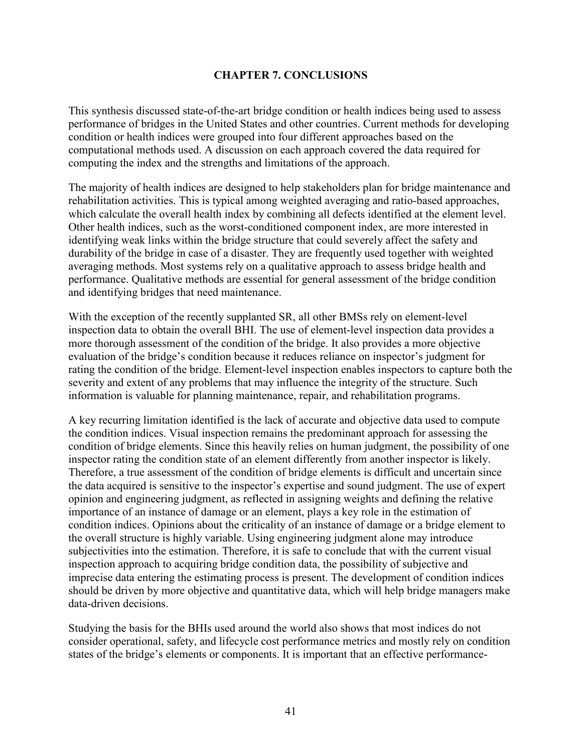# CHAPTER 7. CONCLUSIONS

This synthesis discussed state-of-the-art bridge condition or health indices being used to assess performance of bridges in the United States and other countries. Current methods for developing condition or health indices were grouped into four different approaches based on the computational methods used. A discussion on each approach covered the data required for computing the index and the strengths and limitations of the approach.

The majority of health indices are designed to help stakeholders plan for bridge maintenance and rehabilitation activities. This is typical among weighted averaging and ratio-based approaches, which calculate the overall health index by combining all defects identified at the element level. Other health indices, such as the worst-conditioned component index, are more interested in identifying weak links within the bridge structure that could severely affect the safety and durability of the bridge in case of a disaster. They are frequently used together with weighted averaging methods. Most systems rely on a qualitative approach to assess bridge health and performance. Qualitative methods are essential for general assessment of the bridge condition and identifying bridges that need maintenance.

With the exception of the recently supplanted SR, all other BMSs rely on element-level inspection data to obtain the overall BHI. The use of element-level inspection data provides a more thorough assessment of the condition of the bridge. It also provides a more objective evaluation of the bridge's condition because it reduces reliance on inspector's judgment for rating the condition of the bridge. Element-level inspection enables inspectors to capture both the severity and extent of any problems that may influence the integrity of the structure. Such information is valuable for planning maintenance, repair, and rehabilitation programs.

A key recurring limitation identified is the lack of accurate and objective data used to compute the condition indices. Visual inspection remains the predominant approach for assessing the condition of bridge elements. Since this heavily relies on human judgment, the possibility of one inspector rating the condition state of an element differently from another inspector is likely. Therefore, a true assessment of the condition of bridge elements is difficult and uncertain since the data acquired is sensitive to the inspector's expertise and sound judgment. The use of expert opinion and engineering judgment, as reflected in assigning weights and defining the relative importance of an instance of damage or an element, plays a key role in the estimation of condition indices. Opinions about the criticality of an instance of damage or a bridge element to the overall structure is highly variable. Using engineering judgment alone may introduce subjectivities into the estimation. Therefore, it is safe to conclude that with the current visual inspection approach to acquiring bridge condition data, the possibility of subjective and imprecise data entering the estimating process is present. The development of condition indices should be driven by more objective and quantitative data, which will help bridge managers make data-driven decisions.

Studying the basis for the BHIs used around the world also shows that most indices do not consider operational, safety, and lifecycle cost performance metrics and mostly rely on condition states of the bridge's elements or components. It is important that an effective performance-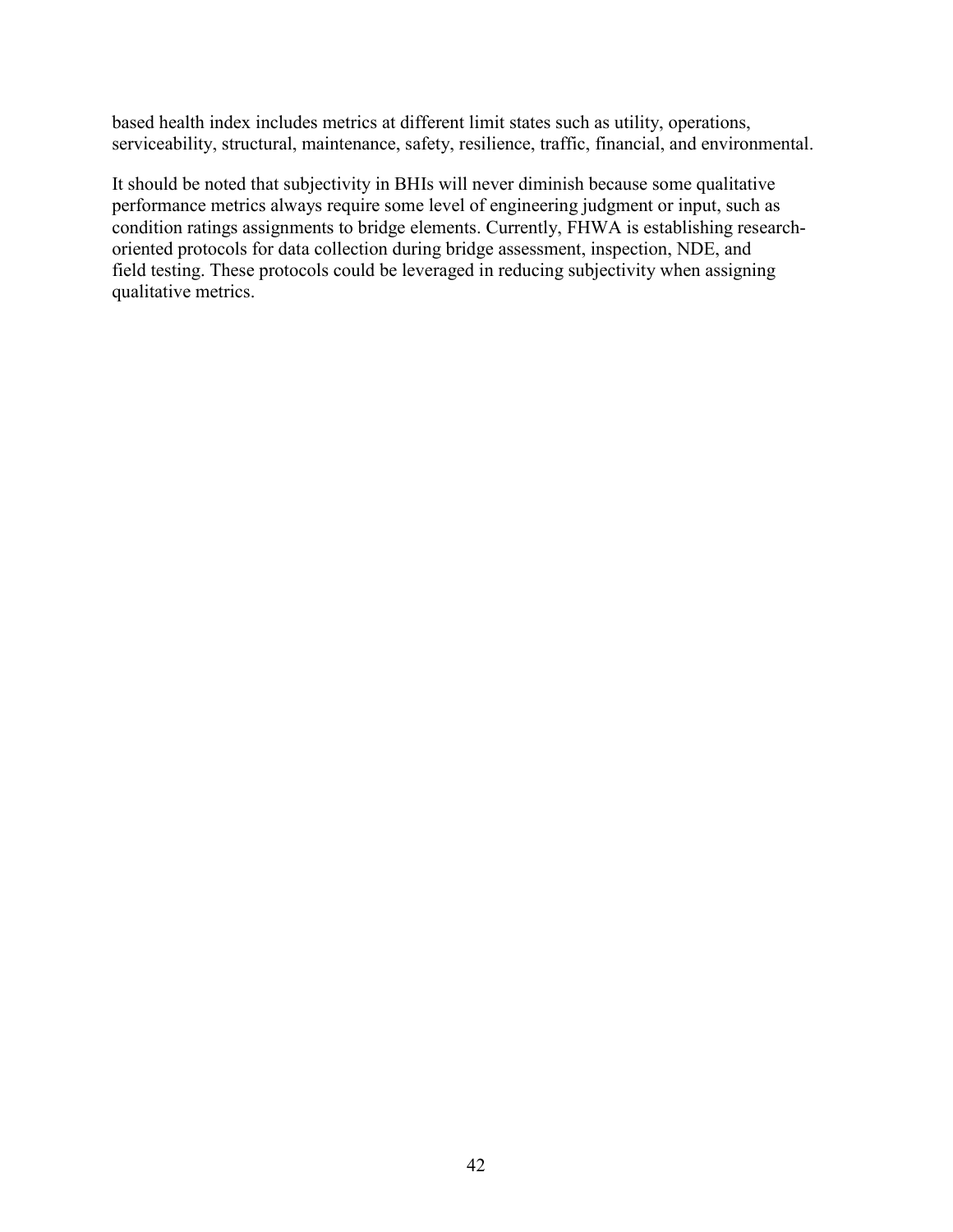based health index includes metrics at different limit states such as utility, operations, serviceability, structural, maintenance, safety, resilience, traffic, financial, and environmental.

It should be noted that subjectivity in BHIs will never diminish because some qualitative performance metrics always require some level of engineering judgment or input, such as condition ratings assignments to bridge elements. Currently, FHWA is establishing research-oriented protocols for data collection during bridge assessment, inspection, NDE, and field testing. These protocols could be leveraged in reducing subjectivity when assigning qualitative metrics.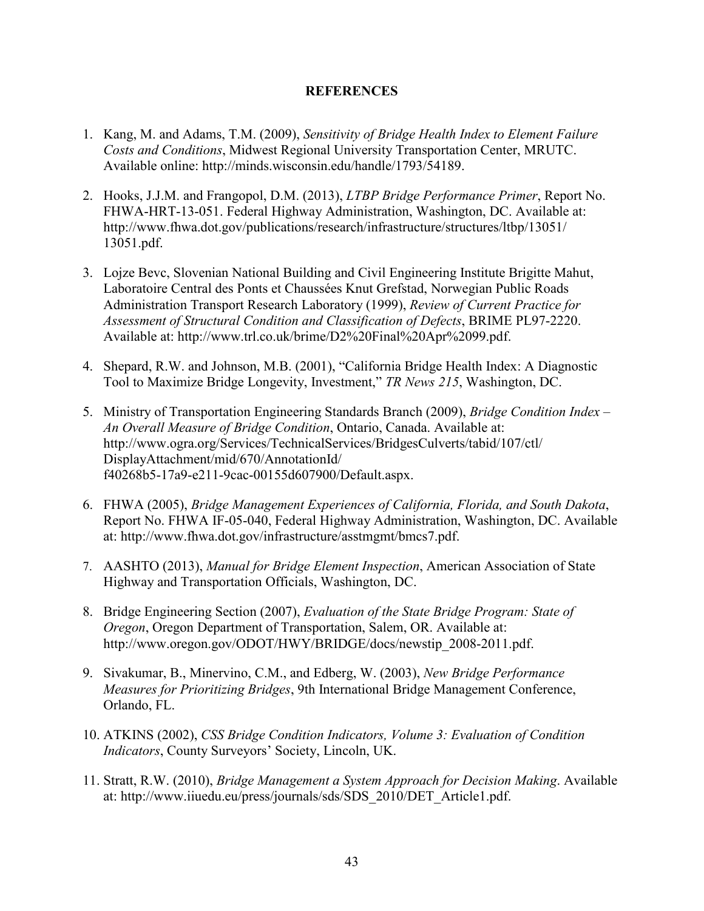## REFERENCES

1. Kang, M. and Adams, T.M. (2009), *Sensitivity of Bridge Health Index to Element Failure Costs and Conditions*, Midwest Regional University Transportation Center, MRUTC. Available online: http://minds.wisconsin.edu/handle/1793/54189.

2. Hooks, J.J.M. and Frangopol, D.M. (2013), *LTBP Bridge Performance Primer*, Report No. FHWA-HRT-13-051. Federal Highway Administration, Washington, DC. Available at: http://www.fhwa.dot.gov/publications/research/infrastructure/structures/ltbp/13051/13051.pdf.

3. Lojze Bevc, Slovenian National Building and Civil Engineering Institute Brigitte Mahut, Laboratoire Central des Ponts et Chaussées Knut Grefstad, Norwegian Public Roads Administration Transport Research Laboratory (1999), *Review of Current Practice for Assessment of Structural Condition and Classification of Defects*, BRIME PL97-2220. Available at: http://www.trl.co.uk/brime/D2%20Final%20Apr%2099.pdf.

4. Shepard, R.W. and Johnson, M.B. (2001), "California Bridge Health Index: A Diagnostic Tool to Maximize Bridge Longevity, Investment," *TR News 215*, Washington, DC.

5. Ministry of Transportation Engineering Standards Branch (2009), *Bridge Condition Index – An Overall Measure of Bridge Condition*, Ontario, Canada. Available at: http://www.ogra.org/Services/TechnicalServices/BridgesCulverts/tabid/107/ctl/DisplayAttachment/mid/670/AnnotationId/f40268b5-17a9-e211-9cac-00155d607900/Default.aspx.

6. FHWA (2005), *Bridge Management Experiences of California, Florida, and South Dakota*, Report No. FHWA IF-05-040, Federal Highway Administration, Washington, DC. Available at: http://www.fhwa.dot.gov/infrastructure/asstmgmt/bmcs7.pdf.

7. AASHTO (2013), *Manual for Bridge Element Inspection*, American Association of State Highway and Transportation Officials, Washington, DC.

8. Bridge Engineering Section (2007), *Evaluation of the State Bridge Program: State of Oregon*, Oregon Department of Transportation, Salem, OR. Available at: http://www.oregon.gov/ODOT/HWY/BRIDGE/docs/newstip_2008-2011.pdf.

9. Sivakumar, B., Minervino, C.M., and Edberg, W. (2003), *New Bridge Performance Measures for Prioritizing Bridges*, 9th International Bridge Management Conference, Orlando, FL.

10. ATKINS (2002), *CSS Bridge Condition Indicators, Volume 3: Evaluation of Condition Indicators*, County Surveyors' Society, Lincoln, UK.

11. Stratt, R.W. (2010), *Bridge Management a System Approach for Decision Making*. Available at: http://www.iiuedu.eu/press/journals/sds/SDS_2010/DET_Article1.pdf.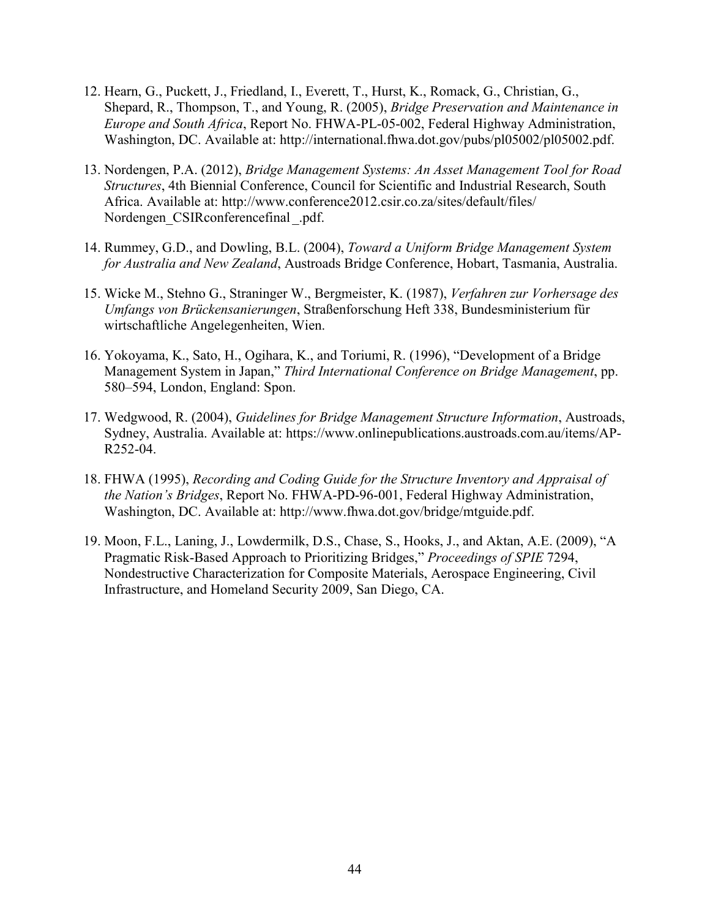12. Hearn, G., Puckett, J., Friedland, I., Everett, T., Hurst, K., Romack, G., Christian, G., Shepard, R., Thompson, T., and Young, R. (2005), *Bridge Preservation and Maintenance in Europe and South Africa*, Report No. FHWA-PL-05-002, Federal Highway Administration, Washington, DC. Available at: http://international.fhwa.dot.gov/pubs/pl05002/pl05002.pdf.

13. Nordengen, P.A. (2012), *Bridge Management Systems: An Asset Management Tool for Road Structures*, 4th Biennial Conference, Council for Scientific and Industrial Research, South Africa. Available at: http://www.conference2012.csir.co.za/sites/default/files/Nordengen_CSIRconferencefinal_.pdf.

14. Rummey, G.D., and Dowling, B.L. (2004), *Toward a Uniform Bridge Management System for Australia and New Zealand*, Austroads Bridge Conference, Hobart, Tasmania, Australia.

15. Wicke M., Stehno G., Straninger W., Bergmeister, K. (1987), *Verfahren zur Vorhersage des Umfangs von Brückensanierungen*, Straßenforschung Heft 338, Bundesministerium für wirtschaftliche Angelegenheiten, Wien.

16. Yokoyama, K., Sato, H., Ogihara, K., and Toriumi, R. (1996), "Development of a Bridge Management System in Japan," *Third International Conference on Bridge Management*, pp. 580–594, London, England: Spon.

17. Wedgwood, R. (2004), *Guidelines for Bridge Management Structure Information*, Austroads, Sydney, Australia. Available at: https://www.onlinepublications.austroads.com.au/items/AP-R252-04.

18. FHWA (1995), *Recording and Coding Guide for the Structure Inventory and Appraisal of the Nation's Bridges*, Report No. FHWA-PD-96-001, Federal Highway Administration, Washington, DC. Available at: http://www.fhwa.dot.gov/bridge/mtguide.pdf.

19. Moon, F.L., Laning, J., Lowdermilk, D.S., Chase, S., Hooks, J., and Aktan, A.E. (2009), "A Pragmatic Risk-Based Approach to Prioritizing Bridges," *Proceedings of SPIE* 7294, Nondestructive Characterization for Composite Materials, Aerospace Engineering, Civil Infrastructure, and Homeland Security 2009, San Diego, CA.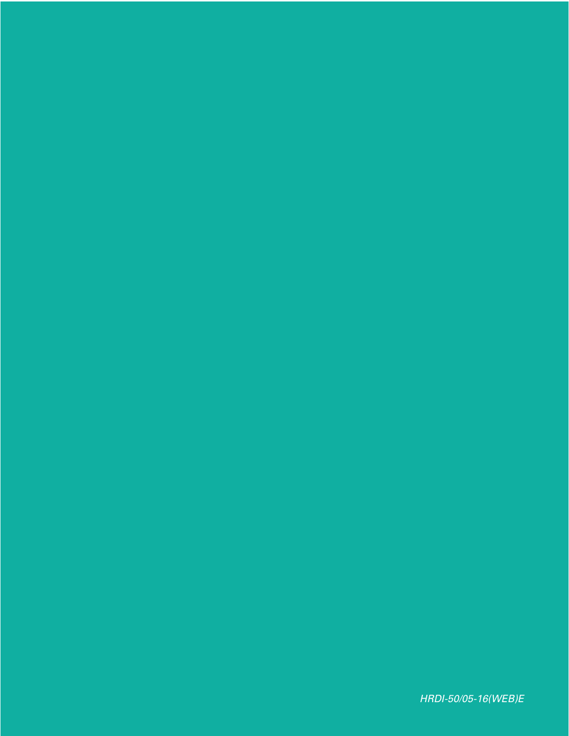*HRDI-50/05-16(WEB)E*